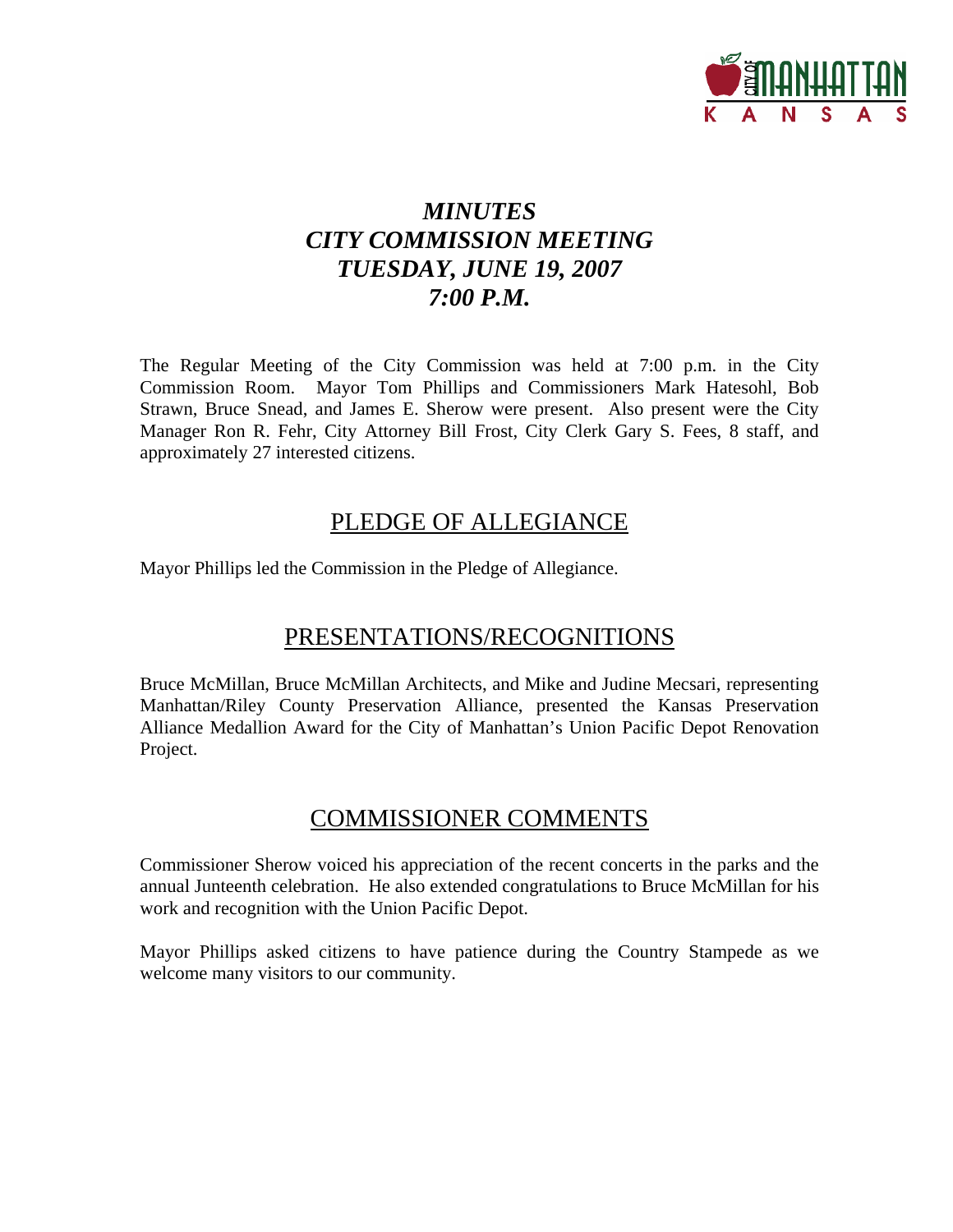# *MINUTES*
# *CITY COMMISSION MEETING*
# *TUESDAY, JUNE 19, 2007*
# *7:00 P.M.*

The Regular Meeting of the City Commission was held at 7:00 p.m. in the City Commission Room. Mayor Tom Phillips and Commissioners Mark Hatesohl, Bob Strawn, Bruce Snead, and James E. Sherow were present. Also present were the City Manager Ron R. Fehr, City Attorney Bill Frost, City Clerk Gary S. Fees, 8 staff, and approximately 27 interested citizens.

## PLEDGE OF ALLEGIANCE

Mayor Phillips led the Commission in the Pledge of Allegiance.

## PRESENTATIONS/RECOGNITIONS

Bruce McMillan, Bruce McMillan Architects, and Mike and Judine Mecsari, representing Manhattan/Riley County Preservation Alliance, presented the Kansas Preservation Alliance Medallion Award for the City of Manhattan's Union Pacific Depot Renovation Project.

## COMMISSIONER COMMENTS

Commissioner Sherow voiced his appreciation of the recent concerts in the parks and the annual Junteenth celebration. He also extended congratulations to Bruce McMillan for his work and recognition with the Union Pacific Depot.

Mayor Phillips asked citizens to have patience during the Country Stampede as we welcome many visitors to our community.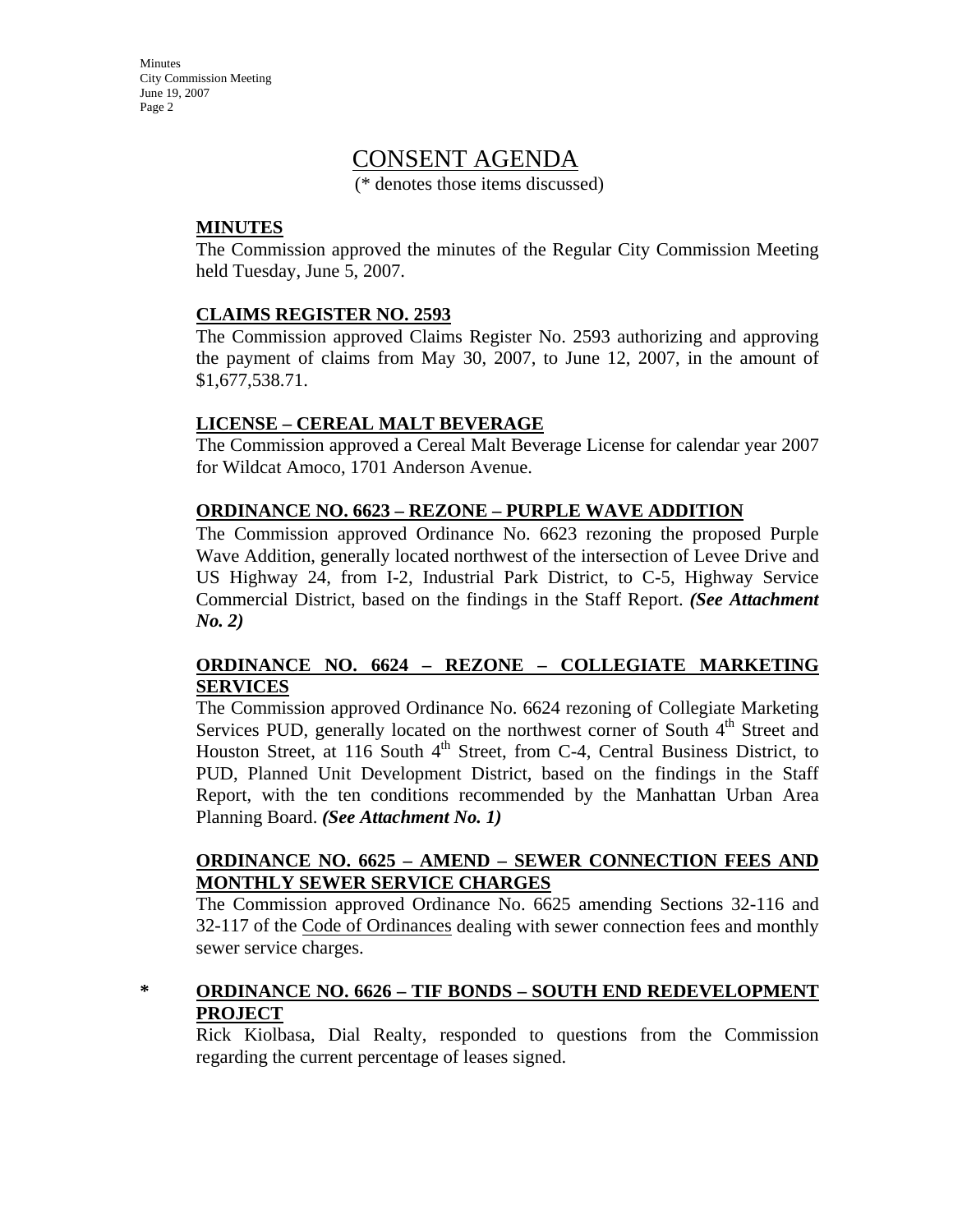# CONSENT AGENDA

(* denotes those items discussed)

**MINUTES**

The Commission approved the minutes of the Regular City Commission Meeting held Tuesday, June 5, 2007.

**CLAIMS REGISTER NO. 2593**

The Commission approved Claims Register No. 2593 authorizing and approving the payment of claims from May 30, 2007, to June 12, 2007, in the amount of $1,677,538.71.

**LICENSE – CEREAL MALT BEVERAGE**

The Commission approved a Cereal Malt Beverage License for calendar year 2007 for Wildcat Amoco, 1701 Anderson Avenue.

**ORDINANCE NO. 6623 – REZONE – PURPLE WAVE ADDITION**

The Commission approved Ordinance No. 6623 rezoning the proposed Purple Wave Addition, generally located northwest of the intersection of Levee Drive and US Highway 24, from I-2, Industrial Park District, to C-5, Highway Service Commercial District, based on the findings in the Staff Report. ***(See Attachment No. 2)***

**ORDINANCE NO. 6624 – REZONE – COLLEGIATE MARKETING SERVICES**

The Commission approved Ordinance No. 6624 rezoning of Collegiate Marketing Services PUD, generally located on the northwest corner of South 4th Street and Houston Street, at 116 South 4th Street, from C-4, Central Business District, to PUD, Planned Unit Development District, based on the findings in the Staff Report, with the ten conditions recommended by the Manhattan Urban Area Planning Board. ***(See Attachment No. 1)***

**ORDINANCE NO. 6625 – AMEND – SEWER CONNECTION FEES AND MONTHLY SEWER SERVICE CHARGES**

The Commission approved Ordinance No. 6625 amending Sections 32-116 and 32-117 of the Code of Ordinances dealing with sewer connection fees and monthly sewer service charges.

\* **ORDINANCE NO. 6626 – TIF BONDS – SOUTH END REDEVELOPMENT PROJECT**

Rick Kiolbasa, Dial Realty, responded to questions from the Commission regarding the current percentage of leases signed.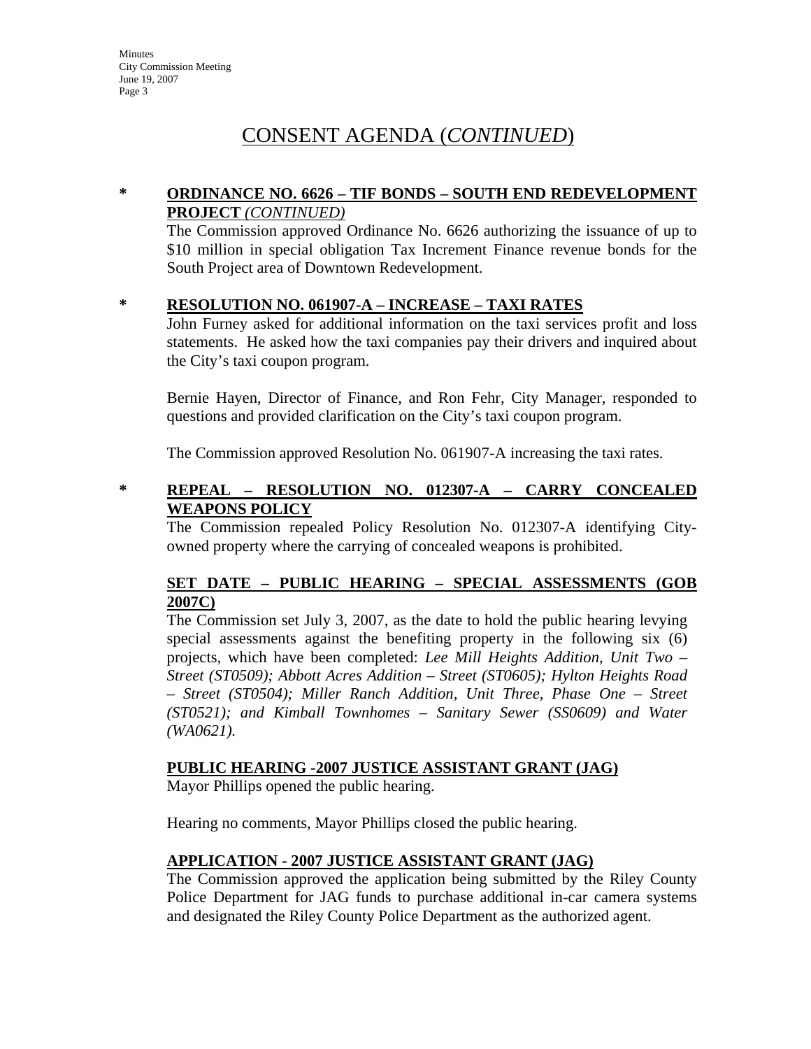# CONSENT AGENDA (*CONTINUED*)

**\*** **ORDINANCE NO. 6626 – TIF BONDS – SOUTH END REDEVELOPMENT PROJECT** ***(CONTINUED)***

The Commission approved Ordinance No. 6626 authorizing the issuance of up to $10 million in special obligation Tax Increment Finance revenue bonds for the South Project area of Downtown Redevelopment.

**\*** **RESOLUTION NO. 061907-A – INCREASE – TAXI RATES**

John Furney asked for additional information on the taxi services profit and loss statements. He asked how the taxi companies pay their drivers and inquired about the City's taxi coupon program.

Bernie Hayen, Director of Finance, and Ron Fehr, City Manager, responded to questions and provided clarification on the City's taxi coupon program.

The Commission approved Resolution No. 061907-A increasing the taxi rates.

**\*** **REPEAL – RESOLUTION NO. 012307-A – CARRY CONCEALED WEAPONS POLICY**

The Commission repealed Policy Resolution No. 012307-A identifying City-owned property where the carrying of concealed weapons is prohibited.

**SET DATE – PUBLIC HEARING – SPECIAL ASSESSMENTS (GOB 2007C)**

The Commission set July 3, 2007, as the date to hold the public hearing levying special assessments against the benefiting property in the following six (6) projects, which have been completed: *Lee Mill Heights Addition, Unit Two – Street (ST0509); Abbott Acres Addition – Street (ST0605); Hylton Heights Road – Street (ST0504); Miller Ranch Addition, Unit Three, Phase One – Street (ST0521); and Kimball Townhomes – Sanitary Sewer (SS0609) and Water (WA0621).*

**PUBLIC HEARING -2007 JUSTICE ASSISTANT GRANT (JAG)**

Mayor Phillips opened the public hearing.

Hearing no comments, Mayor Phillips closed the public hearing.

**APPLICATION - 2007 JUSTICE ASSISTANT GRANT (JAG)**

The Commission approved the application being submitted by the Riley County Police Department for JAG funds to purchase additional in-car camera systems and designated the Riley County Police Department as the authorized agent.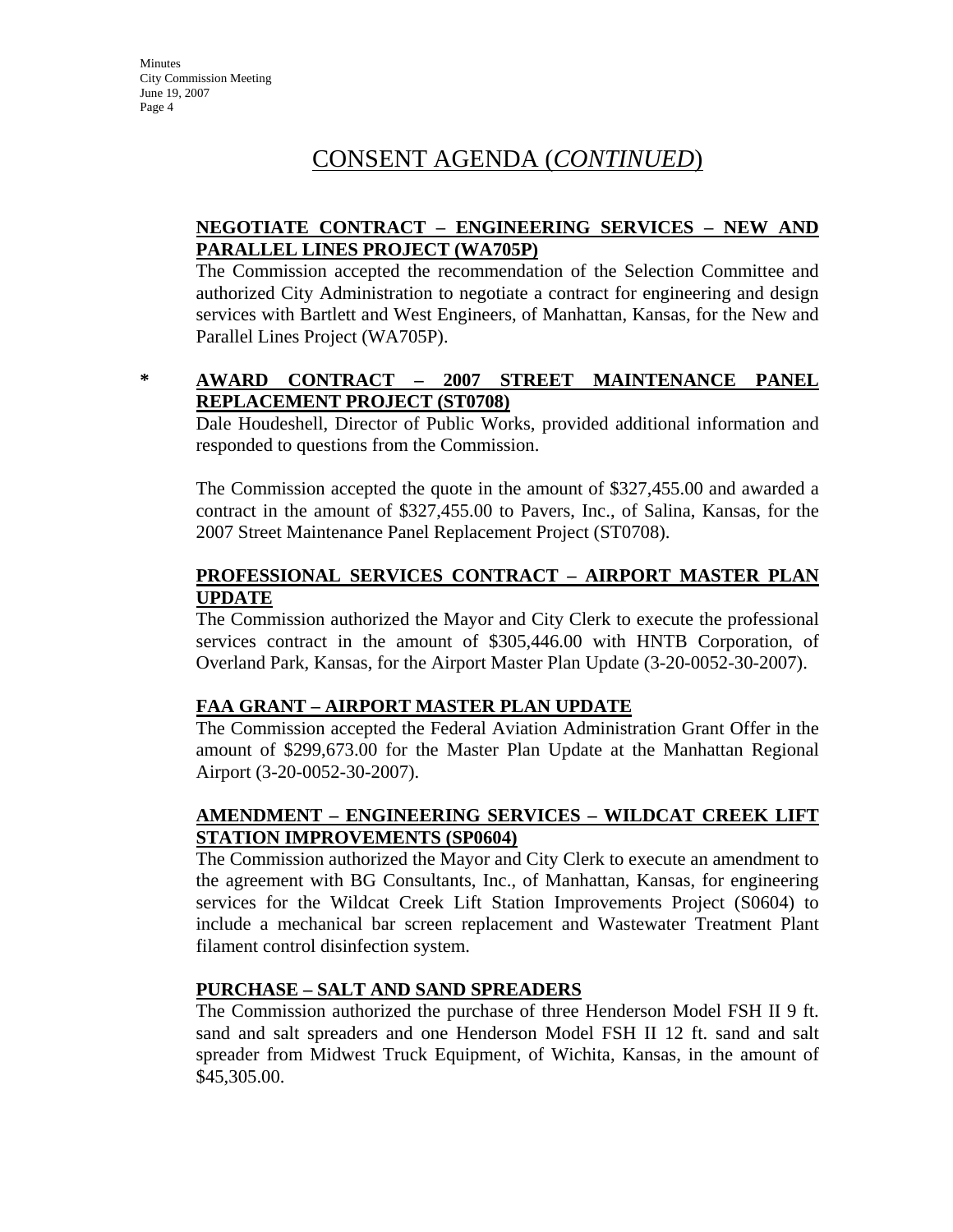# CONSENT AGENDA (*CONTINUED*)

**NEGOTIATE CONTRACT – ENGINEERING SERVICES – NEW AND PARALLEL LINES PROJECT (WA705P)**

The Commission accepted the recommendation of the Selection Committee and authorized City Administration to negotiate a contract for engineering and design services with Bartlett and West Engineers, of Manhattan, Kansas, for the New and Parallel Lines Project (WA705P).

\* **AWARD CONTRACT – 2007 STREET MAINTENANCE PANEL REPLACEMENT PROJECT (ST0708)**

Dale Houdeshell, Director of Public Works, provided additional information and responded to questions from the Commission.

The Commission accepted the quote in the amount of $327,455.00 and awarded a contract in the amount of $327,455.00 to Pavers, Inc., of Salina, Kansas, for the 2007 Street Maintenance Panel Replacement Project (ST0708).

**PROFESSIONAL SERVICES CONTRACT – AIRPORT MASTER PLAN UPDATE**

The Commission authorized the Mayor and City Clerk to execute the professional services contract in the amount of $305,446.00 with HNTB Corporation, of Overland Park, Kansas, for the Airport Master Plan Update (3-20-0052-30-2007).

**FAA GRANT – AIRPORT MASTER PLAN UPDATE**

The Commission accepted the Federal Aviation Administration Grant Offer in the amount of $299,673.00 for the Master Plan Update at the Manhattan Regional Airport (3-20-0052-30-2007).

**AMENDMENT – ENGINEERING SERVICES – WILDCAT CREEK LIFT STATION IMPROVEMENTS (SP0604)**

The Commission authorized the Mayor and City Clerk to execute an amendment to the agreement with BG Consultants, Inc., of Manhattan, Kansas, for engineering services for the Wildcat Creek Lift Station Improvements Project (S0604) to include a mechanical bar screen replacement and Wastewater Treatment Plant filament control disinfection system.

**PURCHASE – SALT AND SAND SPREADERS**

The Commission authorized the purchase of three Henderson Model FSH II 9 ft. sand and salt spreaders and one Henderson Model FSH II 12 ft. sand and salt spreader from Midwest Truck Equipment, of Wichita, Kansas, in the amount of $45,305.00.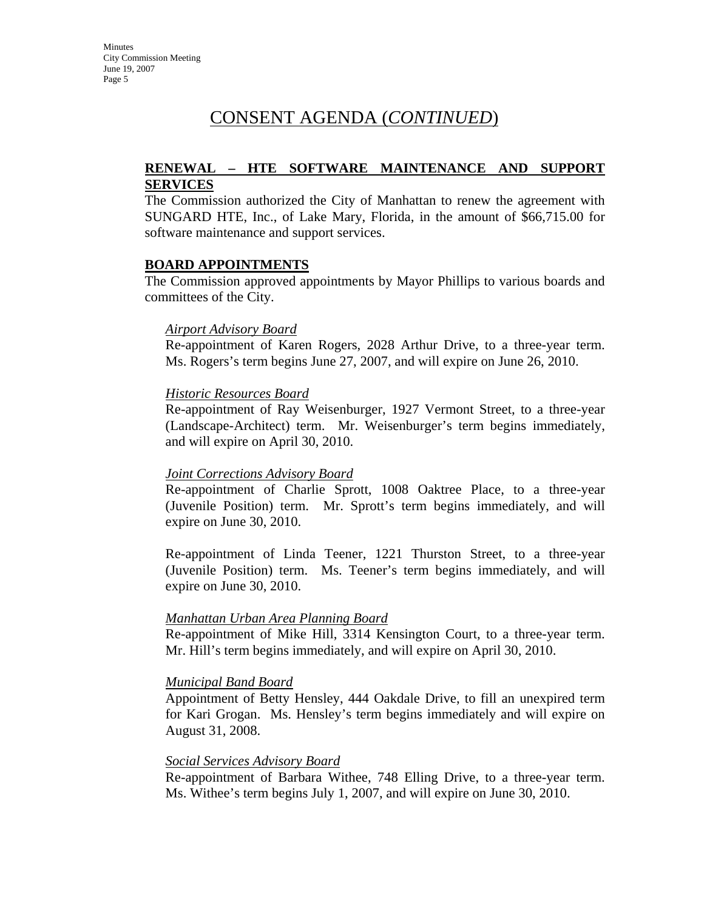# CONSENT AGENDA (*CONTINUED*)

**RENEWAL – HTE SOFTWARE MAINTENANCE AND SUPPORT SERVICES**

The Commission authorized the City of Manhattan to renew the agreement with SUNGARD HTE, Inc., of Lake Mary, Florida, in the amount of $66,715.00 for software maintenance and support services.

**BOARD APPOINTMENTS**

The Commission approved appointments by Mayor Phillips to various boards and committees of the City.

*Airport Advisory Board*

Re-appointment of Karen Rogers, 2028 Arthur Drive, to a three-year term. Ms. Rogers's term begins June 27, 2007, and will expire on June 26, 2010.

*Historic Resources Board*

Re-appointment of Ray Weisenburger, 1927 Vermont Street, to a three-year (Landscape-Architect) term. Mr. Weisenburger's term begins immediately, and will expire on April 30, 2010.

*Joint Corrections Advisory Board*

Re-appointment of Charlie Sprott, 1008 Oaktree Place, to a three-year (Juvenile Position) term. Mr. Sprott's term begins immediately, and will expire on June 30, 2010.

Re-appointment of Linda Teener, 1221 Thurston Street, to a three-year (Juvenile Position) term. Ms. Teener's term begins immediately, and will expire on June 30, 2010.

*Manhattan Urban Area Planning Board*

Re-appointment of Mike Hill, 3314 Kensington Court, to a three-year term. Mr. Hill's term begins immediately, and will expire on April 30, 2010.

*Municipal Band Board*

Appointment of Betty Hensley, 444 Oakdale Drive, to fill an unexpired term for Kari Grogan. Ms. Hensley's term begins immediately and will expire on August 31, 2008.

*Social Services Advisory Board*

Re-appointment of Barbara Withee, 748 Elling Drive, to a three-year term. Ms. Withee's term begins July 1, 2007, and will expire on June 30, 2010.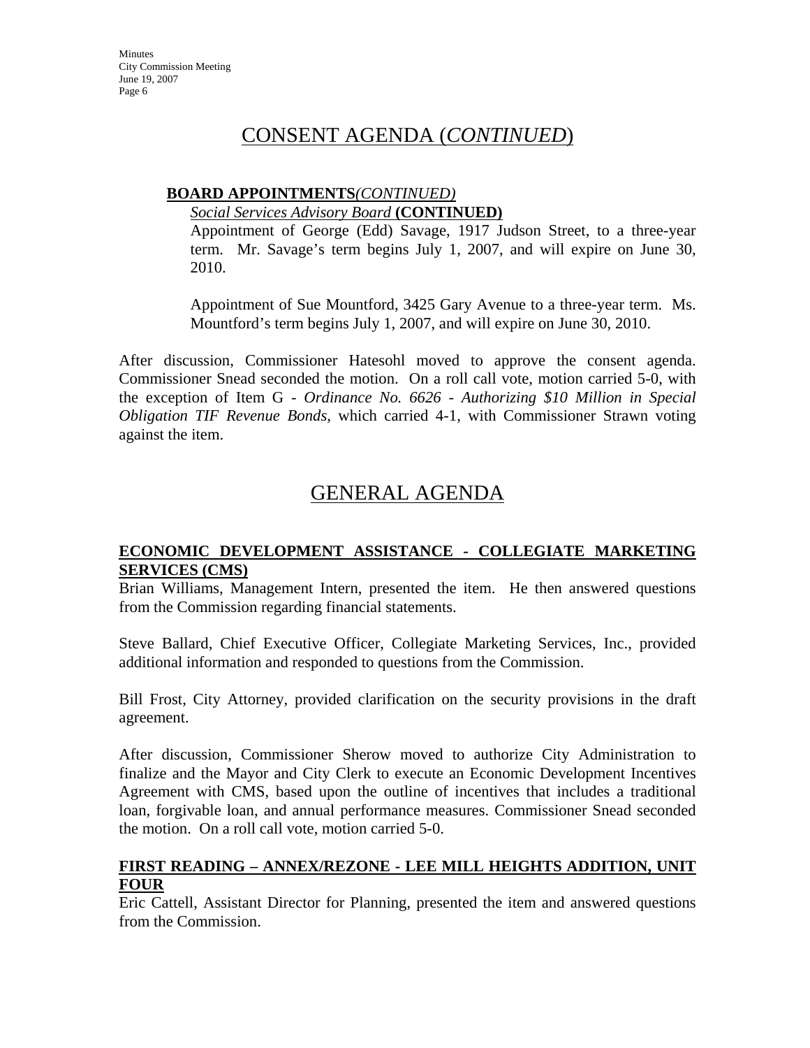## CONSENT AGENDA (*CONTINUED*)

**BOARD APPOINTMENTS***(CONTINUED)*

*Social Services Advisory Board* **(CONTINUED)**

Appointment of George (Edd) Savage, 1917 Judson Street, to a three-year term. Mr. Savage's term begins July 1, 2007, and will expire on June 30, 2010.

Appointment of Sue Mountford, 3425 Gary Avenue to a three-year term. Ms. Mountford's term begins July 1, 2007, and will expire on June 30, 2010.

After discussion, Commissioner Hatesohl moved to approve the consent agenda. Commissioner Snead seconded the motion. On a roll call vote, motion carried 5-0, with the exception of Item G - *Ordinance No. 6626 - Authorizing $10 Million in Special Obligation TIF Revenue Bonds,* which carried 4-1, with Commissioner Strawn voting against the item.

## GENERAL AGENDA

**ECONOMIC DEVELOPMENT ASSISTANCE - COLLEGIATE MARKETING SERVICES (CMS)**

Brian Williams, Management Intern, presented the item. He then answered questions from the Commission regarding financial statements.

Steve Ballard, Chief Executive Officer, Collegiate Marketing Services, Inc., provided additional information and responded to questions from the Commission.

Bill Frost, City Attorney, provided clarification on the security provisions in the draft agreement.

After discussion, Commissioner Sherow moved to authorize City Administration to finalize and the Mayor and City Clerk to execute an Economic Development Incentives Agreement with CMS, based upon the outline of incentives that includes a traditional loan, forgivable loan, and annual performance measures. Commissioner Snead seconded the motion. On a roll call vote, motion carried 5-0.

**FIRST READING – ANNEX/REZONE - LEE MILL HEIGHTS ADDITION, UNIT FOUR**

Eric Cattell, Assistant Director for Planning, presented the item and answered questions from the Commission.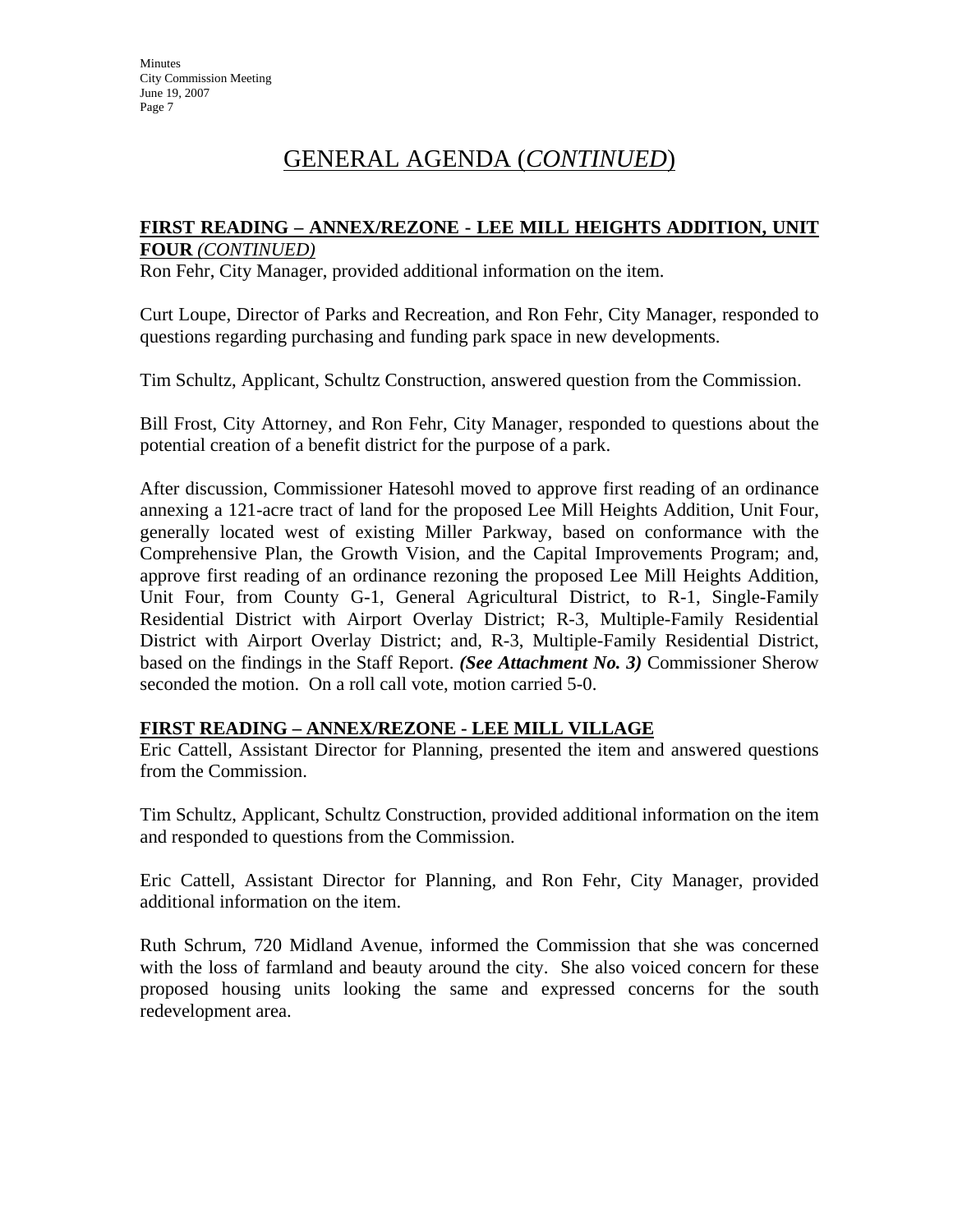# GENERAL AGENDA (*CONTINUED*)

**FIRST READING – ANNEX/REZONE - LEE MILL HEIGHTS ADDITION, UNIT FOUR** ***(CONTINUED)***

Ron Fehr, City Manager, provided additional information on the item.

Curt Loupe, Director of Parks and Recreation, and Ron Fehr, City Manager, responded to questions regarding purchasing and funding park space in new developments.

Tim Schultz, Applicant, Schultz Construction, answered question from the Commission.

Bill Frost, City Attorney, and Ron Fehr, City Manager, responded to questions about the potential creation of a benefit district for the purpose of a park.

After discussion, Commissioner Hatesohl moved to approve first reading of an ordinance annexing a 121-acre tract of land for the proposed Lee Mill Heights Addition, Unit Four, generally located west of existing Miller Parkway, based on conformance with the Comprehensive Plan, the Growth Vision, and the Capital Improvements Program; and, approve first reading of an ordinance rezoning the proposed Lee Mill Heights Addition, Unit Four, from County G-1, General Agricultural District, to R-1, Single-Family Residential District with Airport Overlay District; R-3, Multiple-Family Residential District with Airport Overlay District; and, R-3, Multiple-Family Residential District, based on the findings in the Staff Report. ***(See Attachment No. 3)*** Commissioner Sherow seconded the motion. On a roll call vote, motion carried 5-0.

**FIRST READING – ANNEX/REZONE - LEE MILL VILLAGE**

Eric Cattell, Assistant Director for Planning, presented the item and answered questions from the Commission.

Tim Schultz, Applicant, Schultz Construction, provided additional information on the item and responded to questions from the Commission.

Eric Cattell, Assistant Director for Planning, and Ron Fehr, City Manager, provided additional information on the item.

Ruth Schrum, 720 Midland Avenue, informed the Commission that she was concerned with the loss of farmland and beauty around the city. She also voiced concern for these proposed housing units looking the same and expressed concerns for the south redevelopment area.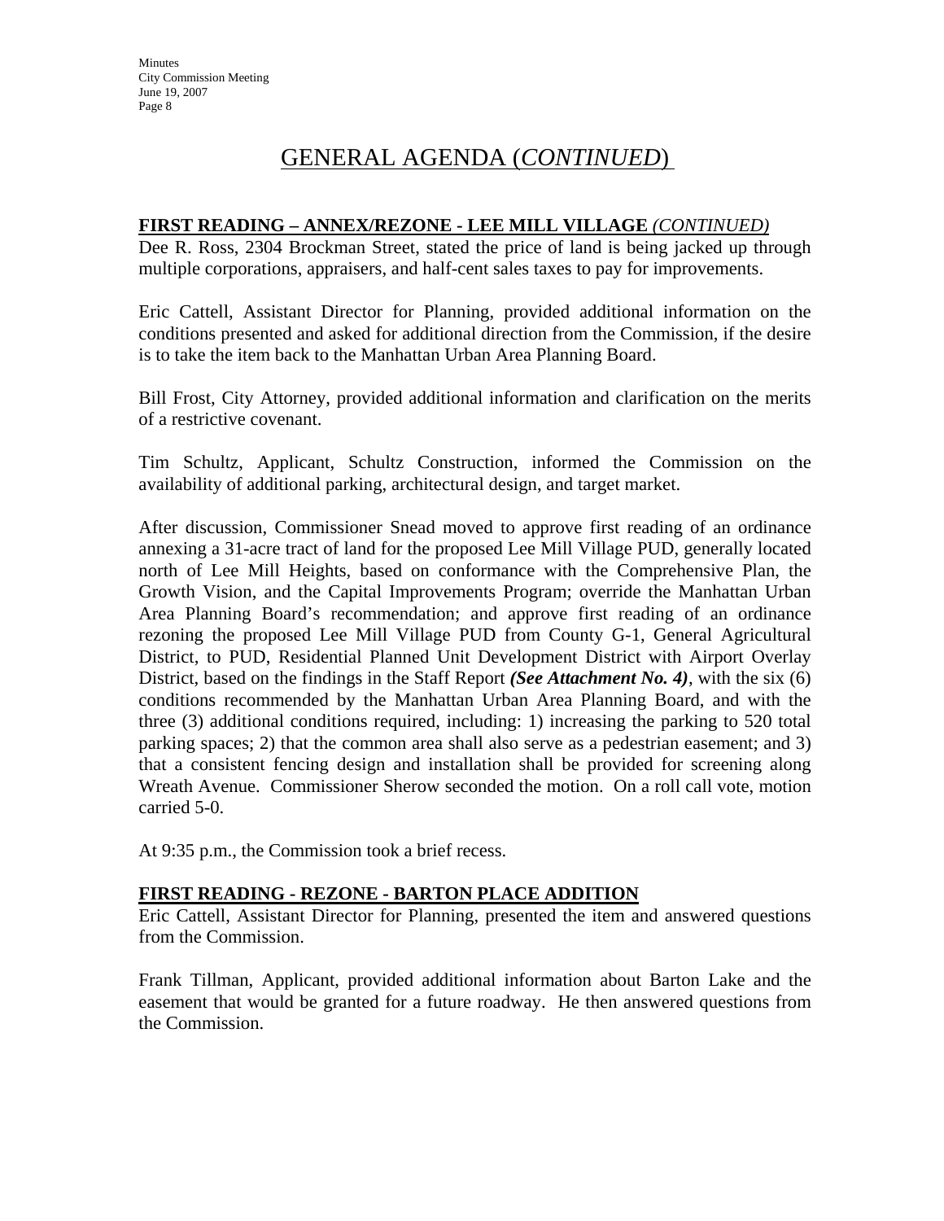# GENERAL AGENDA (*CONTINUED*)

**FIRST READING – ANNEX/REZONE - LEE MILL VILLAGE** ***(CONTINUED)***

Dee R. Ross, 2304 Brockman Street, stated the price of land is being jacked up through multiple corporations, appraisers, and half-cent sales taxes to pay for improvements.

Eric Cattell, Assistant Director for Planning, provided additional information on the conditions presented and asked for additional direction from the Commission, if the desire is to take the item back to the Manhattan Urban Area Planning Board.

Bill Frost, City Attorney, provided additional information and clarification on the merits of a restrictive covenant.

Tim Schultz, Applicant, Schultz Construction, informed the Commission on the availability of additional parking, architectural design, and target market.

After discussion, Commissioner Snead moved to approve first reading of an ordinance annexing a 31-acre tract of land for the proposed Lee Mill Village PUD, generally located north of Lee Mill Heights, based on conformance with the Comprehensive Plan, the Growth Vision, and the Capital Improvements Program; override the Manhattan Urban Area Planning Board's recommendation; and approve first reading of an ordinance rezoning the proposed Lee Mill Village PUD from County G-1, General Agricultural District, to PUD, Residential Planned Unit Development District with Airport Overlay District, based on the findings in the Staff Report ***(See Attachment No. 4)***, with the six (6) conditions recommended by the Manhattan Urban Area Planning Board, and with the three (3) additional conditions required, including: 1) increasing the parking to 520 total parking spaces; 2) that the common area shall also serve as a pedestrian easement; and 3) that a consistent fencing design and installation shall be provided for screening along Wreath Avenue. Commissioner Sherow seconded the motion. On a roll call vote, motion carried 5-0.

At 9:35 p.m., the Commission took a brief recess.

**FIRST READING - REZONE - BARTON PLACE ADDITION**

Eric Cattell, Assistant Director for Planning, presented the item and answered questions from the Commission.

Frank Tillman, Applicant, provided additional information about Barton Lake and the easement that would be granted for a future roadway. He then answered questions from the Commission.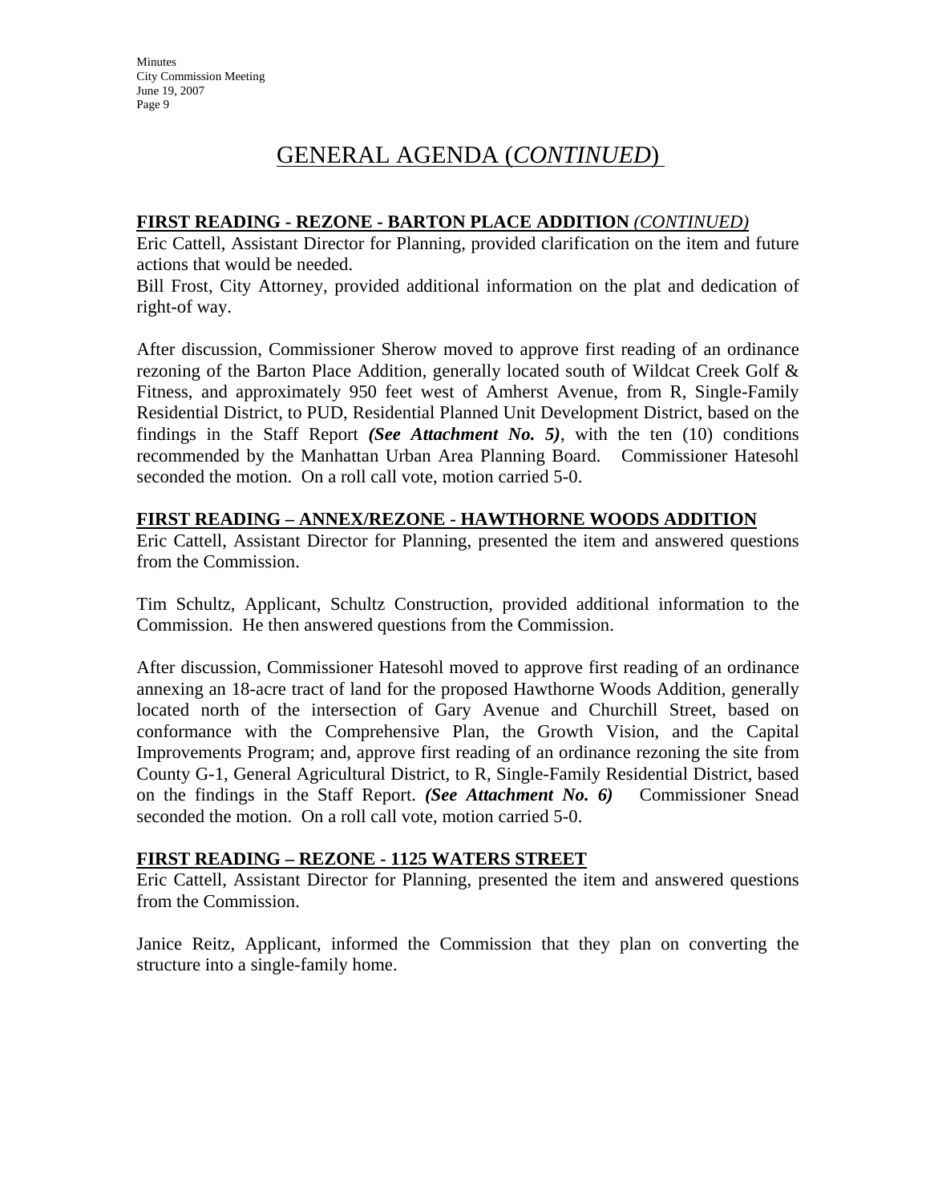# GENERAL AGENDA (*CONTINUED*)

**FIRST READING - REZONE - BARTON PLACE ADDITION** ***(CONTINUED)***

Eric Cattell, Assistant Director for Planning, provided clarification on the item and future actions that would be needed.

Bill Frost, City Attorney, provided additional information on the plat and dedication of right-of way.

After discussion, Commissioner Sherow moved to approve first reading of an ordinance rezoning of the Barton Place Addition, generally located south of Wildcat Creek Golf & Fitness, and approximately 950 feet west of Amherst Avenue, from R, Single-Family Residential District, to PUD, Residential Planned Unit Development District, based on the findings in the Staff Report ***(See Attachment No. 5)***, with the ten (10) conditions recommended by the Manhattan Urban Area Planning Board. Commissioner Hatesohl seconded the motion. On a roll call vote, motion carried 5-0.

**FIRST READING – ANNEX/REZONE - HAWTHORNE WOODS ADDITION**

Eric Cattell, Assistant Director for Planning, presented the item and answered questions from the Commission.

Tim Schultz, Applicant, Schultz Construction, provided additional information to the Commission. He then answered questions from the Commission.

After discussion, Commissioner Hatesohl moved to approve first reading of an ordinance annexing an 18-acre tract of land for the proposed Hawthorne Woods Addition, generally located north of the intersection of Gary Avenue and Churchill Street, based on conformance with the Comprehensive Plan, the Growth Vision, and the Capital Improvements Program; and, approve first reading of an ordinance rezoning the site from County G-1, General Agricultural District, to R, Single-Family Residential District, based on the findings in the Staff Report. ***(See Attachment No. 6)*** Commissioner Snead seconded the motion. On a roll call vote, motion carried 5-0.

**FIRST READING – REZONE - 1125 WATERS STREET**

Eric Cattell, Assistant Director for Planning, presented the item and answered questions from the Commission.

Janice Reitz, Applicant, informed the Commission that they plan on converting the structure into a single-family home.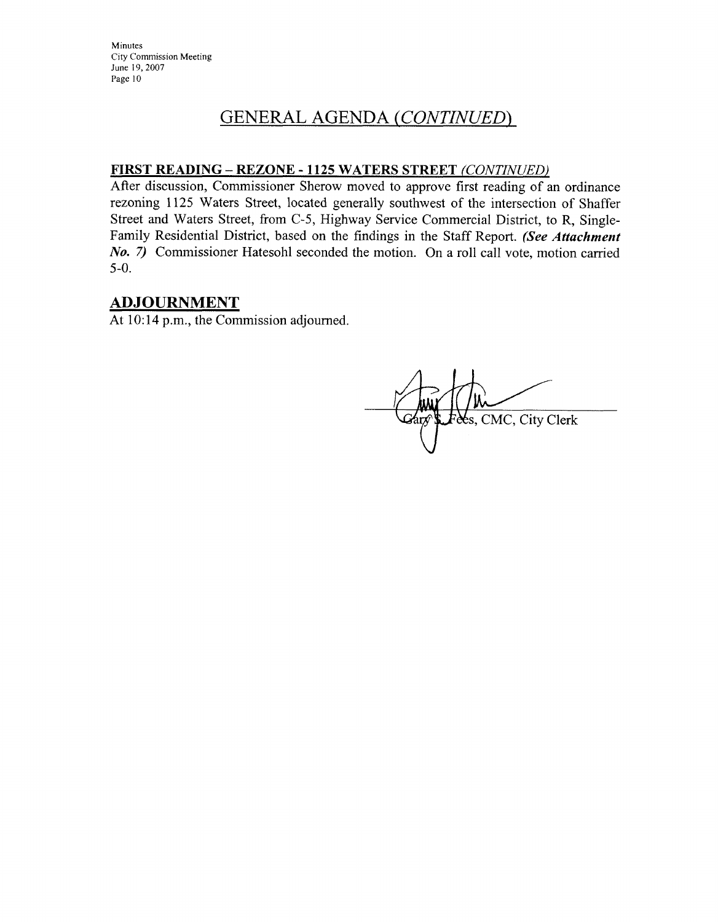## GENERAL AGENDA *(CONTINUED)*

**FIRST READING – REZONE - 1125 WATERS STREET** *(CONTINUED)*

After discussion, Commissioner Sherow moved to approve first reading of an ordinance rezoning 1125 Waters Street, located generally southwest of the intersection of Shaffer Street and Waters Street, from C-5, Highway Service Commercial District, to R, Single-Family Residential District, based on the findings in the Staff Report. ***(See Attachment No. 7)*** Commissioner Hatesohl seconded the motion. On a roll call vote, motion carried 5-0.

## ADJOURNMENT

At 10:14 p.m., the Commission adjourned.

Gary S. Fees, CMC, City Clerk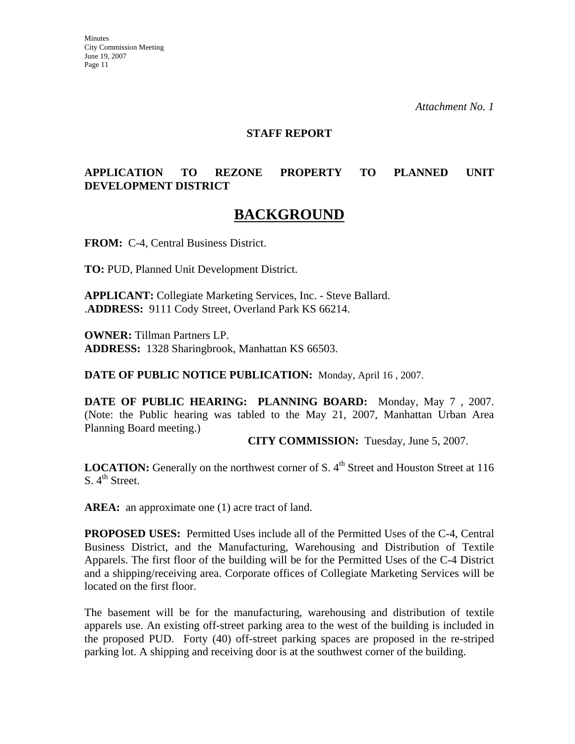*Attachment No. 1*

**STAFF REPORT**

**APPLICATION TO REZONE PROPERTY TO PLANNED UNIT DEVELOPMENT DISTRICT**

# BACKGROUND

**FROM:** C-4, Central Business District.

**TO:** PUD, Planned Unit Development District.

**APPLICANT:** Collegiate Marketing Services, Inc. - Steve Ballard.
.**ADDRESS:** 9111 Cody Street, Overland Park KS 66214.

**OWNER:** Tillman Partners LP.
**ADDRESS:** 1328 Sharingbrook, Manhattan KS 66503.

**DATE OF PUBLIC NOTICE PUBLICATION:** Monday, April 16 , 2007.

**DATE OF PUBLIC HEARING: PLANNING BOARD:** Monday, May 7 , 2007. (Note: the Public hearing was tabled to the May 21, 2007, Manhattan Urban Area Planning Board meeting.)

**CITY COMMISSION:** Tuesday, June 5, 2007.

**LOCATION:** Generally on the northwest corner of S. 4th Street and Houston Street at 116 S. 4th Street.

**AREA:** an approximate one (1) acre tract of land.

**PROPOSED USES:** Permitted Uses include all of the Permitted Uses of the C-4, Central Business District, and the Manufacturing, Warehousing and Distribution of Textile Apparels. The first floor of the building will be for the Permitted Uses of the C-4 District and a shipping/receiving area. Corporate offices of Collegiate Marketing Services will be located on the first floor.

The basement will be for the manufacturing, warehousing and distribution of textile apparels use. An existing off-street parking area to the west of the building is included in the proposed PUD. Forty (40) off-street parking spaces are proposed in the re-striped parking lot. A shipping and receiving door is at the southwest corner of the building.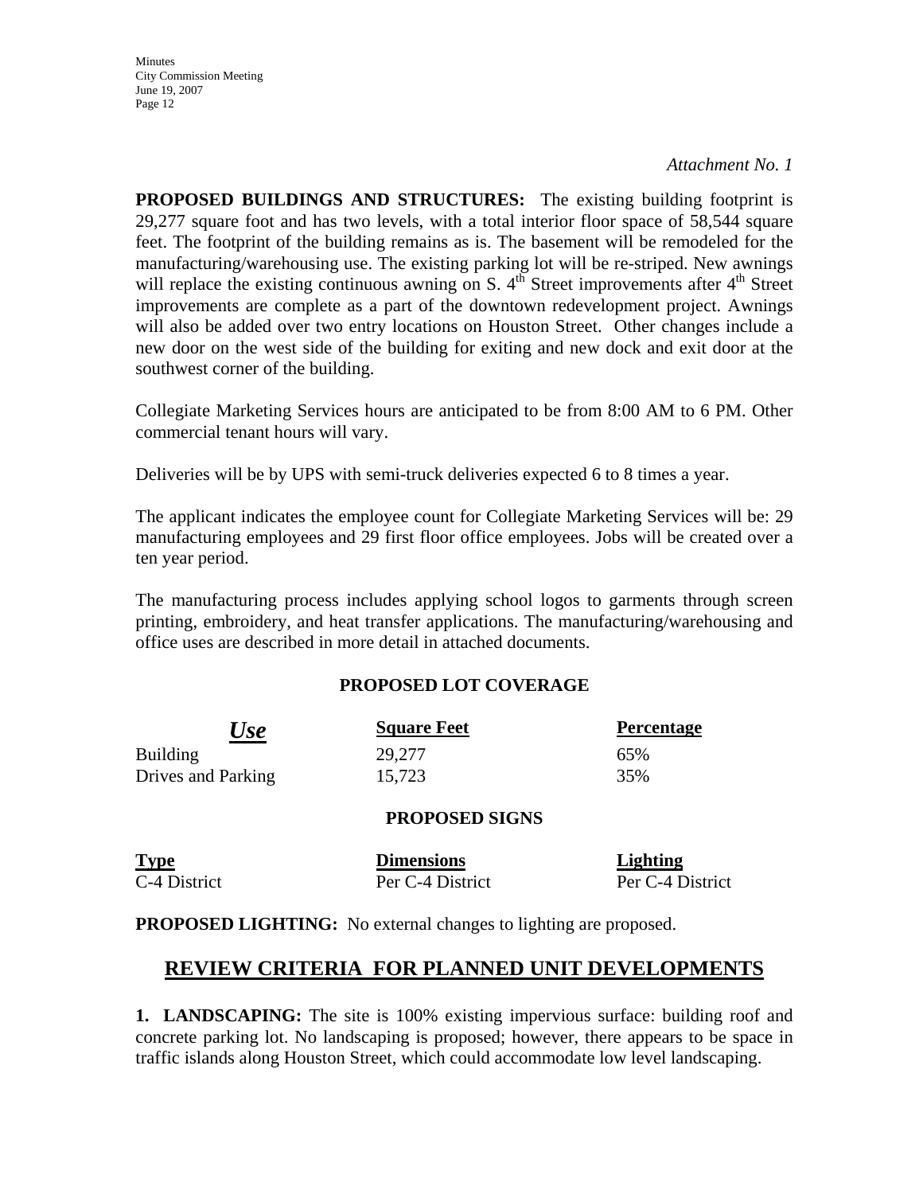*Attachment No. 1*

**PROPOSED BUILDINGS AND STRUCTURES:** The existing building footprint is 29,277 square foot and has two levels, with a total interior floor space of 58,544 square feet. The footprint of the building remains as is. The basement will be remodeled for the manufacturing/warehousing use. The existing parking lot will be re-striped. New awnings will replace the existing continuous awning on S. 4th Street improvements after 4th Street improvements are complete as a part of the downtown redevelopment project. Awnings will also be added over two entry locations on Houston Street. Other changes include a new door on the west side of the building for exiting and new dock and exit door at the southwest corner of the building.

Collegiate Marketing Services hours are anticipated to be from 8:00 AM to 6 PM. Other commercial tenant hours will vary.

Deliveries will be by UPS with semi-truck deliveries expected 6 to 8 times a year.

The applicant indicates the employee count for Collegiate Marketing Services will be: 29 manufacturing employees and 29 first floor office employees. Jobs will be created over a ten year period.

The manufacturing process includes applying school logos to garments through screen printing, embroidery, and heat transfer applications. The manufacturing/warehousing and office uses are described in more detail in attached documents.

**PROPOSED LOT COVERAGE**

| *Use* | Square Feet | Percentage |
|---|---|---|
| Building | 29,277 | 65% |
| Drives and Parking | 15,723 | 35% |

**PROPOSED SIGNS**

| Type | Dimensions | Lighting |
|---|---|---|
| C-4 District | Per C-4 District | Per C-4 District |

**PROPOSED LIGHTING:** No external changes to lighting are proposed.

## REVIEW CRITERIA FOR PLANNED UNIT DEVELOPMENTS

**1. LANDSCAPING:** The site is 100% existing impervious surface: building roof and concrete parking lot. No landscaping is proposed; however, there appears to be space in traffic islands along Houston Street, which could accommodate low level landscaping.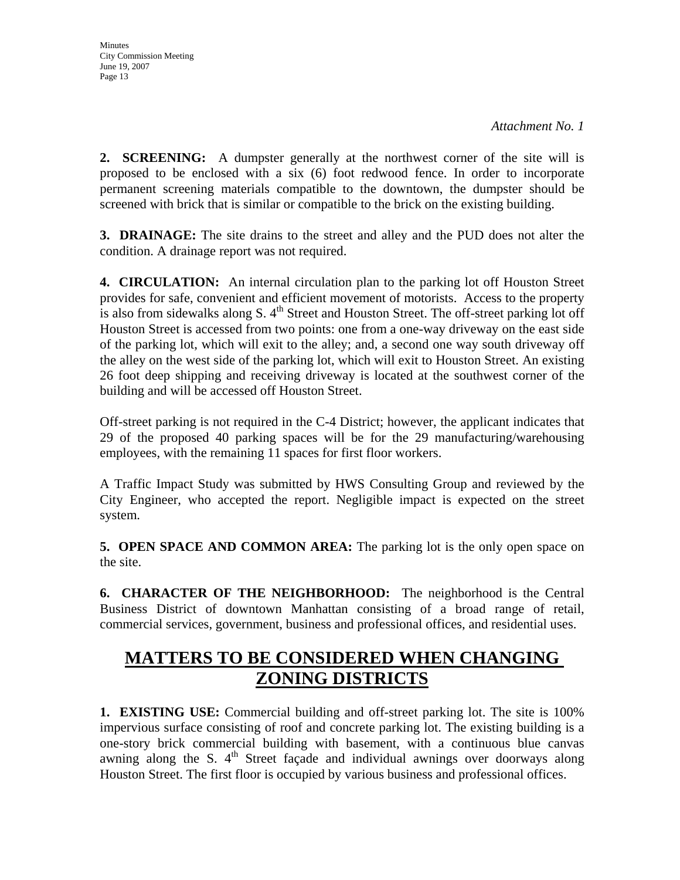*Attachment No. 1*

**2. SCREENING:** A dumpster generally at the northwest corner of the site will is proposed to be enclosed with a six (6) foot redwood fence. In order to incorporate permanent screening materials compatible to the downtown, the dumpster should be screened with brick that is similar or compatible to the brick on the existing building.

**3. DRAINAGE:** The site drains to the street and alley and the PUD does not alter the condition. A drainage report was not required.

**4. CIRCULATION:** An internal circulation plan to the parking lot off Houston Street provides for safe, convenient and efficient movement of motorists. Access to the property is also from sidewalks along S. 4th Street and Houston Street. The off-street parking lot off Houston Street is accessed from two points: one from a one-way driveway on the east side of the parking lot, which will exit to the alley; and, a second one way south driveway off the alley on the west side of the parking lot, which will exit to Houston Street. An existing 26 foot deep shipping and receiving driveway is located at the southwest corner of the building and will be accessed off Houston Street.

Off-street parking is not required in the C-4 District; however, the applicant indicates that 29 of the proposed 40 parking spaces will be for the 29 manufacturing/warehousing employees, with the remaining 11 spaces for first floor workers.

A Traffic Impact Study was submitted by HWS Consulting Group and reviewed by the City Engineer, who accepted the report. Negligible impact is expected on the street system.

**5. OPEN SPACE AND COMMON AREA:** The parking lot is the only open space on the site.

**6. CHARACTER OF THE NEIGHBORHOOD:** The neighborhood is the Central Business District of downtown Manhattan consisting of a broad range of retail, commercial services, government, business and professional offices, and residential uses.

## MATTERS TO BE CONSIDERED WHEN CHANGING ZONING DISTRICTS

**1. EXISTING USE:** Commercial building and off-street parking lot. The site is 100% impervious surface consisting of roof and concrete parking lot. The existing building is a one-story brick commercial building with basement, with a continuous blue canvas awning along the S. 4th Street façade and individual awnings over doorways along Houston Street. The first floor is occupied by various business and professional offices.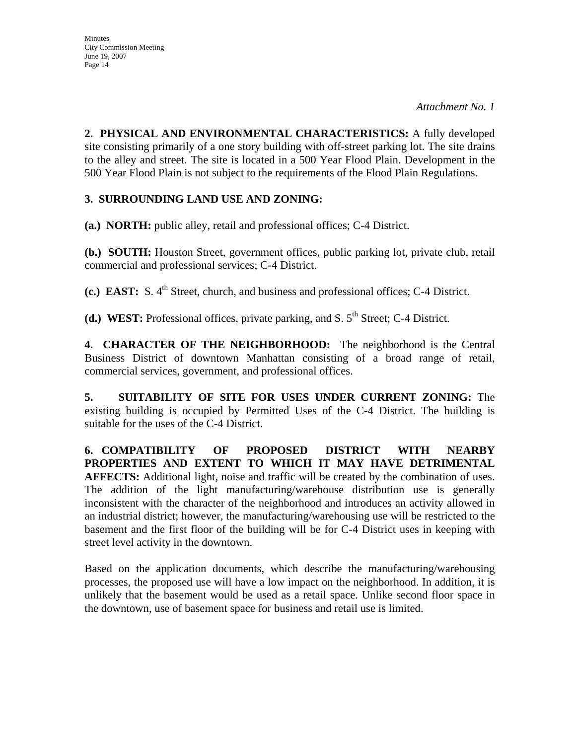*Attachment No. 1*

**2. PHYSICAL AND ENVIRONMENTAL CHARACTERISTICS:** A fully developed site consisting primarily of a one story building with off-street parking lot. The site drains to the alley and street. The site is located in a 500 Year Flood Plain. Development in the 500 Year Flood Plain is not subject to the requirements of the Flood Plain Regulations.

**3. SURROUNDING LAND USE AND ZONING:**

**(a.) NORTH:** public alley, retail and professional offices; C-4 District.

**(b.) SOUTH:** Houston Street, government offices, public parking lot, private club, retail commercial and professional services; C-4 District.

**(c.) EAST:** S. 4th Street, church, and business and professional offices; C-4 District.

**(d.) WEST:** Professional offices, private parking, and S. 5th Street; C-4 District.

**4. CHARACTER OF THE NEIGHBORHOOD:** The neighborhood is the Central Business District of downtown Manhattan consisting of a broad range of retail, commercial services, government, and professional offices.

**5. SUITABILITY OF SITE FOR USES UNDER CURRENT ZONING:** The existing building is occupied by Permitted Uses of the C-4 District. The building is suitable for the uses of the C-4 District.

**6. COMPATIBILITY OF PROPOSED DISTRICT WITH NEARBY PROPERTIES AND EXTENT TO WHICH IT MAY HAVE DETRIMENTAL AFFECTS:** Additional light, noise and traffic will be created by the combination of uses. The addition of the light manufacturing/warehouse distribution use is generally inconsistent with the character of the neighborhood and introduces an activity allowed in an industrial district; however, the manufacturing/warehousing use will be restricted to the basement and the first floor of the building will be for C-4 District uses in keeping with street level activity in the downtown.

Based on the application documents, which describe the manufacturing/warehousing processes, the proposed use will have a low impact on the neighborhood. In addition, it is unlikely that the basement would be used as a retail space. Unlike second floor space in the downtown, use of basement space for business and retail use is limited.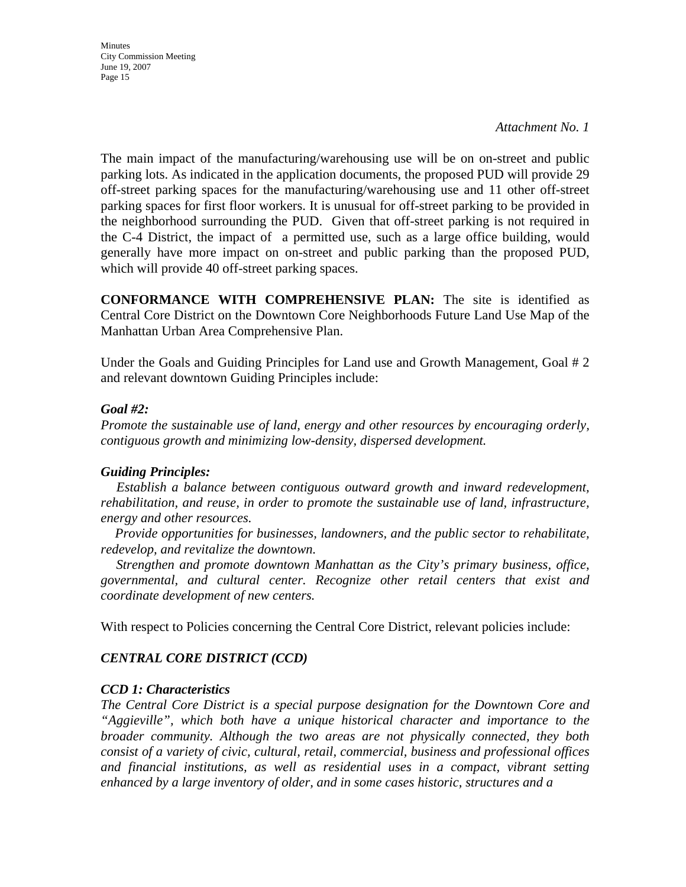*Attachment No. 1*

The main impact of the manufacturing/warehousing use will be on on-street and public parking lots. As indicated in the application documents, the proposed PUD will provide 29 off-street parking spaces for the manufacturing/warehousing use and 11 other off-street parking spaces for first floor workers. It is unusual for off-street parking to be provided in the neighborhood surrounding the PUD. Given that off-street parking is not required in the C-4 District, the impact of a permitted use, such as a large office building, would generally have more impact on on-street and public parking than the proposed PUD, which will provide 40 off-street parking spaces.

**CONFORMANCE WITH COMPREHENSIVE PLAN:** The site is identified as Central Core District on the Downtown Core Neighborhoods Future Land Use Map of the Manhattan Urban Area Comprehensive Plan.

Under the Goals and Guiding Principles for Land use and Growth Management, Goal # 2 and relevant downtown Guiding Principles include:

***Goal #2:***

*Promote the sustainable use of land, energy and other resources by encouraging orderly, contiguous growth and minimizing low-density, dispersed development.*

***Guiding Principles:***

*Establish a balance between contiguous outward growth and inward redevelopment, rehabilitation, and reuse, in order to promote the sustainable use of land, infrastructure, energy and other resources.*

*Provide opportunities for businesses, landowners, and the public sector to rehabilitate, redevelop, and revitalize the downtown.*

*Strengthen and promote downtown Manhattan as the City's primary business, office, governmental, and cultural center. Recognize other retail centers that exist and coordinate development of new centers.*

With respect to Policies concerning the Central Core District, relevant policies include:

***CENTRAL CORE DISTRICT (CCD)***

***CCD 1: Characteristics***

*The Central Core District is a special purpose designation for the Downtown Core and "Aggieville", which both have a unique historical character and importance to the broader community. Although the two areas are not physically connected, they both consist of a variety of civic, cultural, retail, commercial, business and professional offices and financial institutions, as well as residential uses in a compact, vibrant setting enhanced by a large inventory of older, and in some cases historic, structures and a*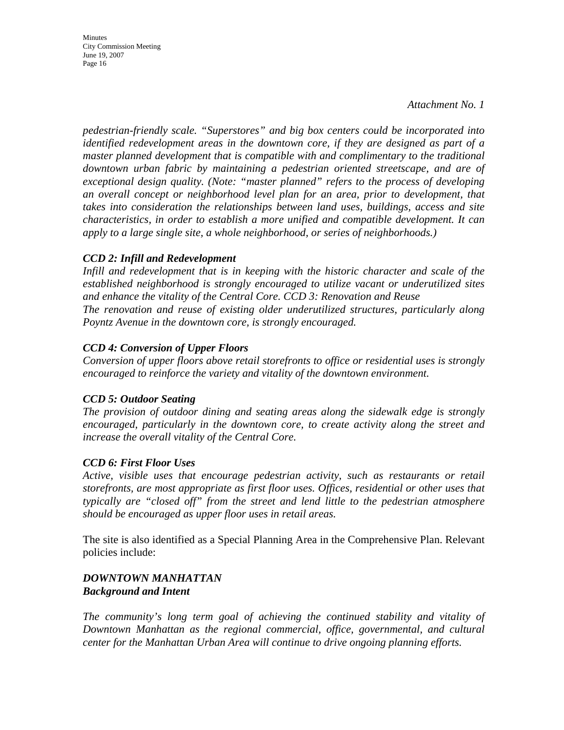*Attachment No. 1*

*pedestrian-friendly scale. "Superstores" and big box centers could be incorporated into identified redevelopment areas in the downtown core, if they are designed as part of a master planned development that is compatible with and complimentary to the traditional downtown urban fabric by maintaining a pedestrian oriented streetscape, and are of exceptional design quality. (Note: "master planned" refers to the process of developing an overall concept or neighborhood level plan for an area, prior to development, that takes into consideration the relationships between land uses, buildings, access and site characteristics, in order to establish a more unified and compatible development. It can apply to a large single site, a whole neighborhood, or series of neighborhoods.)*

***CCD 2: Infill and Redevelopment***
*Infill and redevelopment that is in keeping with the historic character and scale of the established neighborhood is strongly encouraged to utilize vacant or underutilized sites and enhance the vitality of the Central Core. CCD 3: Renovation and Reuse*
*The renovation and reuse of existing older underutilized structures, particularly along Poyntz Avenue in the downtown core, is strongly encouraged.*

***CCD 4: Conversion of Upper Floors***
*Conversion of upper floors above retail storefronts to office or residential uses is strongly encouraged to reinforce the variety and vitality of the downtown environment.*

***CCD 5: Outdoor Seating***
*The provision of outdoor dining and seating areas along the sidewalk edge is strongly encouraged, particularly in the downtown core, to create activity along the street and increase the overall vitality of the Central Core.*

***CCD 6: First Floor Uses***
*Active, visible uses that encourage pedestrian activity, such as restaurants or retail storefronts, are most appropriate as first floor uses. Offices, residential or other uses that typically are "closed off" from the street and lend little to the pedestrian atmosphere should be encouraged as upper floor uses in retail areas.*

The site is also identified as a Special Planning Area in the Comprehensive Plan. Relevant policies include:

***DOWNTOWN MANHATTAN***
***Background and Intent***

*The community's long term goal of achieving the continued stability and vitality of Downtown Manhattan as the regional commercial, office, governmental, and cultural center for the Manhattan Urban Area will continue to drive ongoing planning efforts.*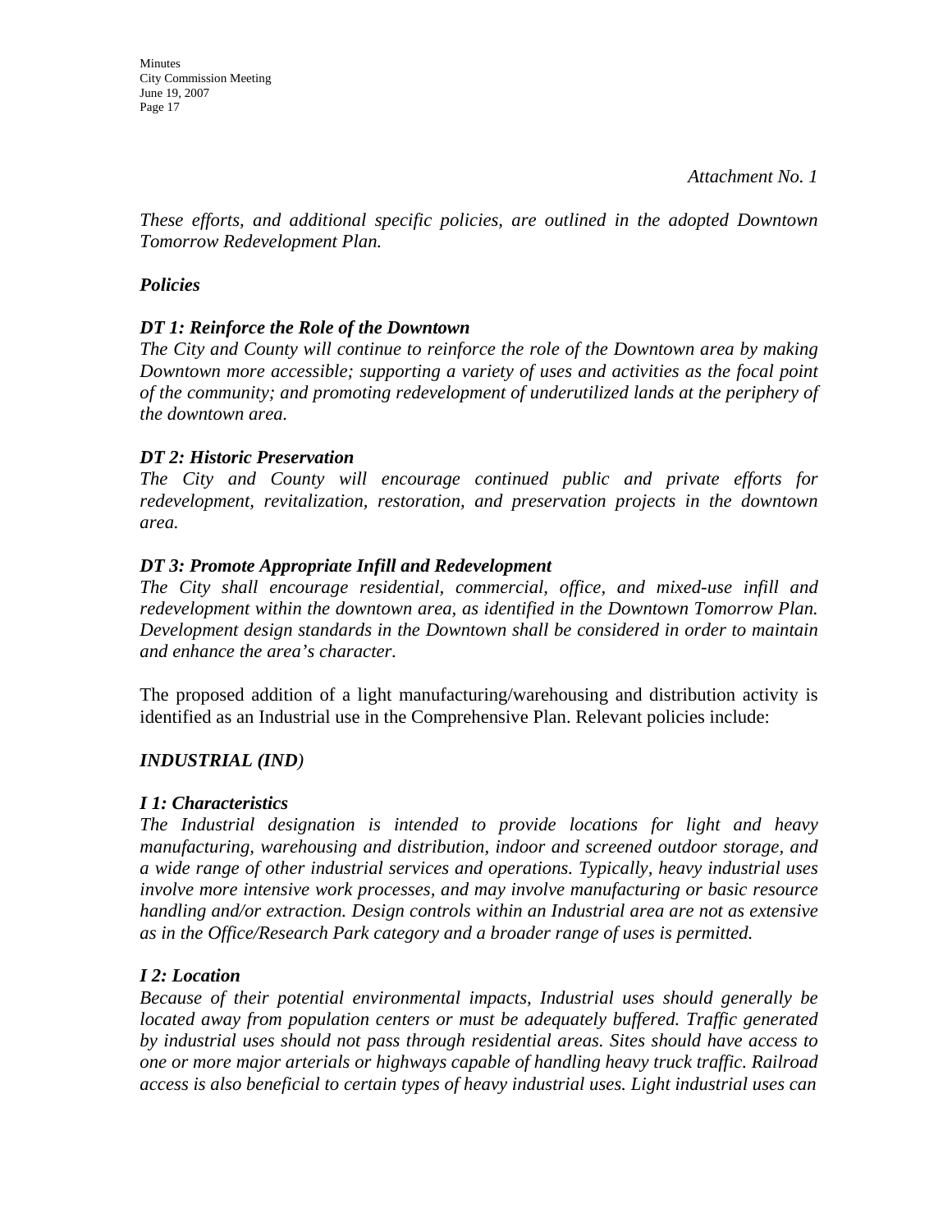*Attachment No. 1*

*These efforts, and additional specific policies, are outlined in the adopted Downtown Tomorrow Redevelopment Plan.*

***Policies***

***DT 1: Reinforce the Role of the Downtown***
*The City and County will continue to reinforce the role of the Downtown area by making Downtown more accessible; supporting a variety of uses and activities as the focal point of the community; and promoting redevelopment of underutilized lands at the periphery of the downtown area.*

***DT 2: Historic Preservation***
*The City and County will encourage continued public and private efforts for redevelopment, revitalization, restoration, and preservation projects in the downtown area.*

***DT 3: Promote Appropriate Infill and Redevelopment***
*The City shall encourage residential, commercial, office, and mixed-use infill and redevelopment within the downtown area, as identified in the Downtown Tomorrow Plan. Development design standards in the Downtown shall be considered in order to maintain and enhance the area's character.*

The proposed addition of a light manufacturing/warehousing and distribution activity is identified as an Industrial use in the Comprehensive Plan. Relevant policies include:

***INDUSTRIAL (IND)***

***I 1: Characteristics***
*The Industrial designation is intended to provide locations for light and heavy manufacturing, warehousing and distribution, indoor and screened outdoor storage, and a wide range of other industrial services and operations. Typically, heavy industrial uses involve more intensive work processes, and may involve manufacturing or basic resource handling and/or extraction. Design controls within an Industrial area are not as extensive as in the Office/Research Park category and a broader range of uses is permitted.*

***I 2: Location***
*Because of their potential environmental impacts, Industrial uses should generally be located away from population centers or must be adequately buffered. Traffic generated by industrial uses should not pass through residential areas. Sites should have access to one or more major arterials or highways capable of handling heavy truck traffic. Railroad access is also beneficial to certain types of heavy industrial uses. Light industrial uses can*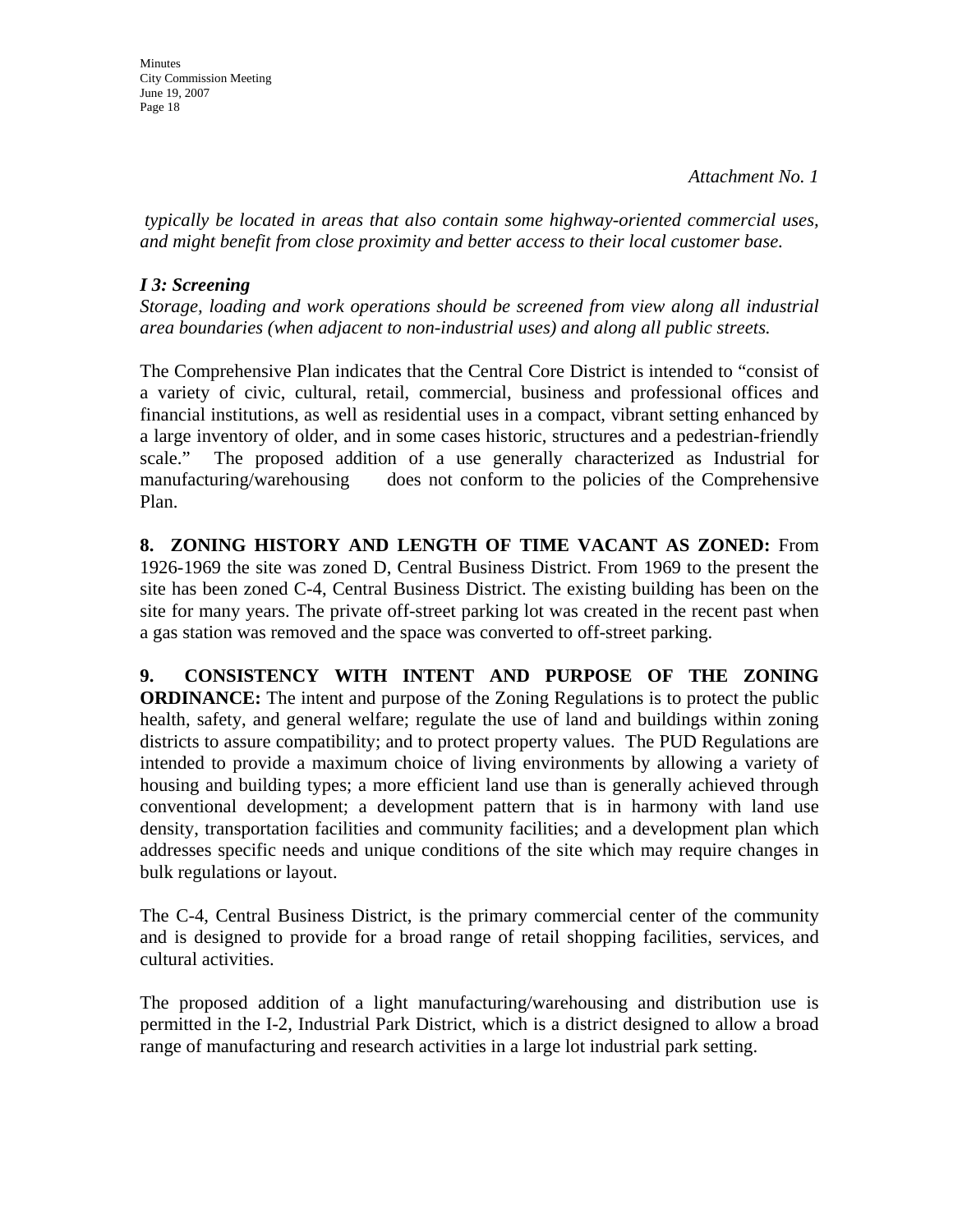*Attachment No. 1*

*typically be located in areas that also contain some highway-oriented commercial uses, and might benefit from close proximity and better access to their local customer base.*

***I 3: Screening***

*Storage, loading and work operations should be screened from view along all industrial area boundaries (when adjacent to non-industrial uses) and along all public streets.*

The Comprehensive Plan indicates that the Central Core District is intended to "consist of a variety of civic, cultural, retail, commercial, business and professional offices and financial institutions, as well as residential uses in a compact, vibrant setting enhanced by a large inventory of older, and in some cases historic, structures and a pedestrian-friendly scale." The proposed addition of a use generally characterized as Industrial for manufacturing/warehousing does not conform to the policies of the Comprehensive Plan.

**8. ZONING HISTORY AND LENGTH OF TIME VACANT AS ZONED:** From 1926-1969 the site was zoned D, Central Business District. From 1969 to the present the site has been zoned C-4, Central Business District. The existing building has been on the site for many years. The private off-street parking lot was created in the recent past when a gas station was removed and the space was converted to off-street parking.

**9. CONSISTENCY WITH INTENT AND PURPOSE OF THE ZONING ORDINANCE:** The intent and purpose of the Zoning Regulations is to protect the public health, safety, and general welfare; regulate the use of land and buildings within zoning districts to assure compatibility; and to protect property values. The PUD Regulations are intended to provide a maximum choice of living environments by allowing a variety of housing and building types; a more efficient land use than is generally achieved through conventional development; a development pattern that is in harmony with land use density, transportation facilities and community facilities; and a development plan which addresses specific needs and unique conditions of the site which may require changes in bulk regulations or layout.

The C-4, Central Business District, is the primary commercial center of the community and is designed to provide for a broad range of retail shopping facilities, services, and cultural activities.

The proposed addition of a light manufacturing/warehousing and distribution use is permitted in the I-2, Industrial Park District, which is a district designed to allow a broad range of manufacturing and research activities in a large lot industrial park setting.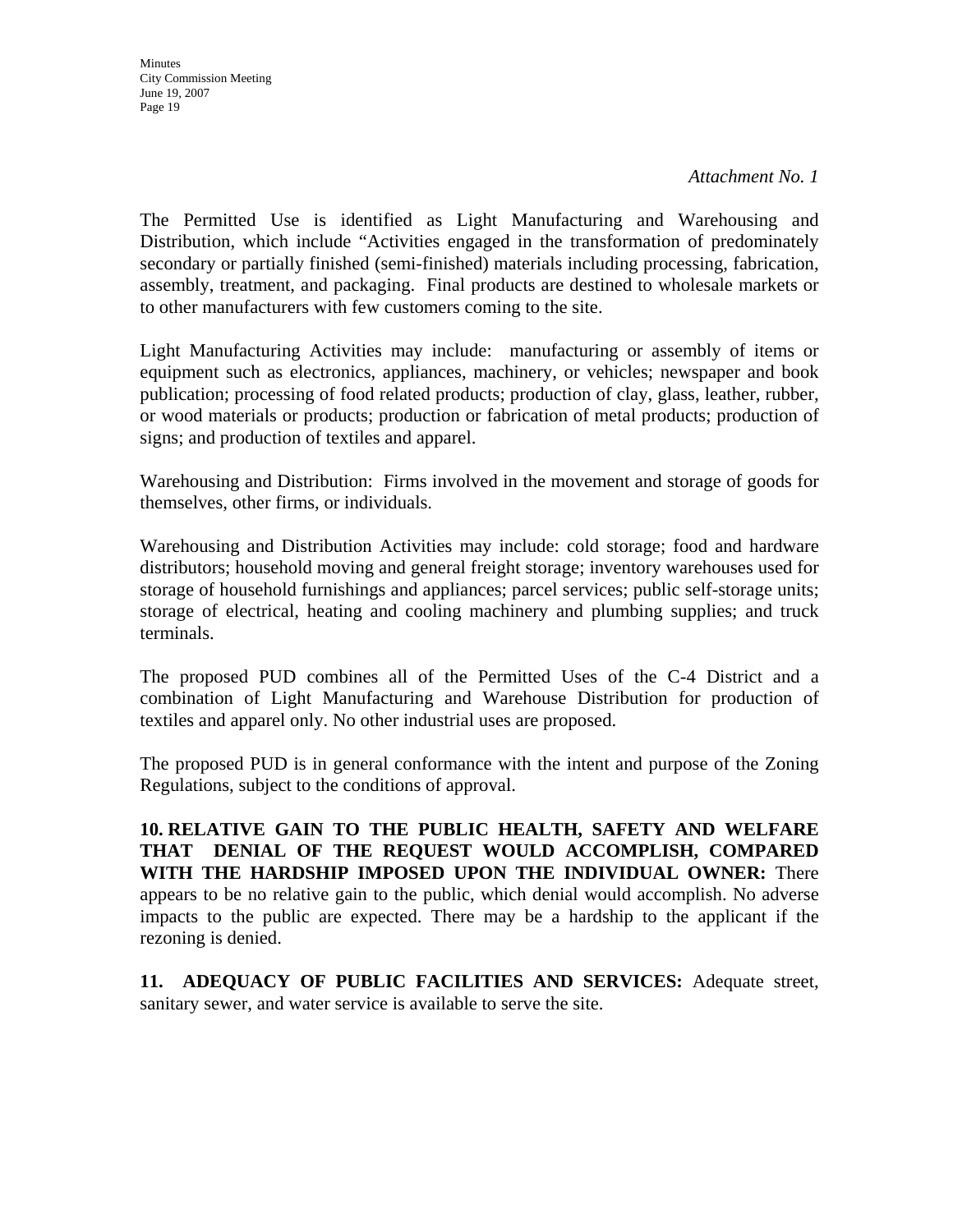*Attachment No. 1*

The Permitted Use is identified as Light Manufacturing and Warehousing and Distribution, which include "Activities engaged in the transformation of predominately secondary or partially finished (semi-finished) materials including processing, fabrication, assembly, treatment, and packaging. Final products are destined to wholesale markets or to other manufacturers with few customers coming to the site.

Light Manufacturing Activities may include: manufacturing or assembly of items or equipment such as electronics, appliances, machinery, or vehicles; newspaper and book publication; processing of food related products; production of clay, glass, leather, rubber, or wood materials or products; production or fabrication of metal products; production of signs; and production of textiles and apparel.

Warehousing and Distribution: Firms involved in the movement and storage of goods for themselves, other firms, or individuals.

Warehousing and Distribution Activities may include: cold storage; food and hardware distributors; household moving and general freight storage; inventory warehouses used for storage of household furnishings and appliances; parcel services; public self-storage units; storage of electrical, heating and cooling machinery and plumbing supplies; and truck terminals.

The proposed PUD combines all of the Permitted Uses of the C-4 District and a combination of Light Manufacturing and Warehouse Distribution for production of textiles and apparel only. No other industrial uses are proposed.

The proposed PUD is in general conformance with the intent and purpose of the Zoning Regulations, subject to the conditions of approval.

**10. RELATIVE GAIN TO THE PUBLIC HEALTH, SAFETY AND WELFARE THAT DENIAL OF THE REQUEST WOULD ACCOMPLISH, COMPARED WITH THE HARDSHIP IMPOSED UPON THE INDIVIDUAL OWNER:** There appears to be no relative gain to the public, which denial would accomplish. No adverse impacts to the public are expected. There may be a hardship to the applicant if the rezoning is denied.

**11. ADEQUACY OF PUBLIC FACILITIES AND SERVICES:** Adequate street, sanitary sewer, and water service is available to serve the site.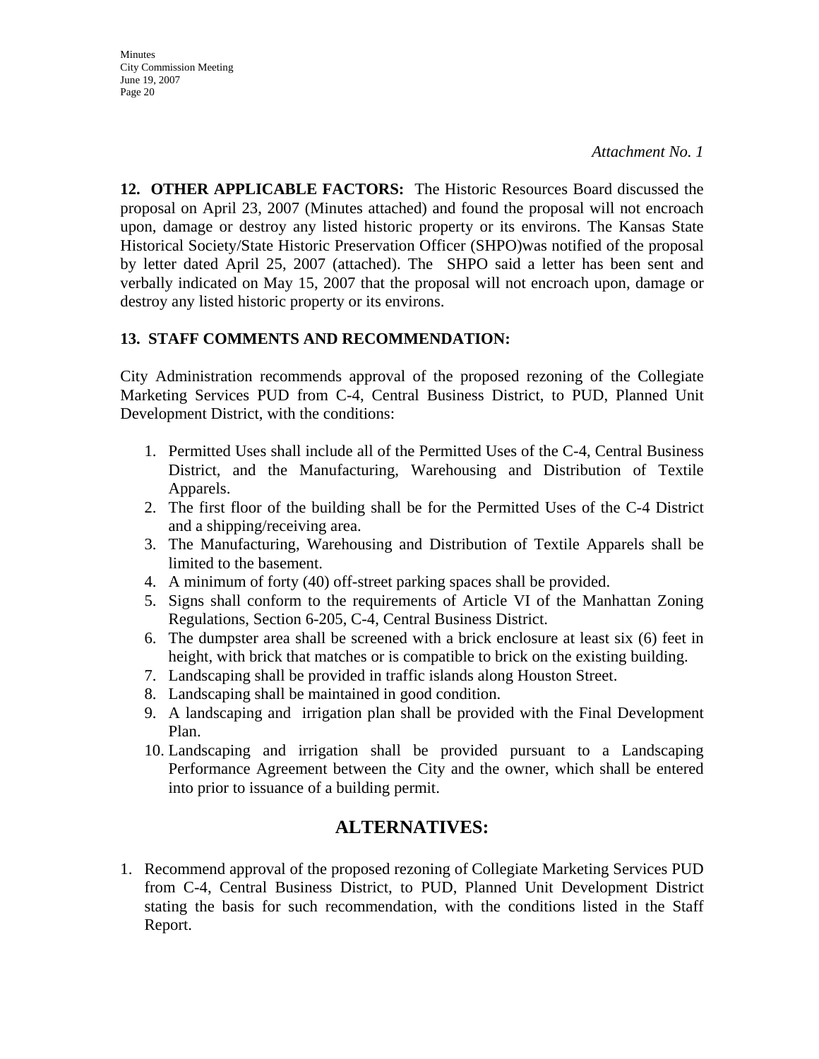*Attachment No. 1*

**12. OTHER APPLICABLE FACTORS:** The Historic Resources Board discussed the proposal on April 23, 2007 (Minutes attached) and found the proposal will not encroach upon, damage or destroy any listed historic property or its environs. The Kansas State Historical Society/State Historic Preservation Officer (SHPO)was notified of the proposal by letter dated April 25, 2007 (attached). The SHPO said a letter has been sent and verbally indicated on May 15, 2007 that the proposal will not encroach upon, damage or destroy any listed historic property or its environs.

**13. STAFF COMMENTS AND RECOMMENDATION:**

City Administration recommends approval of the proposed rezoning of the Collegiate Marketing Services PUD from C-4, Central Business District, to PUD, Planned Unit Development District, with the conditions:

1. Permitted Uses shall include all of the Permitted Uses of the C-4, Central Business District, and the Manufacturing, Warehousing and Distribution of Textile Apparels.
2. The first floor of the building shall be for the Permitted Uses of the C-4 District and a shipping/receiving area.
3. The Manufacturing, Warehousing and Distribution of Textile Apparels shall be limited to the basement.
4. A minimum of forty (40) off-street parking spaces shall be provided.
5. Signs shall conform to the requirements of Article VI of the Manhattan Zoning Regulations, Section 6-205, C-4, Central Business District.
6. The dumpster area shall be screened with a brick enclosure at least six (6) feet in height, with brick that matches or is compatible to brick on the existing building.
7. Landscaping shall be provided in traffic islands along Houston Street.
8. Landscaping shall be maintained in good condition.
9. A landscaping and irrigation plan shall be provided with the Final Development Plan.
10. Landscaping and irrigation shall be provided pursuant to a Landscaping Performance Agreement between the City and the owner, which shall be entered into prior to issuance of a building permit.

## ALTERNATIVES:

1. Recommend approval of the proposed rezoning of Collegiate Marketing Services PUD from C-4, Central Business District, to PUD, Planned Unit Development District stating the basis for such recommendation, with the conditions listed in the Staff Report.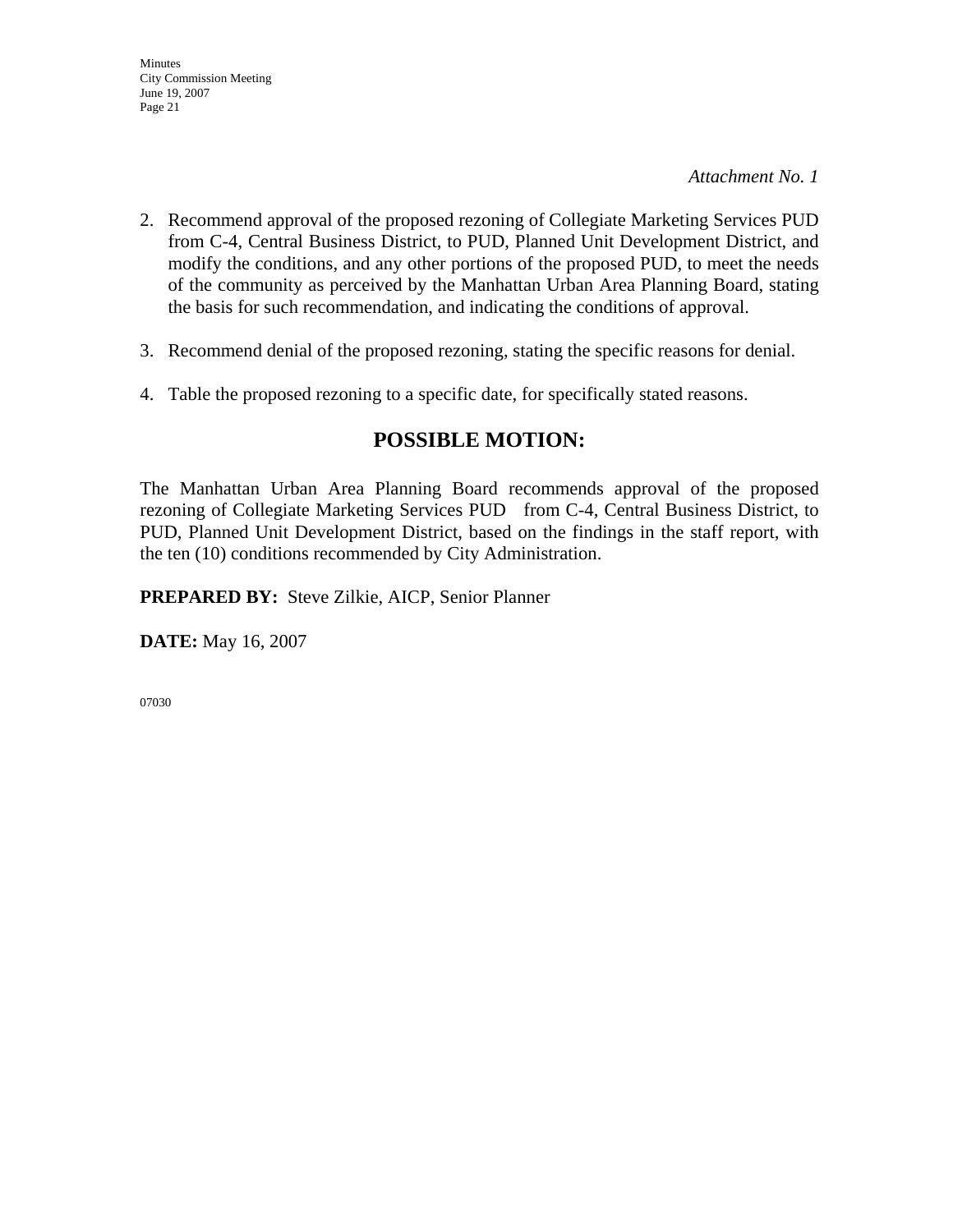*Attachment No. 1*

2. Recommend approval of the proposed rezoning of Collegiate Marketing Services PUD from C-4, Central Business District, to PUD, Planned Unit Development District, and modify the conditions, and any other portions of the proposed PUD, to meet the needs of the community as perceived by the Manhattan Urban Area Planning Board, stating the basis for such recommendation, and indicating the conditions of approval.

3. Recommend denial of the proposed rezoning, stating the specific reasons for denial.

4. Table the proposed rezoning to a specific date, for specifically stated reasons.

## POSSIBLE MOTION:

The Manhattan Urban Area Planning Board recommends approval of the proposed rezoning of Collegiate Marketing Services PUD from C-4, Central Business District, to PUD, Planned Unit Development District, based on the findings in the staff report, with the ten (10) conditions recommended by City Administration.

**PREPARED BY:** Steve Zilkie, AICP, Senior Planner

**DATE:** May 16, 2007

07030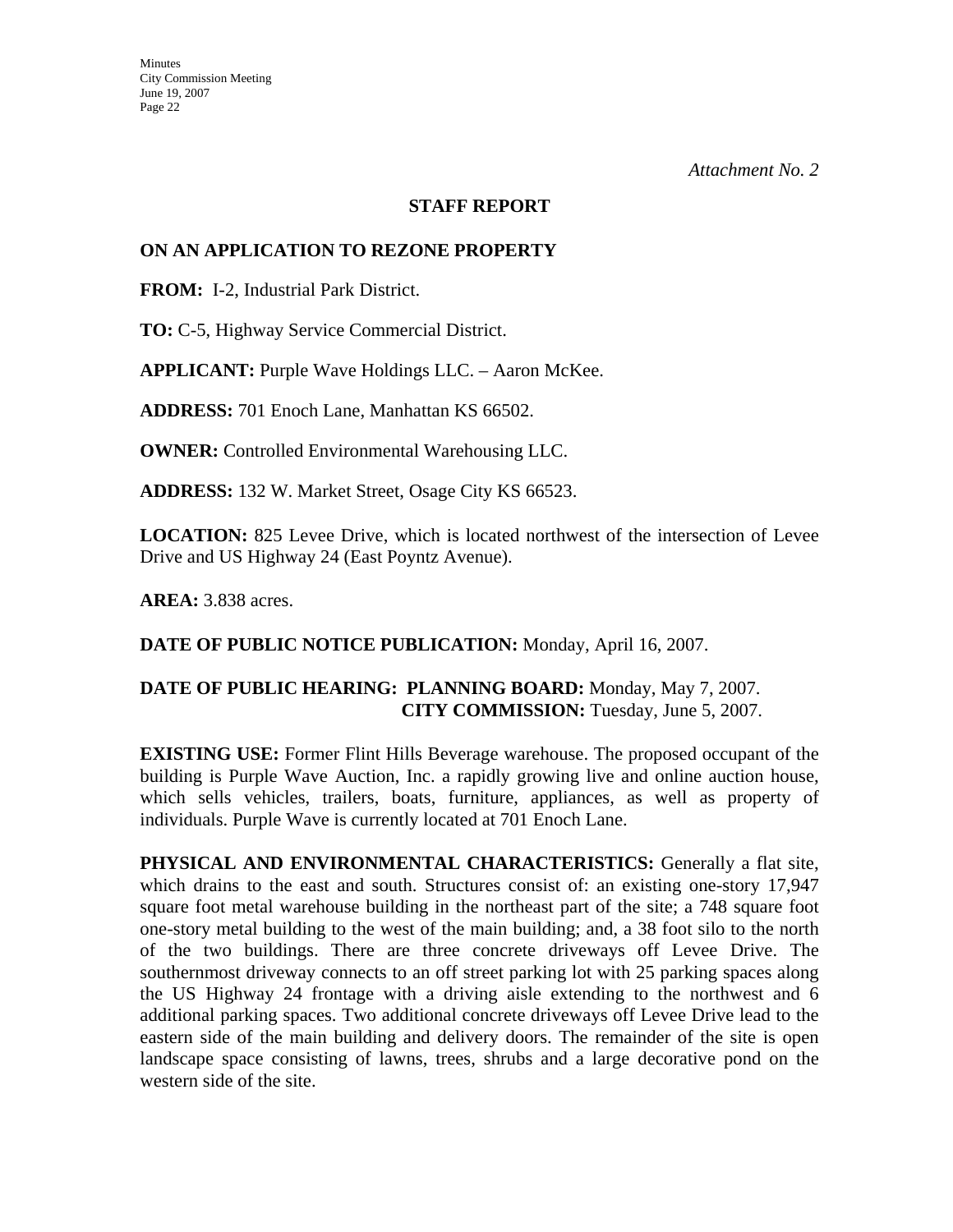*Attachment No. 2*

## STAFF REPORT

## ON AN APPLICATION TO REZONE PROPERTY

**FROM:** I-2, Industrial Park District.

**TO:** C-5, Highway Service Commercial District.

**APPLICANT:** Purple Wave Holdings LLC. – Aaron McKee.

**ADDRESS:** 701 Enoch Lane, Manhattan KS 66502.

**OWNER:** Controlled Environmental Warehousing LLC.

**ADDRESS:** 132 W. Market Street, Osage City KS 66523.

**LOCATION:** 825 Levee Drive, which is located northwest of the intersection of Levee Drive and US Highway 24 (East Poyntz Avenue).

**AREA:** 3.838 acres.

**DATE OF PUBLIC NOTICE PUBLICATION:** Monday, April 16, 2007.

**DATE OF PUBLIC HEARING: PLANNING BOARD:** Monday, May 7, 2007.
**CITY COMMISSION:** Tuesday, June 5, 2007.

**EXISTING USE:** Former Flint Hills Beverage warehouse. The proposed occupant of the building is Purple Wave Auction, Inc. a rapidly growing live and online auction house, which sells vehicles, trailers, boats, furniture, appliances, as well as property of individuals. Purple Wave is currently located at 701 Enoch Lane.

**PHYSICAL AND ENVIRONMENTAL CHARACTERISTICS:** Generally a flat site, which drains to the east and south. Structures consist of: an existing one-story 17,947 square foot metal warehouse building in the northeast part of the site; a 748 square foot one-story metal building to the west of the main building; and, a 38 foot silo to the north of the two buildings. There are three concrete driveways off Levee Drive. The southernmost driveway connects to an off street parking lot with 25 parking spaces along the US Highway 24 frontage with a driving aisle extending to the northwest and 6 additional parking spaces. Two additional concrete driveways off Levee Drive lead to the eastern side of the main building and delivery doors. The remainder of the site is open landscape space consisting of lawns, trees, shrubs and a large decorative pond on the western side of the site.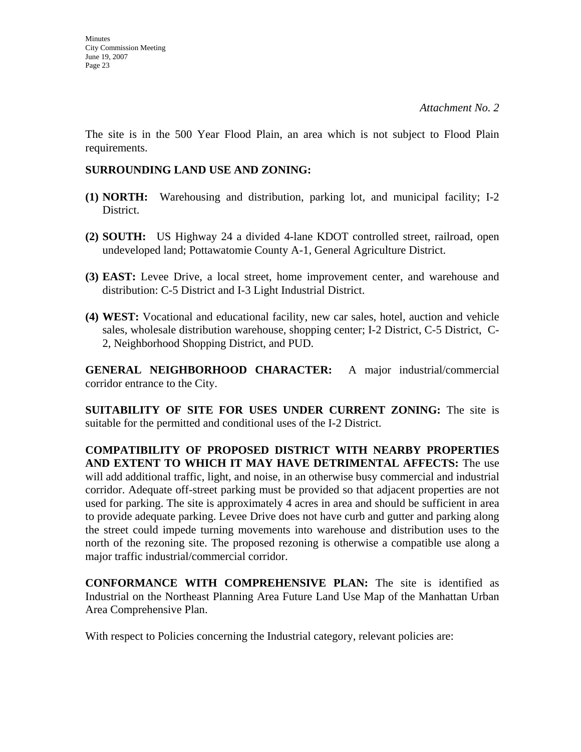*Attachment No. 2*

The site is in the 500 Year Flood Plain, an area which is not subject to Flood Plain requirements.

**SURROUNDING LAND USE AND ZONING:**

**(1) NORTH:** Warehousing and distribution, parking lot, and municipal facility; I-2 District.

**(2) SOUTH:** US Highway 24 a divided 4-lane KDOT controlled street, railroad, open undeveloped land; Pottawatomie County A-1, General Agriculture District.

**(3) EAST:** Levee Drive, a local street, home improvement center, and warehouse and distribution: C-5 District and I-3 Light Industrial District.

**(4) WEST:** Vocational and educational facility, new car sales, hotel, auction and vehicle sales, wholesale distribution warehouse, shopping center; I-2 District, C-5 District, C-2, Neighborhood Shopping District, and PUD.

**GENERAL NEIGHBORHOOD CHARACTER:** A major industrial/commercial corridor entrance to the City.

**SUITABILITY OF SITE FOR USES UNDER CURRENT ZONING:** The site is suitable for the permitted and conditional uses of the I-2 District.

**COMPATIBILITY OF PROPOSED DISTRICT WITH NEARBY PROPERTIES AND EXTENT TO WHICH IT MAY HAVE DETRIMENTAL AFFECTS:** The use will add additional traffic, light, and noise, in an otherwise busy commercial and industrial corridor. Adequate off-street parking must be provided so that adjacent properties are not used for parking. The site is approximately 4 acres in area and should be sufficient in area to provide adequate parking. Levee Drive does not have curb and gutter and parking along the street could impede turning movements into warehouse and distribution uses to the north of the rezoning site. The proposed rezoning is otherwise a compatible use along a major traffic industrial/commercial corridor.

**CONFORMANCE WITH COMPREHENSIVE PLAN:** The site is identified as Industrial on the Northeast Planning Area Future Land Use Map of the Manhattan Urban Area Comprehensive Plan.

With respect to Policies concerning the Industrial category, relevant policies are: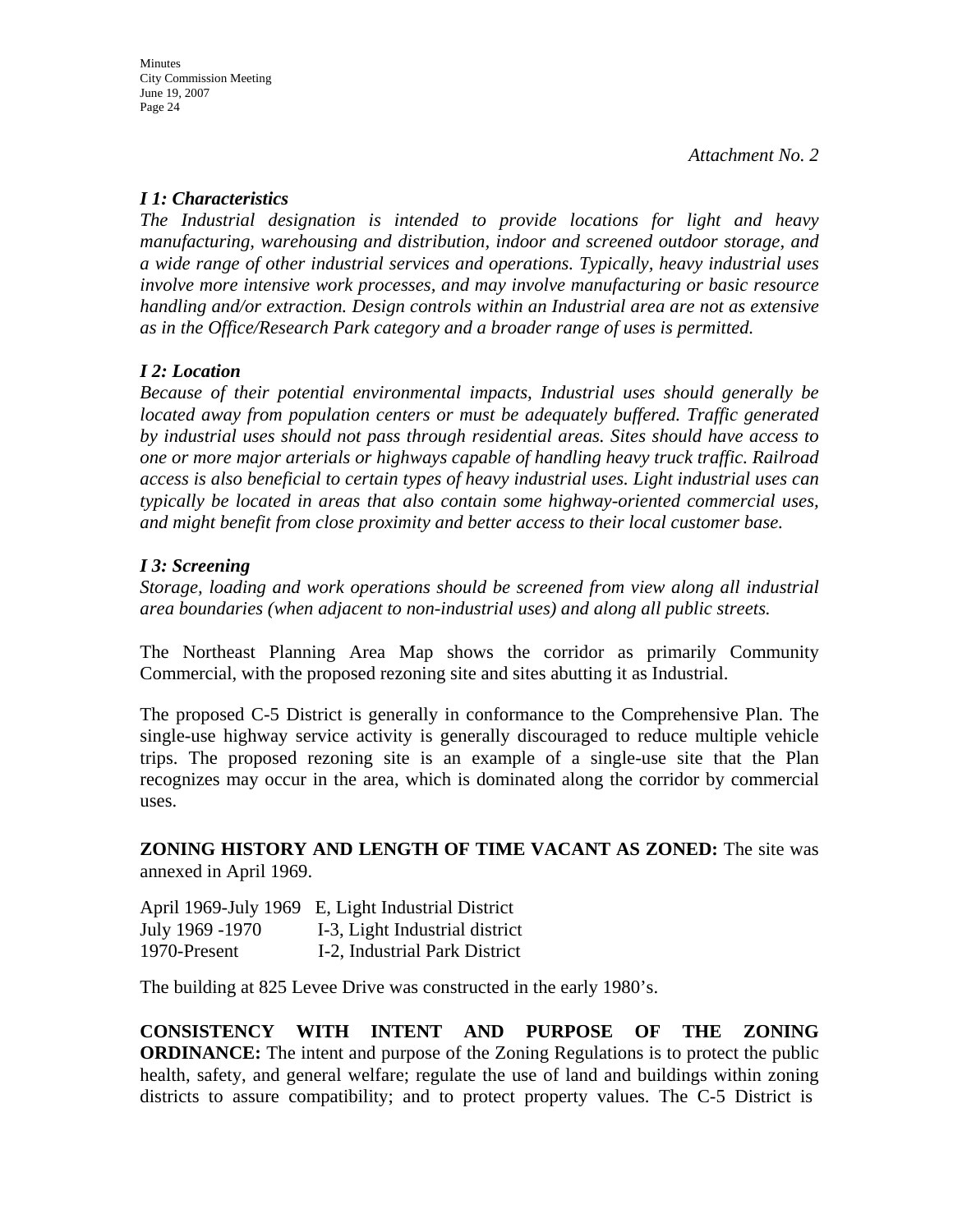*Attachment No. 2*

***I 1: Characteristics***

*The Industrial designation is intended to provide locations for light and heavy manufacturing, warehousing and distribution, indoor and screened outdoor storage, and a wide range of other industrial services and operations. Typically, heavy industrial uses involve more intensive work processes, and may involve manufacturing or basic resource handling and/or extraction. Design controls within an Industrial area are not as extensive as in the Office/Research Park category and a broader range of uses is permitted.*

***I 2: Location***

*Because of their potential environmental impacts, Industrial uses should generally be located away from population centers or must be adequately buffered. Traffic generated by industrial uses should not pass through residential areas. Sites should have access to one or more major arterials or highways capable of handling heavy truck traffic. Railroad access is also beneficial to certain types of heavy industrial uses. Light industrial uses can typically be located in areas that also contain some highway-oriented commercial uses, and might benefit from close proximity and better access to their local customer base.*

***I 3: Screening***

*Storage, loading and work operations should be screened from view along all industrial area boundaries (when adjacent to non-industrial uses) and along all public streets.*

The Northeast Planning Area Map shows the corridor as primarily Community Commercial, with the proposed rezoning site and sites abutting it as Industrial.

The proposed C-5 District is generally in conformance to the Comprehensive Plan. The single-use highway service activity is generally discouraged to reduce multiple vehicle trips. The proposed rezoning site is an example of a single-use site that the Plan recognizes may occur in the area, which is dominated along the corridor by commercial uses.

**ZONING HISTORY AND LENGTH OF TIME VACANT AS ZONED:** The site was annexed in April 1969.

| | |
|---|---|
| April 1969-July 1969 | E, Light Industrial District |
| July 1969 -1970 | I-3, Light Industrial district |
| 1970-Present | I-2, Industrial Park District |

The building at 825 Levee Drive was constructed in the early 1980's.

**CONSISTENCY WITH INTENT AND PURPOSE OF THE ZONING ORDINANCE:** The intent and purpose of the Zoning Regulations is to protect the public health, safety, and general welfare; regulate the use of land and buildings within zoning districts to assure compatibility; and to protect property values. The C-5 District is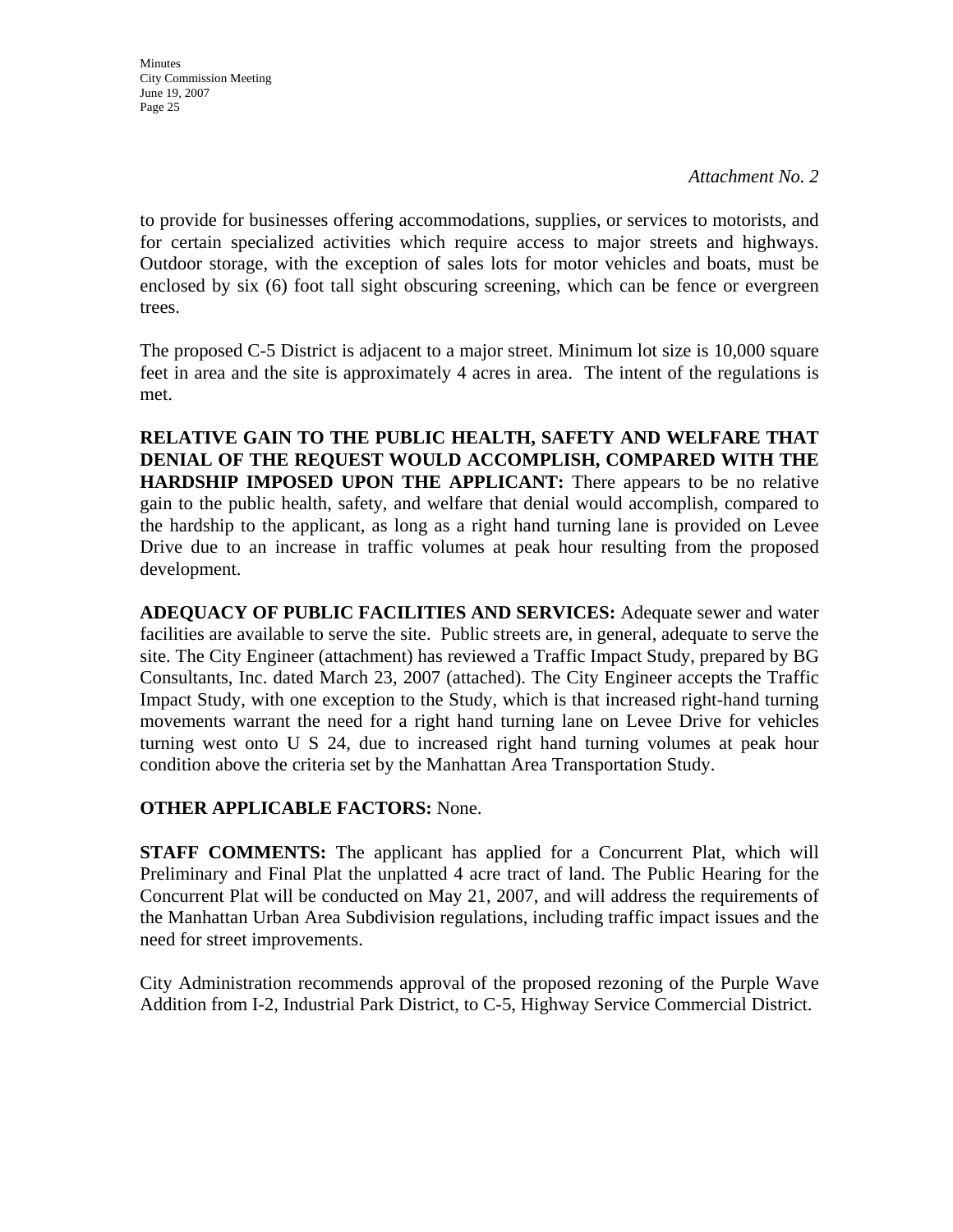*Attachment No. 2*

to provide for businesses offering accommodations, supplies, or services to motorists, and for certain specialized activities which require access to major streets and highways. Outdoor storage, with the exception of sales lots for motor vehicles and boats, must be enclosed by six (6) foot tall sight obscuring screening, which can be fence or evergreen trees.

The proposed C-5 District is adjacent to a major street. Minimum lot size is 10,000 square feet in area and the site is approximately 4 acres in area. The intent of the regulations is met.

**RELATIVE GAIN TO THE PUBLIC HEALTH, SAFETY AND WELFARE THAT DENIAL OF THE REQUEST WOULD ACCOMPLISH, COMPARED WITH THE HARDSHIP IMPOSED UPON THE APPLICANT:** There appears to be no relative gain to the public health, safety, and welfare that denial would accomplish, compared to the hardship to the applicant, as long as a right hand turning lane is provided on Levee Drive due to an increase in traffic volumes at peak hour resulting from the proposed development.

**ADEQUACY OF PUBLIC FACILITIES AND SERVICES:** Adequate sewer and water facilities are available to serve the site. Public streets are, in general, adequate to serve the site. The City Engineer (attachment) has reviewed a Traffic Impact Study, prepared by BG Consultants, Inc. dated March 23, 2007 (attached). The City Engineer accepts the Traffic Impact Study, with one exception to the Study, which is that increased right-hand turning movements warrant the need for a right hand turning lane on Levee Drive for vehicles turning west onto U S 24, due to increased right hand turning volumes at peak hour condition above the criteria set by the Manhattan Area Transportation Study.

**OTHER APPLICABLE FACTORS:** None.

**STAFF COMMENTS:** The applicant has applied for a Concurrent Plat, which will Preliminary and Final Plat the unplatted 4 acre tract of land. The Public Hearing for the Concurrent Plat will be conducted on May 21, 2007, and will address the requirements of the Manhattan Urban Area Subdivision regulations, including traffic impact issues and the need for street improvements.

City Administration recommends approval of the proposed rezoning of the Purple Wave Addition from I-2, Industrial Park District, to C-5, Highway Service Commercial District.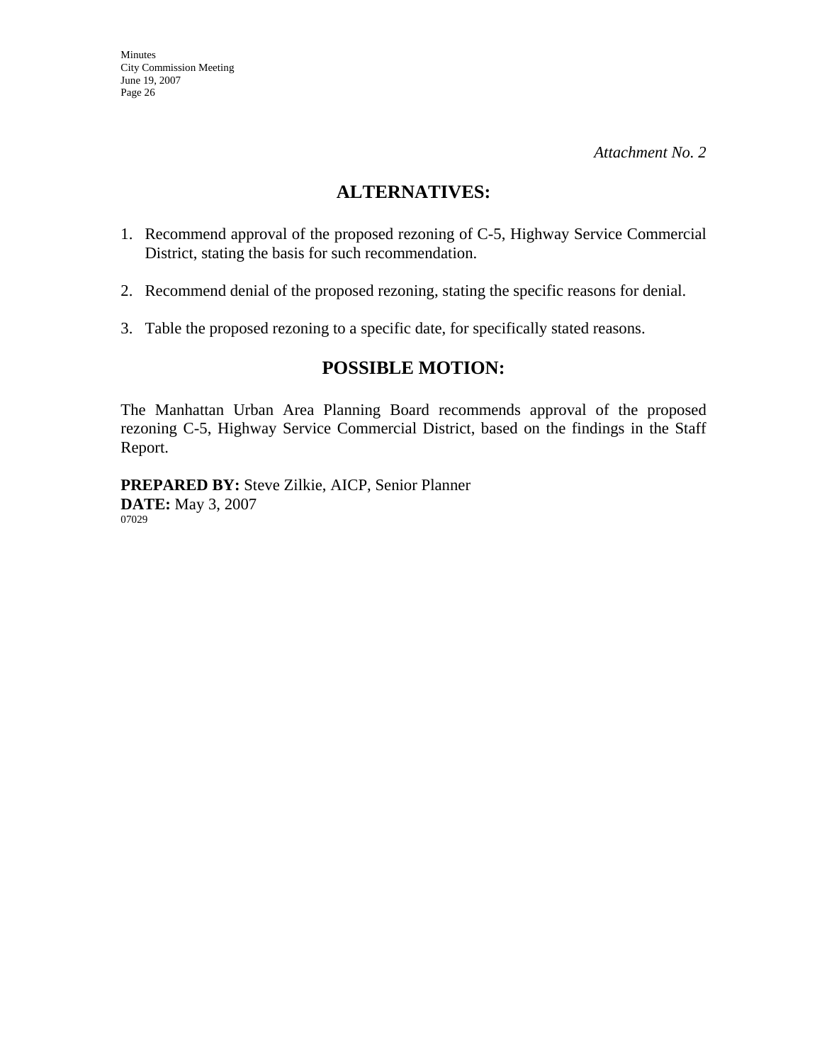*Attachment No. 2*

## ALTERNATIVES:

1. Recommend approval of the proposed rezoning of C-5, Highway Service Commercial District, stating the basis for such recommendation.

2. Recommend denial of the proposed rezoning, stating the specific reasons for denial.

3. Table the proposed rezoning to a specific date, for specifically stated reasons.

## POSSIBLE MOTION:

The Manhattan Urban Area Planning Board recommends approval of the proposed rezoning C-5, Highway Service Commercial District, based on the findings in the Staff Report.

**PREPARED BY:** Steve Zilkie, AICP, Senior Planner
**DATE:** May 3, 2007
07029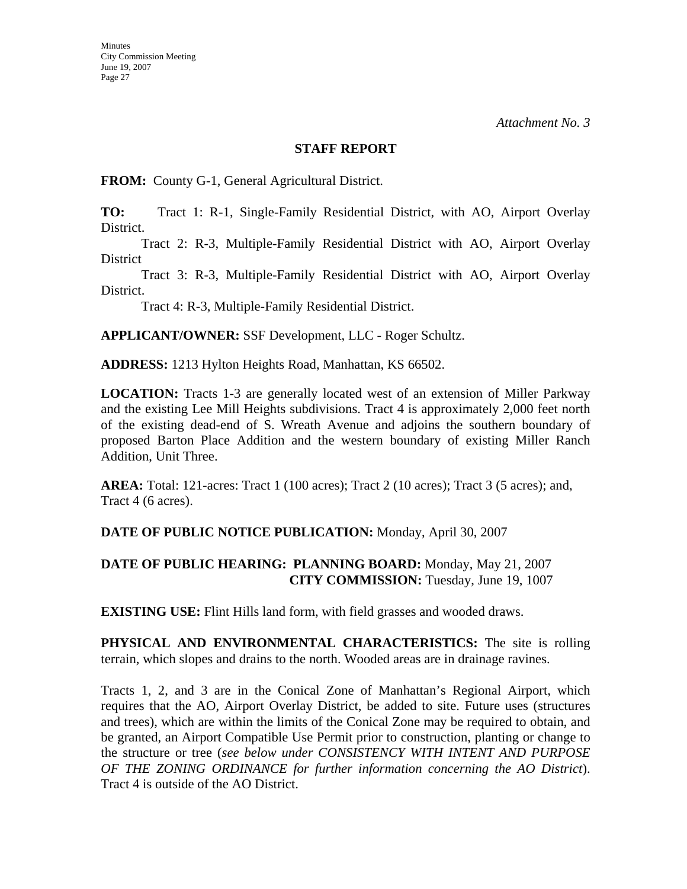*Attachment No. 3*

**STAFF REPORT**

**FROM:** County G-1, General Agricultural District.

**TO:** Tract 1: R-1, Single-Family Residential District, with AO, Airport Overlay District.

Tract 2: R-3, Multiple-Family Residential District with AO, Airport Overlay District

Tract 3: R-3, Multiple-Family Residential District with AO, Airport Overlay District.

Tract 4: R-3, Multiple-Family Residential District.

**APPLICANT/OWNER:** SSF Development, LLC - Roger Schultz.

**ADDRESS:** 1213 Hylton Heights Road, Manhattan, KS 66502.

**LOCATION:** Tracts 1-3 are generally located west of an extension of Miller Parkway and the existing Lee Mill Heights subdivisions. Tract 4 is approximately 2,000 feet north of the existing dead-end of S. Wreath Avenue and adjoins the southern boundary of proposed Barton Place Addition and the western boundary of existing Miller Ranch Addition, Unit Three.

**AREA:** Total: 121-acres: Tract 1 (100 acres); Tract 2 (10 acres); Tract 3 (5 acres); and, Tract 4 (6 acres).

**DATE OF PUBLIC NOTICE PUBLICATION:** Monday, April 30, 2007

**DATE OF PUBLIC HEARING: PLANNING BOARD:** Monday, May 21, 2007
**CITY COMMISSION:** Tuesday, June 19, 1007

**EXISTING USE:** Flint Hills land form, with field grasses and wooded draws.

**PHYSICAL AND ENVIRONMENTAL CHARACTERISTICS:** The site is rolling terrain, which slopes and drains to the north. Wooded areas are in drainage ravines.

Tracts 1, 2, and 3 are in the Conical Zone of Manhattan's Regional Airport, which requires that the AO, Airport Overlay District, be added to site. Future uses (structures and trees), which are within the limits of the Conical Zone may be required to obtain, and be granted, an Airport Compatible Use Permit prior to construction, planting or change to the structure or tree (*see below under CONSISTENCY WITH INTENT AND PURPOSE OF THE ZONING ORDINANCE for further information concerning the AO District*). Tract 4 is outside of the AO District.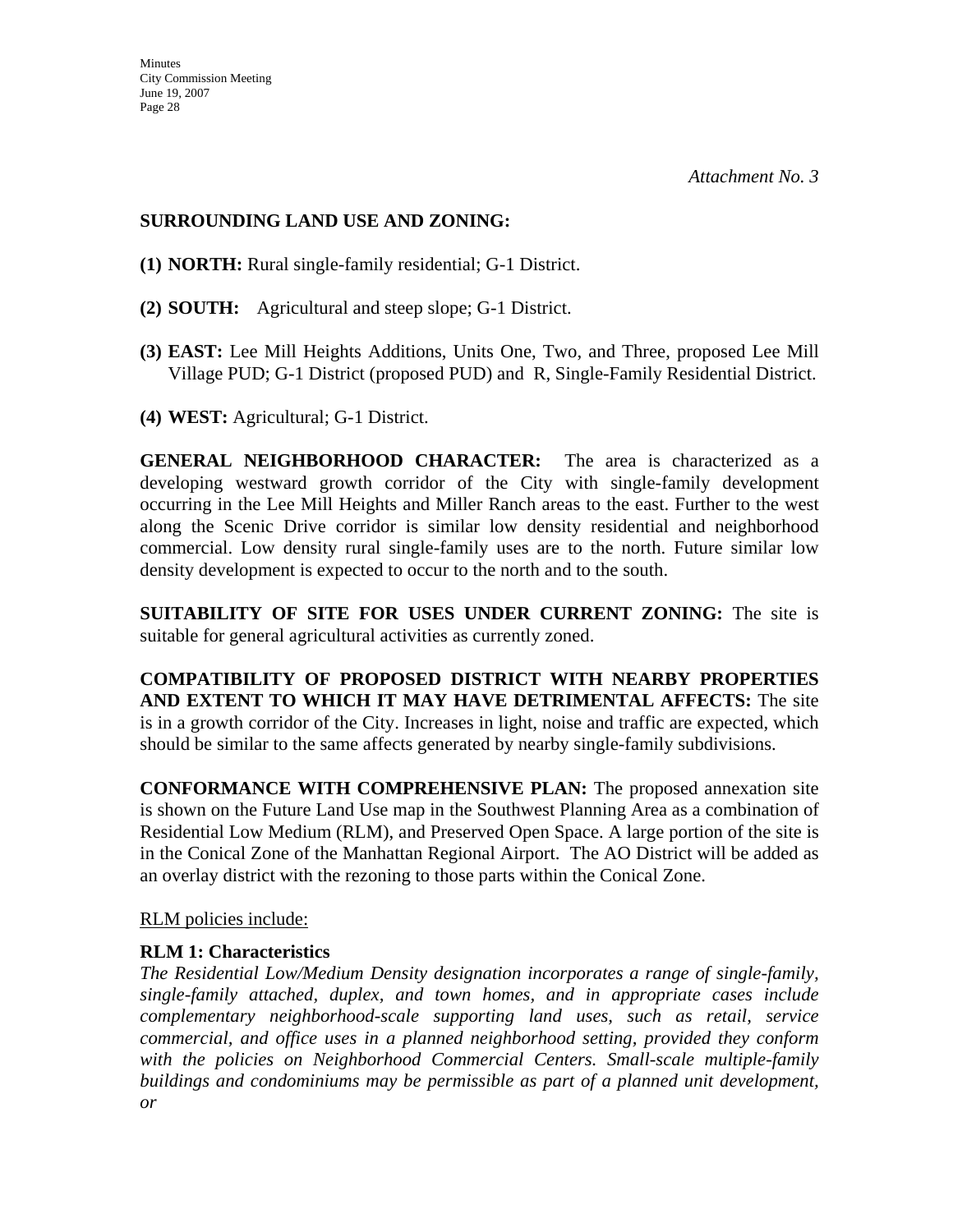*Attachment No. 3*

**SURROUNDING LAND USE AND ZONING:**

**(1) NORTH:** Rural single-family residential; G-1 District.

**(2) SOUTH:** Agricultural and steep slope; G-1 District.

**(3) EAST:** Lee Mill Heights Additions, Units One, Two, and Three, proposed Lee Mill Village PUD; G-1 District (proposed PUD) and R, Single-Family Residential District.

**(4) WEST:** Agricultural; G-1 District.

**GENERAL NEIGHBORHOOD CHARACTER:** The area is characterized as a developing westward growth corridor of the City with single-family development occurring in the Lee Mill Heights and Miller Ranch areas to the east. Further to the west along the Scenic Drive corridor is similar low density residential and neighborhood commercial. Low density rural single-family uses are to the north. Future similar low density development is expected to occur to the north and to the south.

**SUITABILITY OF SITE FOR USES UNDER CURRENT ZONING:** The site is suitable for general agricultural activities as currently zoned.

**COMPATIBILITY OF PROPOSED DISTRICT WITH NEARBY PROPERTIES AND EXTENT TO WHICH IT MAY HAVE DETRIMENTAL AFFECTS:** The site is in a growth corridor of the City. Increases in light, noise and traffic are expected, which should be similar to the same affects generated by nearby single-family subdivisions.

**CONFORMANCE WITH COMPREHENSIVE PLAN:** The proposed annexation site is shown on the Future Land Use map in the Southwest Planning Area as a combination of Residential Low Medium (RLM), and Preserved Open Space. A large portion of the site is in the Conical Zone of the Manhattan Regional Airport. The AO District will be added as an overlay district with the rezoning to those parts within the Conical Zone.

RLM policies include:

**RLM 1: Characteristics**

*The Residential Low/Medium Density designation incorporates a range of single-family, single-family attached, duplex, and town homes, and in appropriate cases include complementary neighborhood-scale supporting land uses, such as retail, service commercial, and office uses in a planned neighborhood setting, provided they conform with the policies on Neighborhood Commercial Centers. Small-scale multiple-family buildings and condominiums may be permissible as part of a planned unit development, or*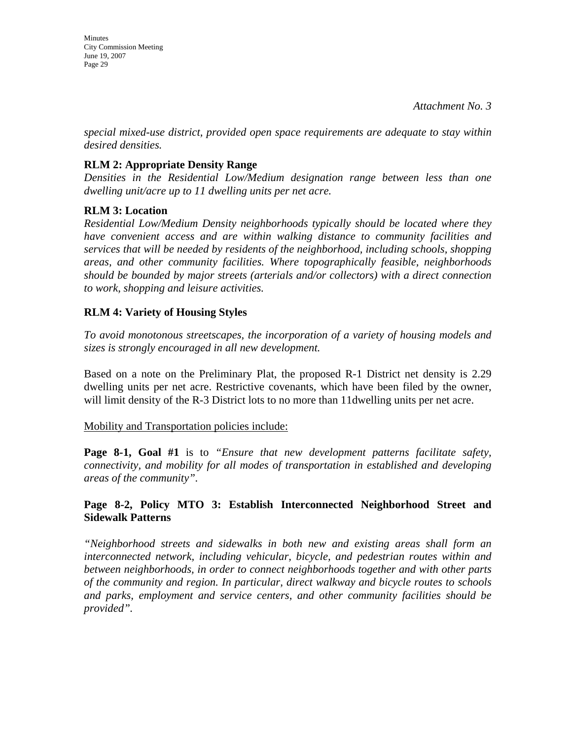*Attachment No. 3*

*special mixed-use district, provided open space requirements are adequate to stay within desired densities.*

**RLM 2: Appropriate Density Range**
*Densities in the Residential Low/Medium designation range between less than one dwelling unit/acre up to 11 dwelling units per net acre.*

**RLM 3: Location**
*Residential Low/Medium Density neighborhoods typically should be located where they have convenient access and are within walking distance to community facilities and services that will be needed by residents of the neighborhood, including schools, shopping areas, and other community facilities. Where topographically feasible, neighborhoods should be bounded by major streets (arterials and/or collectors) with a direct connection to work, shopping and leisure activities.*

**RLM 4: Variety of Housing Styles**

*To avoid monotonous streetscapes, the incorporation of a variety of housing models and sizes is strongly encouraged in all new development.*

Based on a note on the Preliminary Plat, the proposed R-1 District net density is 2.29 dwelling units per net acre. Restrictive covenants, which have been filed by the owner, will limit density of the R-3 District lots to no more than 11dwelling units per net acre.

<u>Mobility and Transportation policies include:</u>

**Page 8-1, Goal #1** is to "*Ensure that new development patterns facilitate safety, connectivity, and mobility for all modes of transportation in established and developing areas of the community"*.

**Page 8-2, Policy MTO 3: Establish Interconnected Neighborhood Street and Sidewalk Patterns**

*"Neighborhood streets and sidewalks in both new and existing areas shall form an interconnected network, including vehicular, bicycle, and pedestrian routes within and between neighborhoods, in order to connect neighborhoods together and with other parts of the community and region. In particular, direct walkway and bicycle routes to schools and parks, employment and service centers, and other community facilities should be provided".*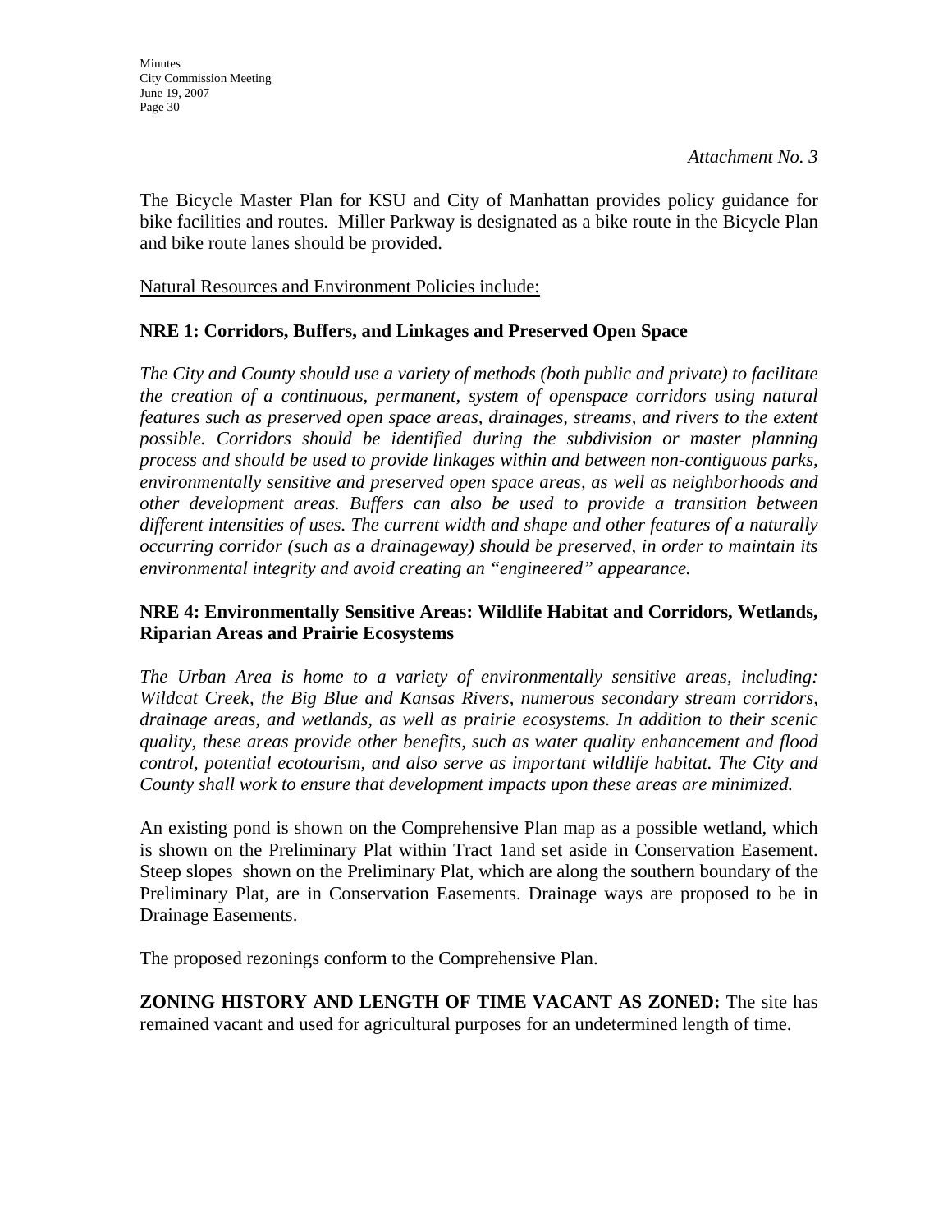*Attachment No. 3*

The Bicycle Master Plan for KSU and City of Manhattan provides policy guidance for bike facilities and routes. Miller Parkway is designated as a bike route in the Bicycle Plan and bike route lanes should be provided.

Natural Resources and Environment Policies include:

**NRE 1: Corridors, Buffers, and Linkages and Preserved Open Space**

*The City and County should use a variety of methods (both public and private) to facilitate the creation of a continuous, permanent, system of openspace corridors using natural features such as preserved open space areas, drainages, streams, and rivers to the extent possible. Corridors should be identified during the subdivision or master planning process and should be used to provide linkages within and between non-contiguous parks, environmentally sensitive and preserved open space areas, as well as neighborhoods and other development areas. Buffers can also be used to provide a transition between different intensities of uses. The current width and shape and other features of a naturally occurring corridor (such as a drainageway) should be preserved, in order to maintain its environmental integrity and avoid creating an "engineered" appearance.*

**NRE 4: Environmentally Sensitive Areas: Wildlife Habitat and Corridors, Wetlands, Riparian Areas and Prairie Ecosystems**

*The Urban Area is home to a variety of environmentally sensitive areas, including: Wildcat Creek, the Big Blue and Kansas Rivers, numerous secondary stream corridors, drainage areas, and wetlands, as well as prairie ecosystems. In addition to their scenic quality, these areas provide other benefits, such as water quality enhancement and flood control, potential ecotourism, and also serve as important wildlife habitat. The City and County shall work to ensure that development impacts upon these areas are minimized.*

An existing pond is shown on the Comprehensive Plan map as a possible wetland, which is shown on the Preliminary Plat within Tract 1and set aside in Conservation Easement. Steep slopes shown on the Preliminary Plat, which are along the southern boundary of the Preliminary Plat, are in Conservation Easements. Drainage ways are proposed to be in Drainage Easements.

The proposed rezonings conform to the Comprehensive Plan.

**ZONING HISTORY AND LENGTH OF TIME VACANT AS ZONED:** The site has remained vacant and used for agricultural purposes for an undetermined length of time.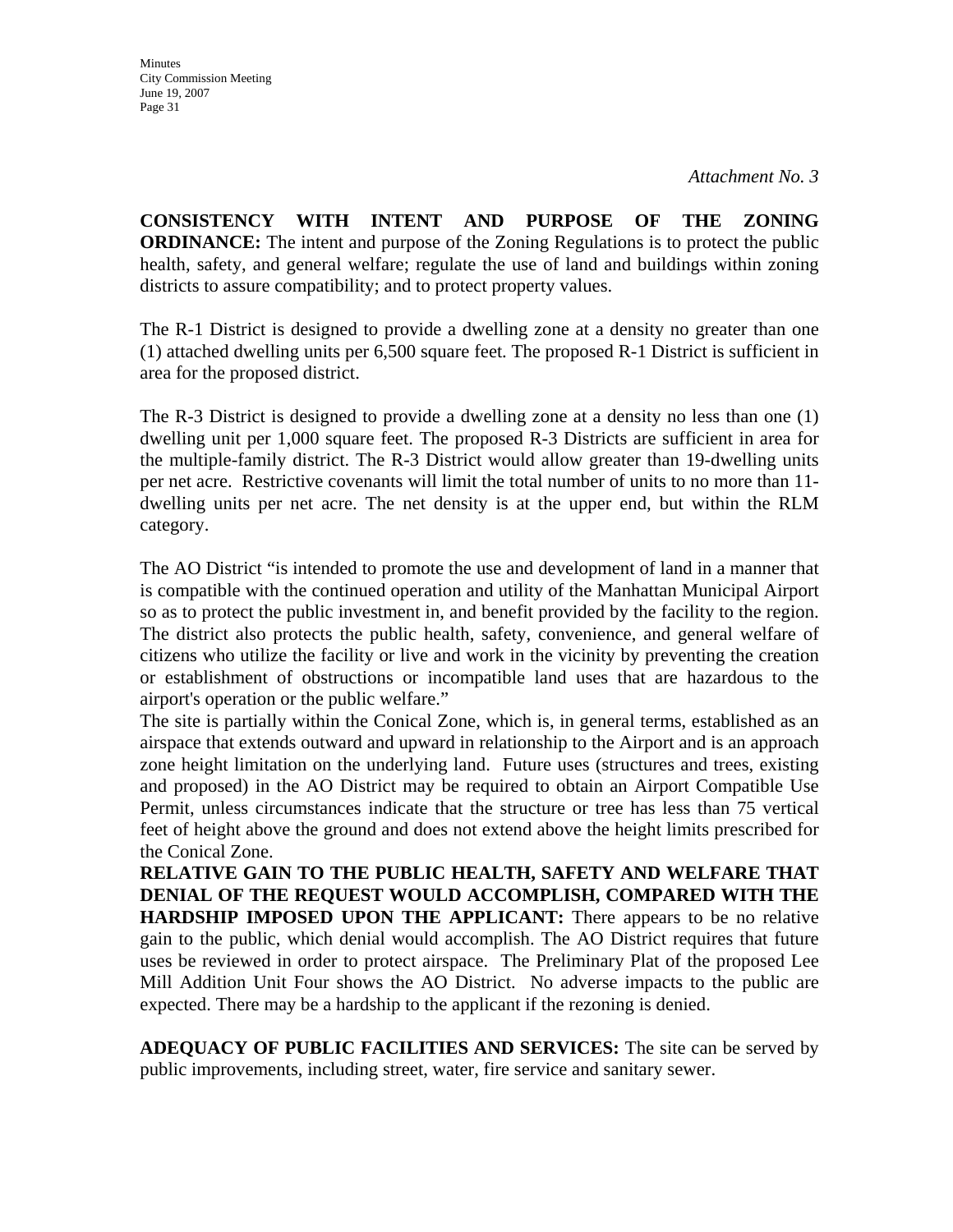*Attachment No. 3*

**CONSISTENCY WITH INTENT AND PURPOSE OF THE ZONING ORDINANCE:** The intent and purpose of the Zoning Regulations is to protect the public health, safety, and general welfare; regulate the use of land and buildings within zoning districts to assure compatibility; and to protect property values.

The R-1 District is designed to provide a dwelling zone at a density no greater than one (1) attached dwelling units per 6,500 square feet. The proposed R-1 District is sufficient in area for the proposed district.

The R-3 District is designed to provide a dwelling zone at a density no less than one (1) dwelling unit per 1,000 square feet. The proposed R-3 Districts are sufficient in area for the multiple-family district. The R-3 District would allow greater than 19-dwelling units per net acre. Restrictive covenants will limit the total number of units to no more than 11-dwelling units per net acre. The net density is at the upper end, but within the RLM category.

The AO District "is intended to promote the use and development of land in a manner that is compatible with the continued operation and utility of the Manhattan Municipal Airport so as to protect the public investment in, and benefit provided by the facility to the region. The district also protects the public health, safety, convenience, and general welfare of citizens who utilize the facility or live and work in the vicinity by preventing the creation or establishment of obstructions or incompatible land uses that are hazardous to the airport's operation or the public welfare."

The site is partially within the Conical Zone, which is, in general terms, established as an airspace that extends outward and upward in relationship to the Airport and is an approach zone height limitation on the underlying land. Future uses (structures and trees, existing and proposed) in the AO District may be required to obtain an Airport Compatible Use Permit, unless circumstances indicate that the structure or tree has less than 75 vertical feet of height above the ground and does not extend above the height limits prescribed for the Conical Zone.

**RELATIVE GAIN TO THE PUBLIC HEALTH, SAFETY AND WELFARE THAT DENIAL OF THE REQUEST WOULD ACCOMPLISH, COMPARED WITH THE HARDSHIP IMPOSED UPON THE APPLICANT:** There appears to be no relative gain to the public, which denial would accomplish. The AO District requires that future uses be reviewed in order to protect airspace. The Preliminary Plat of the proposed Lee Mill Addition Unit Four shows the AO District. No adverse impacts to the public are expected. There may be a hardship to the applicant if the rezoning is denied.

**ADEQUACY OF PUBLIC FACILITIES AND SERVICES:** The site can be served by public improvements, including street, water, fire service and sanitary sewer.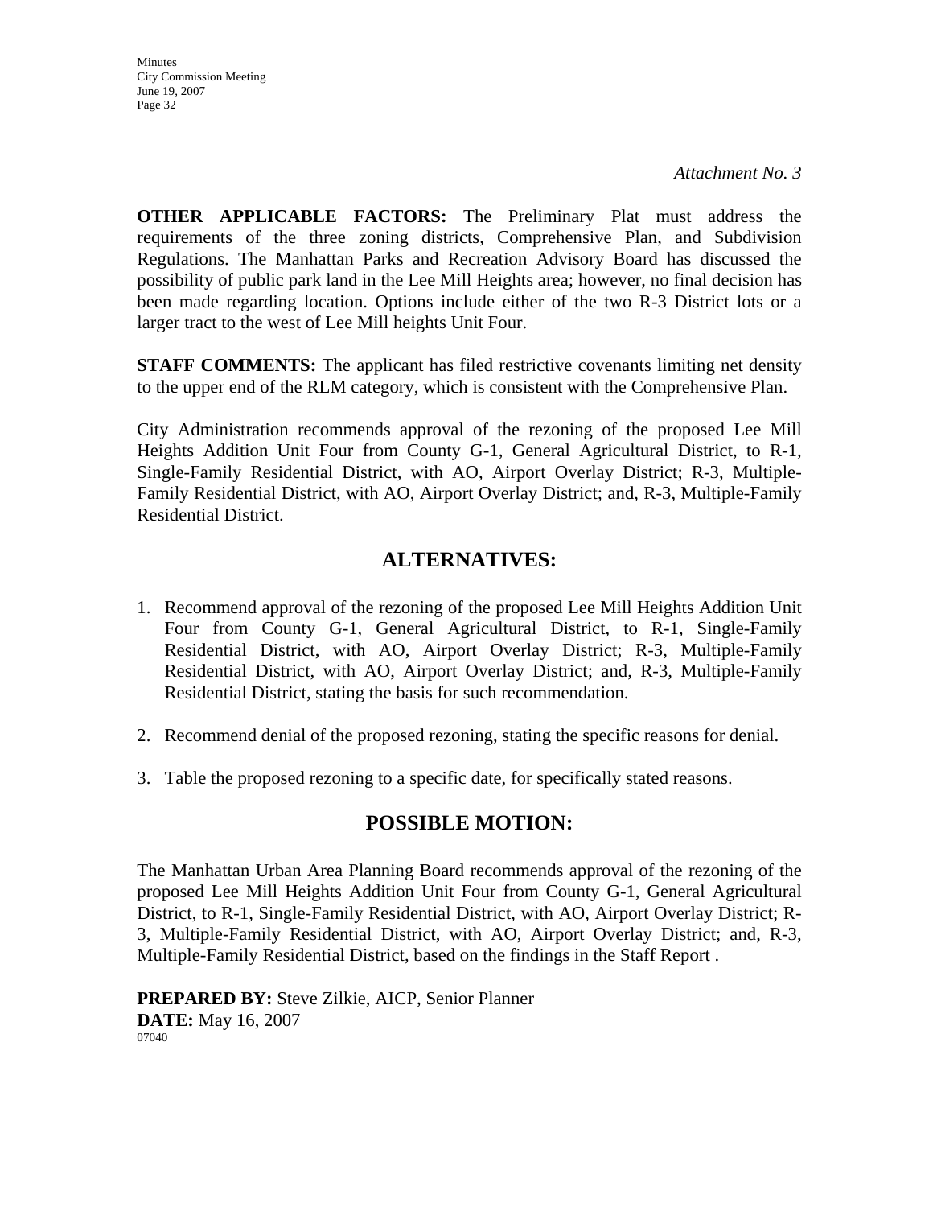*Attachment No. 3*

**OTHER APPLICABLE FACTORS:** The Preliminary Plat must address the requirements of the three zoning districts, Comprehensive Plan, and Subdivision Regulations. The Manhattan Parks and Recreation Advisory Board has discussed the possibility of public park land in the Lee Mill Heights area; however, no final decision has been made regarding location. Options include either of the two R-3 District lots or a larger tract to the west of Lee Mill heights Unit Four.

**STAFF COMMENTS:** The applicant has filed restrictive covenants limiting net density to the upper end of the RLM category, which is consistent with the Comprehensive Plan.

City Administration recommends approval of the rezoning of the proposed Lee Mill Heights Addition Unit Four from County G-1, General Agricultural District, to R-1, Single-Family Residential District, with AO, Airport Overlay District; R-3, Multiple-Family Residential District, with AO, Airport Overlay District; and, R-3, Multiple-Family Residential District.

## ALTERNATIVES:

1. Recommend approval of the rezoning of the proposed Lee Mill Heights Addition Unit Four from County G-1, General Agricultural District, to R-1, Single-Family Residential District, with AO, Airport Overlay District; R-3, Multiple-Family Residential District, with AO, Airport Overlay District; and, R-3, Multiple-Family Residential District, stating the basis for such recommendation.

2. Recommend denial of the proposed rezoning, stating the specific reasons for denial.

3. Table the proposed rezoning to a specific date, for specifically stated reasons.

## POSSIBLE MOTION:

The Manhattan Urban Area Planning Board recommends approval of the rezoning of the proposed Lee Mill Heights Addition Unit Four from County G-1, General Agricultural District, to R-1, Single-Family Residential District, with AO, Airport Overlay District; R-3, Multiple-Family Residential District, with AO, Airport Overlay District; and, R-3, Multiple-Family Residential District, based on the findings in the Staff Report .

**PREPARED BY:** Steve Zilkie, AICP, Senior Planner
**DATE:** May 16, 2007
07040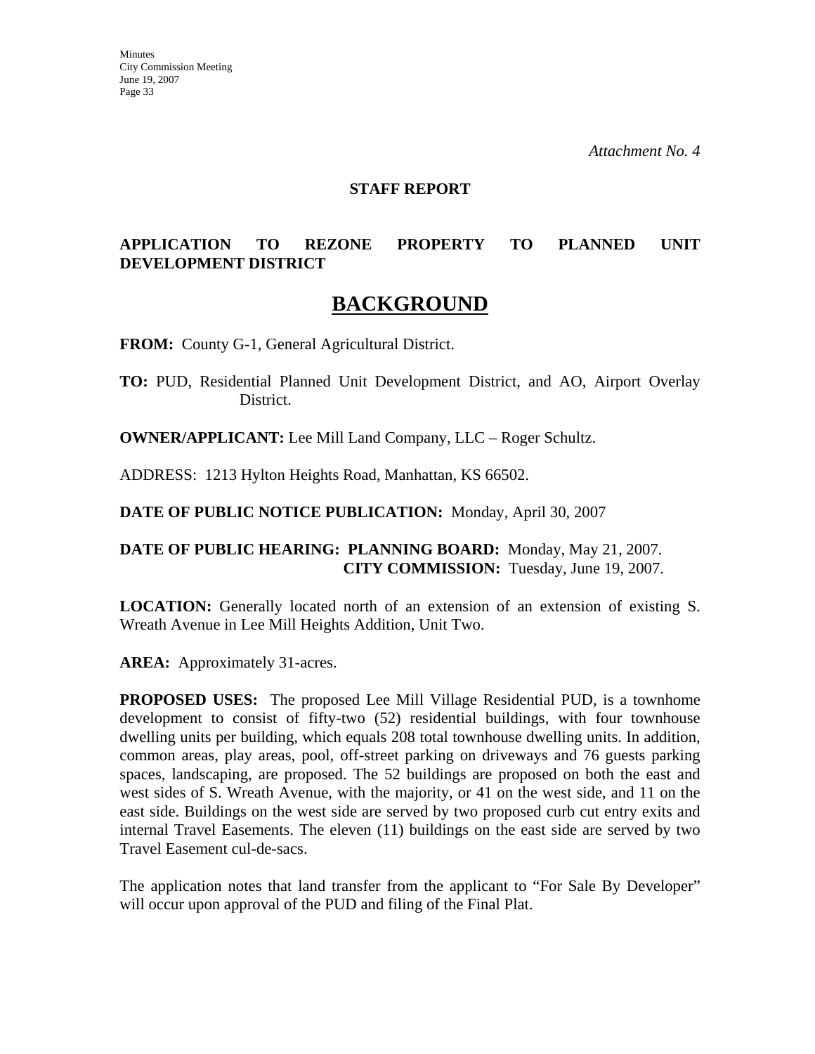*Attachment No. 4*

**STAFF REPORT**

**APPLICATION TO REZONE PROPERTY TO PLANNED UNIT DEVELOPMENT DISTRICT**

# BACKGROUND

**FROM:** County G-1, General Agricultural District.

**TO:** PUD, Residential Planned Unit Development District, and AO, Airport Overlay District.

**OWNER/APPLICANT:** Lee Mill Land Company, LLC – Roger Schultz.

ADDRESS: 1213 Hylton Heights Road, Manhattan, KS 66502.

**DATE OF PUBLIC NOTICE PUBLICATION:** Monday, April 30, 2007

**DATE OF PUBLIC HEARING: PLANNING BOARD:** Monday, May 21, 2007.
**CITY COMMISSION:** Tuesday, June 19, 2007.

**LOCATION:** Generally located north of an extension of an extension of existing S. Wreath Avenue in Lee Mill Heights Addition, Unit Two.

**AREA:** Approximately 31-acres.

**PROPOSED USES:** The proposed Lee Mill Village Residential PUD, is a townhome development to consist of fifty-two (52) residential buildings, with four townhouse dwelling units per building, which equals 208 total townhouse dwelling units. In addition, common areas, play areas, pool, off-street parking on driveways and 76 guests parking spaces, landscaping, are proposed. The 52 buildings are proposed on both the east and west sides of S. Wreath Avenue, with the majority, or 41 on the west side, and 11 on the east side. Buildings on the west side are served by two proposed curb cut entry exits and internal Travel Easements. The eleven (11) buildings on the east side are served by two Travel Easement cul-de-sacs.

The application notes that land transfer from the applicant to "For Sale By Developer" will occur upon approval of the PUD and filing of the Final Plat.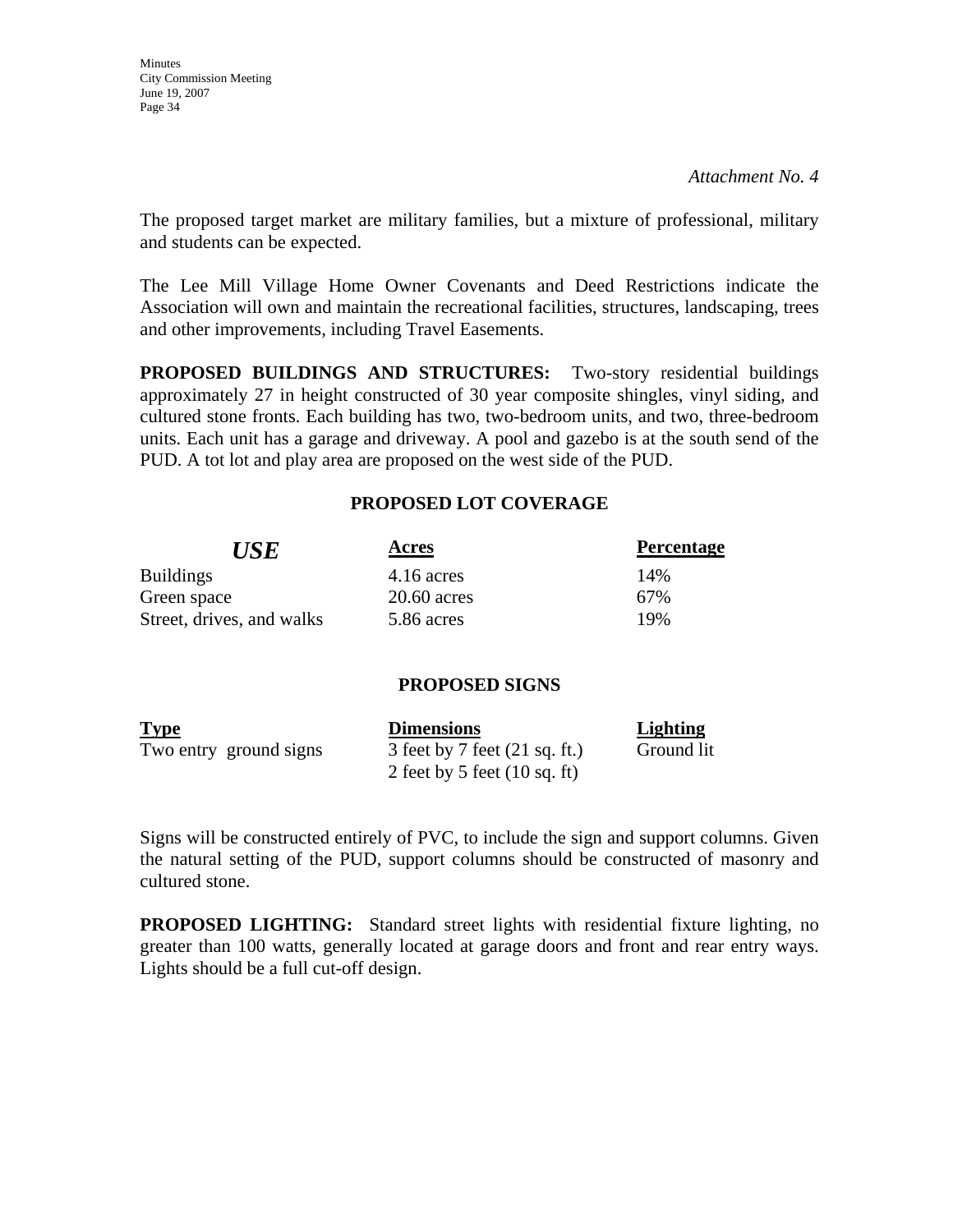*Attachment No. 4*

The proposed target market are military families, but a mixture of professional, military and students can be expected.

The Lee Mill Village Home Owner Covenants and Deed Restrictions indicate the Association will own and maintain the recreational facilities, structures, landscaping, trees and other improvements, including Travel Easements.

**PROPOSED BUILDINGS AND STRUCTURES:** Two-story residential buildings approximately 27 in height constructed of 30 year composite shingles, vinyl siding, and cultured stone fronts. Each building has two, two-bedroom units, and two, three-bedroom units. Each unit has a garage and driveway. A pool and gazebo is at the south send of the PUD. A tot lot and play area are proposed on the west side of the PUD.

**PROPOSED LOT COVERAGE**

| ***USE*** | **Acres** | **Percentage** |
|---|---|---|
| Buildings | 4.16 acres | 14% |
| Green space | 20.60 acres | 67% |
| Street, drives, and walks | 5.86 acres | 19% |

**PROPOSED SIGNS**

| **Type** | **Dimensions** | **Lighting** |
|---|---|---|
| Two entry ground signs | 3 feet by 7 feet (21 sq. ft.)<br>2 feet by 5 feet (10 sq. ft) | Ground lit |

Signs will be constructed entirely of PVC, to include the sign and support columns. Given the natural setting of the PUD, support columns should be constructed of masonry and cultured stone.

**PROPOSED LIGHTING:** Standard street lights with residential fixture lighting, no greater than 100 watts, generally located at garage doors and front and rear entry ways. Lights should be a full cut-off design.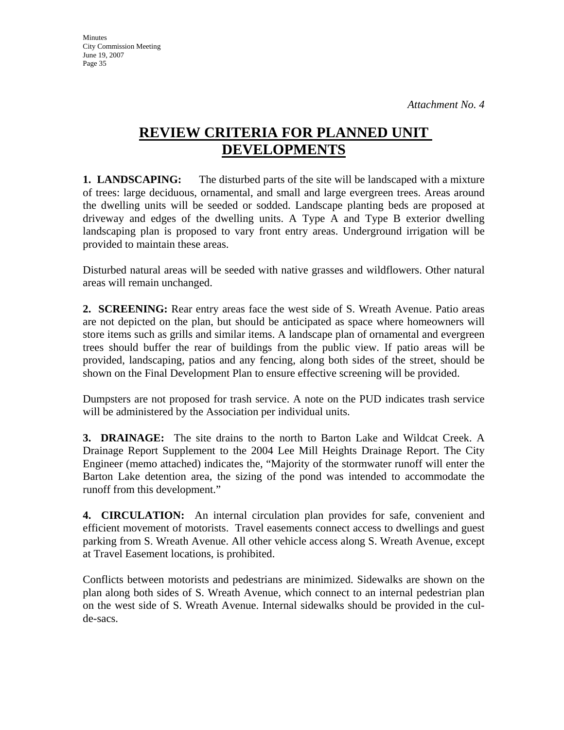*Attachment No. 4*

# REVIEW CRITERIA FOR PLANNED UNIT DEVELOPMENTS

**1. LANDSCAPING:** The disturbed parts of the site will be landscaped with a mixture of trees: large deciduous, ornamental, and small and large evergreen trees. Areas around the dwelling units will be seeded or sodded. Landscape planting beds are proposed at driveway and edges of the dwelling units. A Type A and Type B exterior dwelling landscaping plan is proposed to vary front entry areas. Underground irrigation will be provided to maintain these areas.

Disturbed natural areas will be seeded with native grasses and wildflowers. Other natural areas will remain unchanged.

**2. SCREENING:** Rear entry areas face the west side of S. Wreath Avenue. Patio areas are not depicted on the plan, but should be anticipated as space where homeowners will store items such as grills and similar items. A landscape plan of ornamental and evergreen trees should buffer the rear of buildings from the public view. If patio areas will be provided, landscaping, patios and any fencing, along both sides of the street, should be shown on the Final Development Plan to ensure effective screening will be provided.

Dumpsters are not proposed for trash service. A note on the PUD indicates trash service will be administered by the Association per individual units.

**3. DRAINAGE:** The site drains to the north to Barton Lake and Wildcat Creek. A Drainage Report Supplement to the 2004 Lee Mill Heights Drainage Report. The City Engineer (memo attached) indicates the, "Majority of the stormwater runoff will enter the Barton Lake detention area, the sizing of the pond was intended to accommodate the runoff from this development."

**4. CIRCULATION:** An internal circulation plan provides for safe, convenient and efficient movement of motorists. Travel easements connect access to dwellings and guest parking from S. Wreath Avenue. All other vehicle access along S. Wreath Avenue, except at Travel Easement locations, is prohibited.

Conflicts between motorists and pedestrians are minimized. Sidewalks are shown on the plan along both sides of S. Wreath Avenue, which connect to an internal pedestrian plan on the west side of S. Wreath Avenue. Internal sidewalks should be provided in the cul-de-sacs.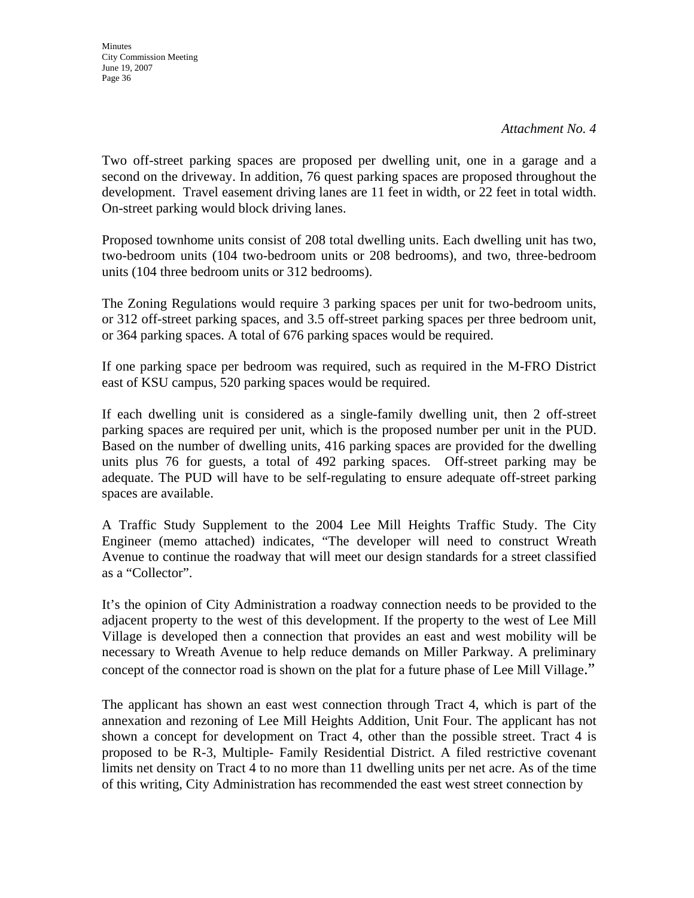*Attachment No. 4*

Two off-street parking spaces are proposed per dwelling unit, one in a garage and a second on the driveway. In addition, 76 quest parking spaces are proposed throughout the development. Travel easement driving lanes are 11 feet in width, or 22 feet in total width. On-street parking would block driving lanes.

Proposed townhome units consist of 208 total dwelling units. Each dwelling unit has two, two-bedroom units (104 two-bedroom units or 208 bedrooms), and two, three-bedroom units (104 three bedroom units or 312 bedrooms).

The Zoning Regulations would require 3 parking spaces per unit for two-bedroom units, or 312 off-street parking spaces, and 3.5 off-street parking spaces per three bedroom unit, or 364 parking spaces. A total of 676 parking spaces would be required.

If one parking space per bedroom was required, such as required in the M-FRO District east of KSU campus, 520 parking spaces would be required.

If each dwelling unit is considered as a single-family dwelling unit, then 2 off-street parking spaces are required per unit, which is the proposed number per unit in the PUD. Based on the number of dwelling units, 416 parking spaces are provided for the dwelling units plus 76 for guests, a total of 492 parking spaces. Off-street parking may be adequate. The PUD will have to be self-regulating to ensure adequate off-street parking spaces are available.

A Traffic Study Supplement to the 2004 Lee Mill Heights Traffic Study. The City Engineer (memo attached) indicates, "The developer will need to construct Wreath Avenue to continue the roadway that will meet our design standards for a street classified as a "Collector".

It's the opinion of City Administration a roadway connection needs to be provided to the adjacent property to the west of this development. If the property to the west of Lee Mill Village is developed then a connection that provides an east and west mobility will be necessary to Wreath Avenue to help reduce demands on Miller Parkway. A preliminary concept of the connector road is shown on the plat for a future phase of Lee Mill Village."

The applicant has shown an east west connection through Tract 4, which is part of the annexation and rezoning of Lee Mill Heights Addition, Unit Four. The applicant has not shown a concept for development on Tract 4, other than the possible street. Tract 4 is proposed to be R-3, Multiple- Family Residential District. A filed restrictive covenant limits net density on Tract 4 to no more than 11 dwelling units per net acre. As of the time of this writing, City Administration has recommended the east west street connection by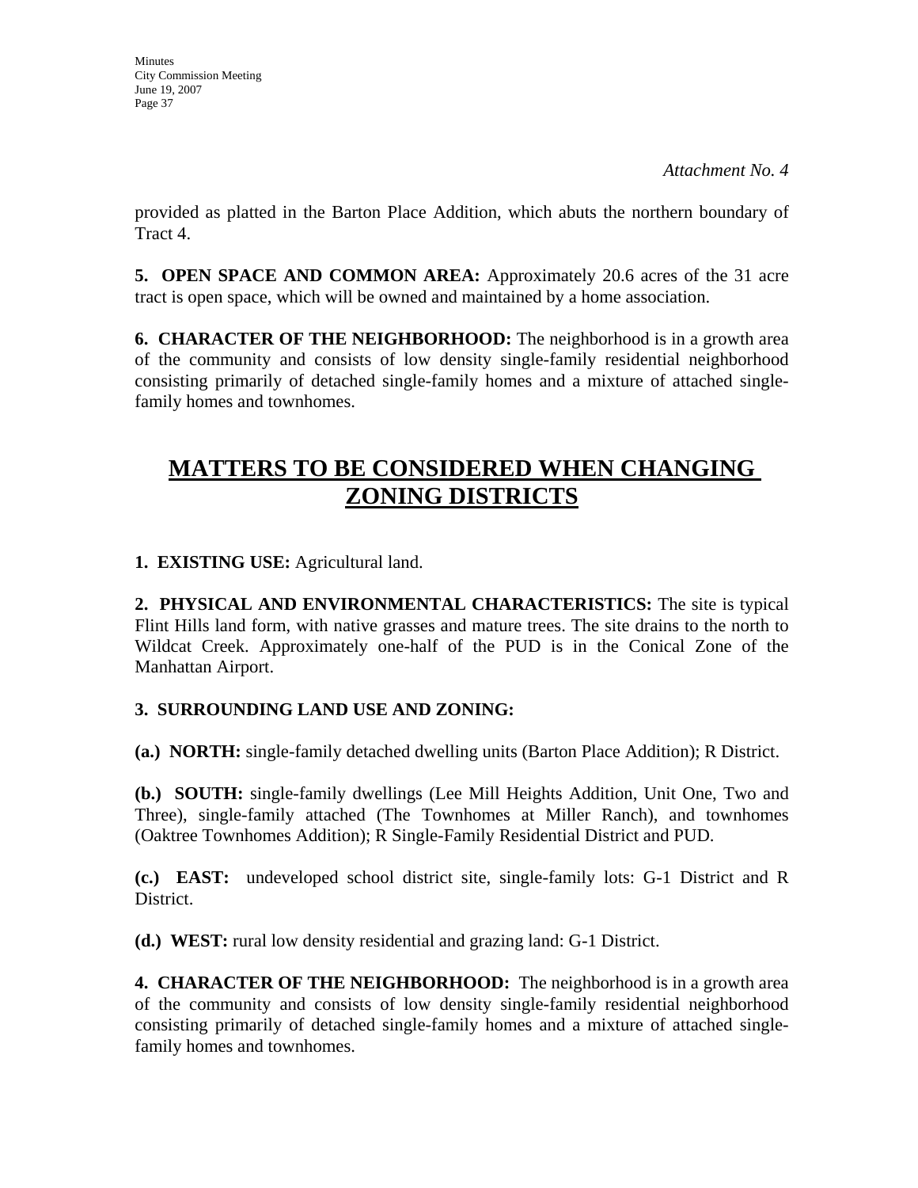*Attachment No. 4*

provided as platted in the Barton Place Addition, which abuts the northern boundary of Tract 4.

**5. OPEN SPACE AND COMMON AREA:** Approximately 20.6 acres of the 31 acre tract is open space, which will be owned and maintained by a home association.

**6. CHARACTER OF THE NEIGHBORHOOD:** The neighborhood is in a growth area of the community and consists of low density single-family residential neighborhood consisting primarily of detached single-family homes and a mixture of attached single-family homes and townhomes.

## MATTERS TO BE CONSIDERED WHEN CHANGING ZONING DISTRICTS

**1. EXISTING USE:** Agricultural land.

**2. PHYSICAL AND ENVIRONMENTAL CHARACTERISTICS:** The site is typical Flint Hills land form, with native grasses and mature trees. The site drains to the north to Wildcat Creek. Approximately one-half of the PUD is in the Conical Zone of the Manhattan Airport.

**3. SURROUNDING LAND USE AND ZONING:**

**(a.) NORTH:** single-family detached dwelling units (Barton Place Addition); R District.

**(b.) SOUTH:** single-family dwellings (Lee Mill Heights Addition, Unit One, Two and Three), single-family attached (The Townhomes at Miller Ranch), and townhomes (Oaktree Townhomes Addition); R Single-Family Residential District and PUD.

**(c.) EAST:** undeveloped school district site, single-family lots: G-1 District and R District.

**(d.) WEST:** rural low density residential and grazing land: G-1 District.

**4. CHARACTER OF THE NEIGHBORHOOD:** The neighborhood is in a growth area of the community and consists of low density single-family residential neighborhood consisting primarily of detached single-family homes and a mixture of attached single-family homes and townhomes.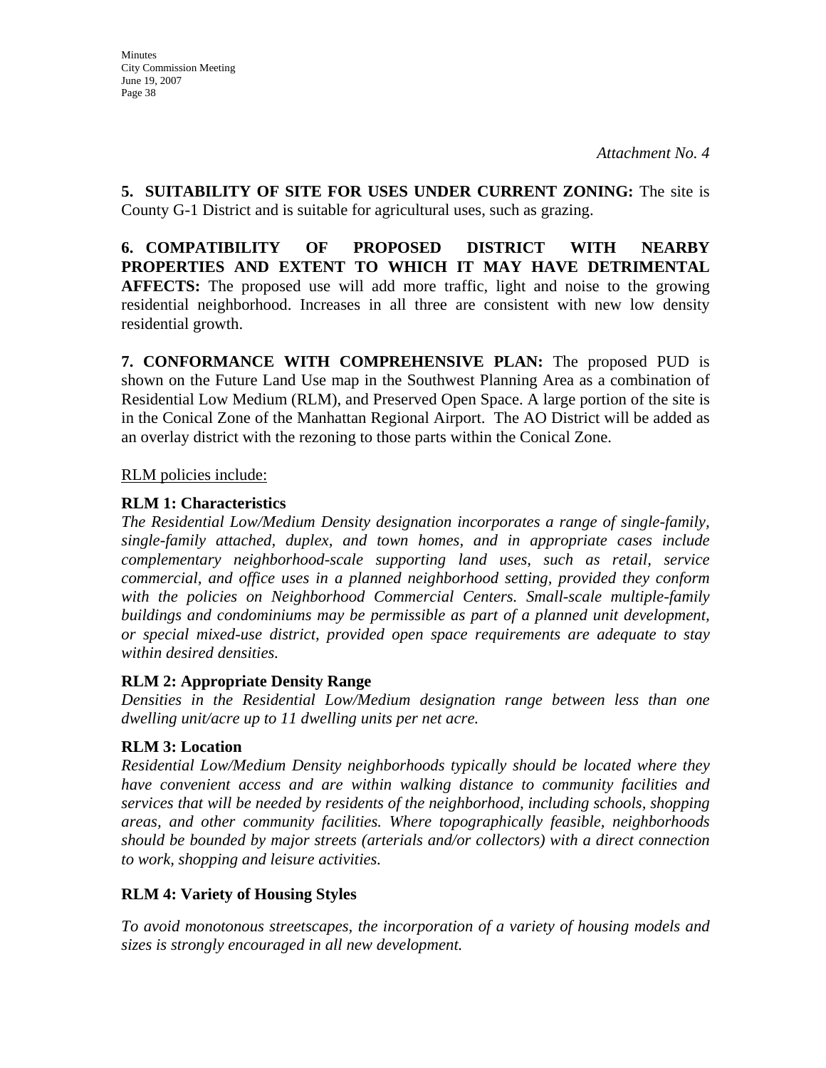*Attachment No. 4*

**5. SUITABILITY OF SITE FOR USES UNDER CURRENT ZONING:** The site is County G-1 District and is suitable for agricultural uses, such as grazing.

**6. COMPATIBILITY OF PROPOSED DISTRICT WITH NEARBY PROPERTIES AND EXTENT TO WHICH IT MAY HAVE DETRIMENTAL AFFECTS:** The proposed use will add more traffic, light and noise to the growing residential neighborhood. Increases in all three are consistent with new low density residential growth.

**7. CONFORMANCE WITH COMPREHENSIVE PLAN:** The proposed PUD is shown on the Future Land Use map in the Southwest Planning Area as a combination of Residential Low Medium (RLM), and Preserved Open Space. A large portion of the site is in the Conical Zone of the Manhattan Regional Airport. The AO District will be added as an overlay district with the rezoning to those parts within the Conical Zone.

<u>RLM policies include:</u>

**RLM 1: Characteristics**

*The Residential Low/Medium Density designation incorporates a range of single-family, single-family attached, duplex, and town homes, and in appropriate cases include complementary neighborhood-scale supporting land uses, such as retail, service commercial, and office uses in a planned neighborhood setting, provided they conform with the policies on Neighborhood Commercial Centers. Small-scale multiple-family buildings and condominiums may be permissible as part of a planned unit development, or special mixed-use district, provided open space requirements are adequate to stay within desired densities.*

**RLM 2: Appropriate Density Range**

*Densities in the Residential Low/Medium designation range between less than one dwelling unit/acre up to 11 dwelling units per net acre.*

**RLM 3: Location**

*Residential Low/Medium Density neighborhoods typically should be located where they have convenient access and are within walking distance to community facilities and services that will be needed by residents of the neighborhood, including schools, shopping areas, and other community facilities. Where topographically feasible, neighborhoods should be bounded by major streets (arterials and/or collectors) with a direct connection to work, shopping and leisure activities.*

**RLM 4: Variety of Housing Styles**

*To avoid monotonous streetscapes, the incorporation of a variety of housing models and sizes is strongly encouraged in all new development.*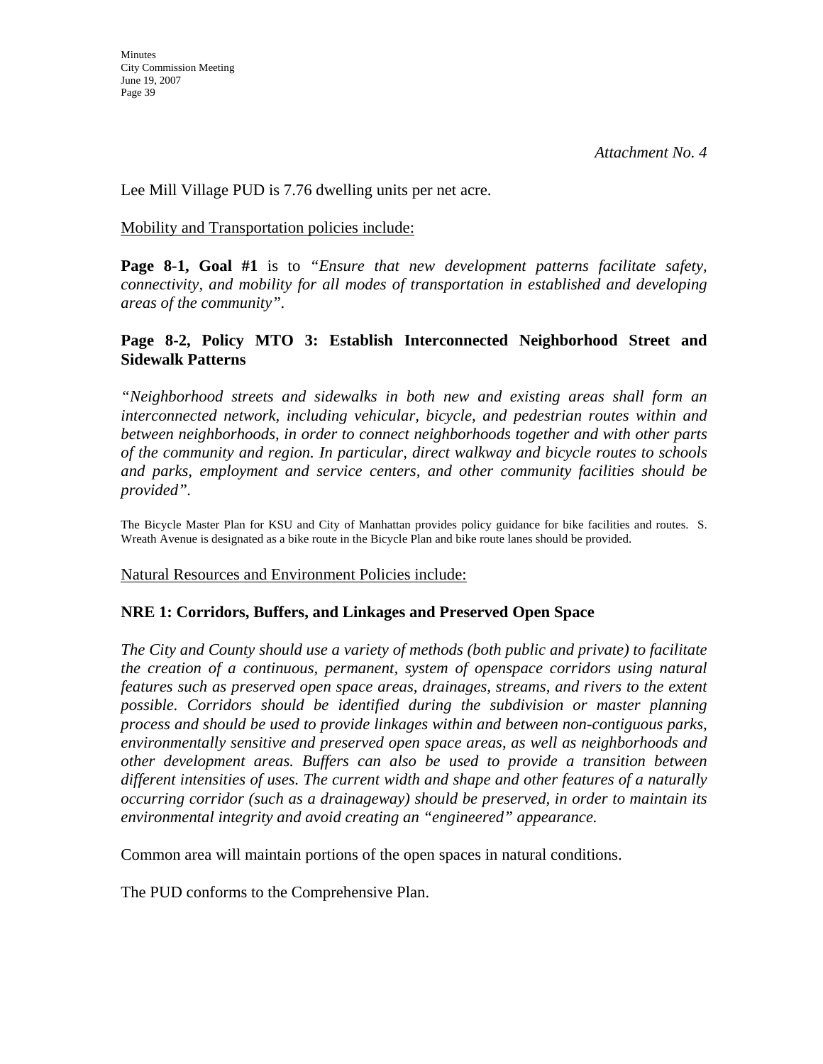*Attachment No. 4*

Lee Mill Village PUD is 7.76 dwelling units per net acre.

<u>Mobility and Transportation policies include:</u>

**Page 8-1, Goal #1** is to *"Ensure that new development patterns facilitate safety, connectivity, and mobility for all modes of transportation in established and developing areas of the community"*.

**Page 8-2, Policy MTO 3: Establish Interconnected Neighborhood Street and Sidewalk Patterns**

*"Neighborhood streets and sidewalks in both new and existing areas shall form an interconnected network, including vehicular, bicycle, and pedestrian routes within and between neighborhoods, in order to connect neighborhoods together and with other parts of the community and region. In particular, direct walkway and bicycle routes to schools and parks, employment and service centers, and other community facilities should be provided"*.

The Bicycle Master Plan for KSU and City of Manhattan provides policy guidance for bike facilities and routes. S. Wreath Avenue is designated as a bike route in the Bicycle Plan and bike route lanes should be provided.

<u>Natural Resources and Environment Policies include:</u>

**NRE 1: Corridors, Buffers, and Linkages and Preserved Open Space**

*The City and County should use a variety of methods (both public and private) to facilitate the creation of a continuous, permanent, system of openspace corridors using natural features such as preserved open space areas, drainages, streams, and rivers to the extent possible. Corridors should be identified during the subdivision or master planning process and should be used to provide linkages within and between non-contiguous parks, environmentally sensitive and preserved open space areas, as well as neighborhoods and other development areas. Buffers can also be used to provide a transition between different intensities of uses. The current width and shape and other features of a naturally occurring corridor (such as a drainageway) should be preserved, in order to maintain its environmental integrity and avoid creating an "engineered" appearance.*

Common area will maintain portions of the open spaces in natural conditions.

The PUD conforms to the Comprehensive Plan.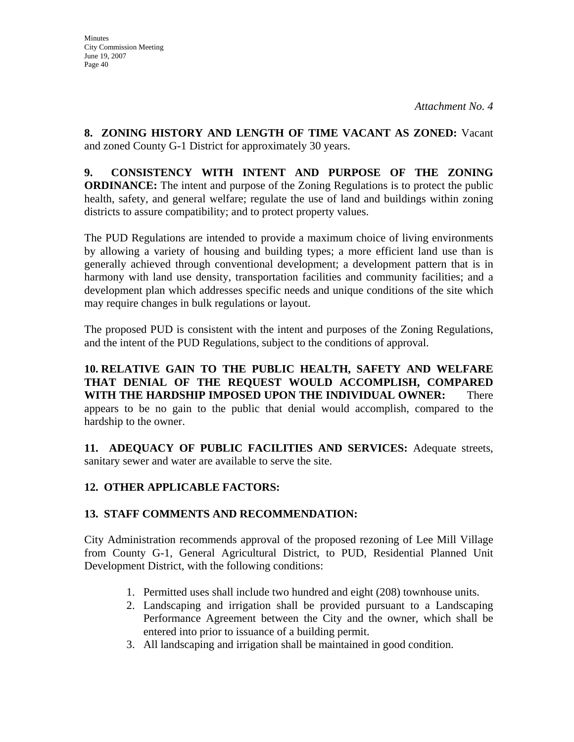*Attachment No. 4*

**8. ZONING HISTORY AND LENGTH OF TIME VACANT AS ZONED:** Vacant and zoned County G-1 District for approximately 30 years.

**9. CONSISTENCY WITH INTENT AND PURPOSE OF THE ZONING ORDINANCE:** The intent and purpose of the Zoning Regulations is to protect the public health, safety, and general welfare; regulate the use of land and buildings within zoning districts to assure compatibility; and to protect property values.

The PUD Regulations are intended to provide a maximum choice of living environments by allowing a variety of housing and building types; a more efficient land use than is generally achieved through conventional development; a development pattern that is in harmony with land use density, transportation facilities and community facilities; and a development plan which addresses specific needs and unique conditions of the site which may require changes in bulk regulations or layout.

The proposed PUD is consistent with the intent and purposes of the Zoning Regulations, and the intent of the PUD Regulations, subject to the conditions of approval.

**10. RELATIVE GAIN TO THE PUBLIC HEALTH, SAFETY AND WELFARE THAT DENIAL OF THE REQUEST WOULD ACCOMPLISH, COMPARED WITH THE HARDSHIP IMPOSED UPON THE INDIVIDUAL OWNER:** There appears to be no gain to the public that denial would accomplish, compared to the hardship to the owner.

**11. ADEQUACY OF PUBLIC FACILITIES AND SERVICES:** Adequate streets, sanitary sewer and water are available to serve the site.

**12. OTHER APPLICABLE FACTORS:**

**13. STAFF COMMENTS AND RECOMMENDATION:**

City Administration recommends approval of the proposed rezoning of Lee Mill Village from County G-1, General Agricultural District, to PUD, Residential Planned Unit Development District, with the following conditions:

1. Permitted uses shall include two hundred and eight (208) townhouse units.
2. Landscaping and irrigation shall be provided pursuant to a Landscaping Performance Agreement between the City and the owner, which shall be entered into prior to issuance of a building permit.
3. All landscaping and irrigation shall be maintained in good condition.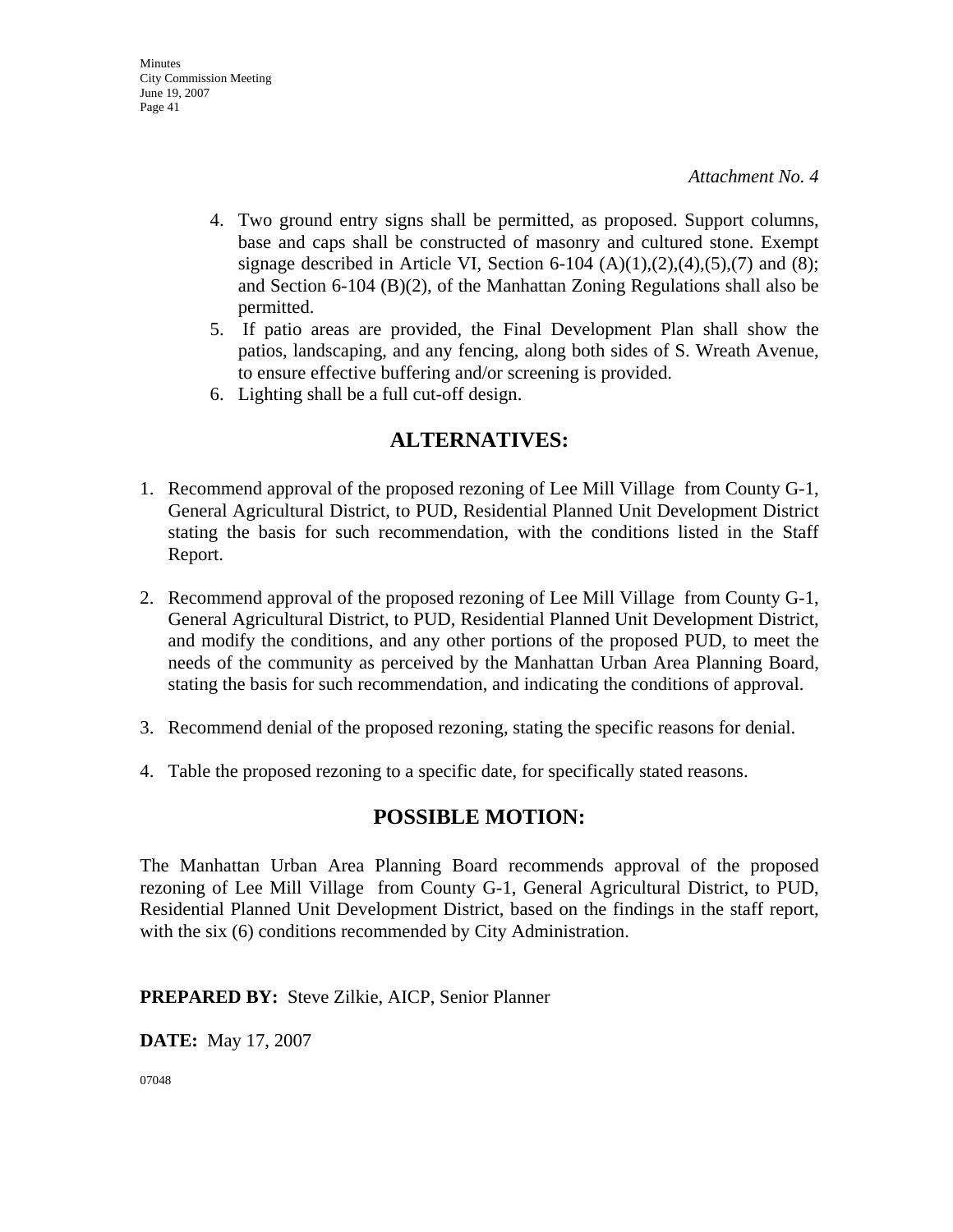*Attachment No. 4*

4. Two ground entry signs shall be permitted, as proposed. Support columns, base and caps shall be constructed of masonry and cultured stone. Exempt signage described in Article VI, Section 6-104 (A)(1),(2),(4),(5),(7) and (8); and Section 6-104 (B)(2), of the Manhattan Zoning Regulations shall also be permitted.
5. If patio areas are provided, the Final Development Plan shall show the patios, landscaping, and any fencing, along both sides of S. Wreath Avenue, to ensure effective buffering and/or screening is provided.
6. Lighting shall be a full cut-off design.

## ALTERNATIVES:

1. Recommend approval of the proposed rezoning of Lee Mill Village from County G-1, General Agricultural District, to PUD, Residential Planned Unit Development District stating the basis for such recommendation, with the conditions listed in the Staff Report.

2. Recommend approval of the proposed rezoning of Lee Mill Village from County G-1, General Agricultural District, to PUD, Residential Planned Unit Development District, and modify the conditions, and any other portions of the proposed PUD, to meet the needs of the community as perceived by the Manhattan Urban Area Planning Board, stating the basis for such recommendation, and indicating the conditions of approval.

3. Recommend denial of the proposed rezoning, stating the specific reasons for denial.

4. Table the proposed rezoning to a specific date, for specifically stated reasons.

## POSSIBLE MOTION:

The Manhattan Urban Area Planning Board recommends approval of the proposed rezoning of Lee Mill Village from County G-1, General Agricultural District, to PUD, Residential Planned Unit Development District, based on the findings in the staff report, with the six (6) conditions recommended by City Administration.

**PREPARED BY:** Steve Zilkie, AICP, Senior Planner

**DATE:** May 17, 2007

07048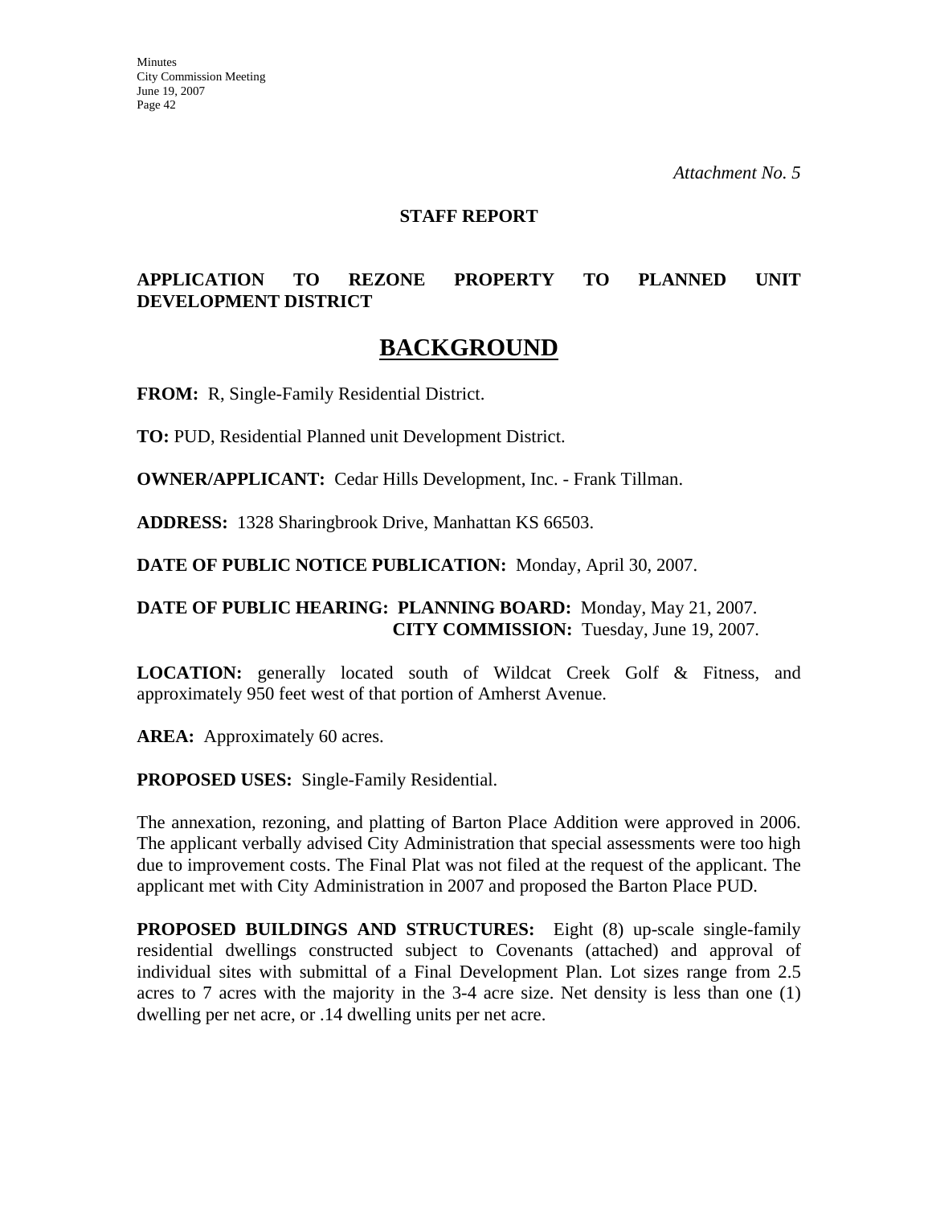*Attachment No. 5*

**STAFF REPORT**

**APPLICATION TO REZONE PROPERTY TO PLANNED UNIT DEVELOPMENT DISTRICT**

# BACKGROUND

**FROM:** R, Single-Family Residential District.

**TO:** PUD, Residential Planned unit Development District.

**OWNER/APPLICANT:** Cedar Hills Development, Inc. - Frank Tillman.

**ADDRESS:** 1328 Sharingbrook Drive, Manhattan KS 66503.

**DATE OF PUBLIC NOTICE PUBLICATION:** Monday, April 30, 2007.

**DATE OF PUBLIC HEARING: PLANNING BOARD:** Monday, May 21, 2007.
**CITY COMMISSION:** Tuesday, June 19, 2007.

**LOCATION:** generally located south of Wildcat Creek Golf & Fitness, and approximately 950 feet west of that portion of Amherst Avenue.

**AREA:** Approximately 60 acres.

**PROPOSED USES:** Single-Family Residential.

The annexation, rezoning, and platting of Barton Place Addition were approved in 2006. The applicant verbally advised City Administration that special assessments were too high due to improvement costs. The Final Plat was not filed at the request of the applicant. The applicant met with City Administration in 2007 and proposed the Barton Place PUD.

**PROPOSED BUILDINGS AND STRUCTURES:** Eight (8) up-scale single-family residential dwellings constructed subject to Covenants (attached) and approval of individual sites with submittal of a Final Development Plan. Lot sizes range from 2.5 acres to 7 acres with the majority in the 3-4 acre size. Net density is less than one (1) dwelling per net acre, or .14 dwelling units per net acre.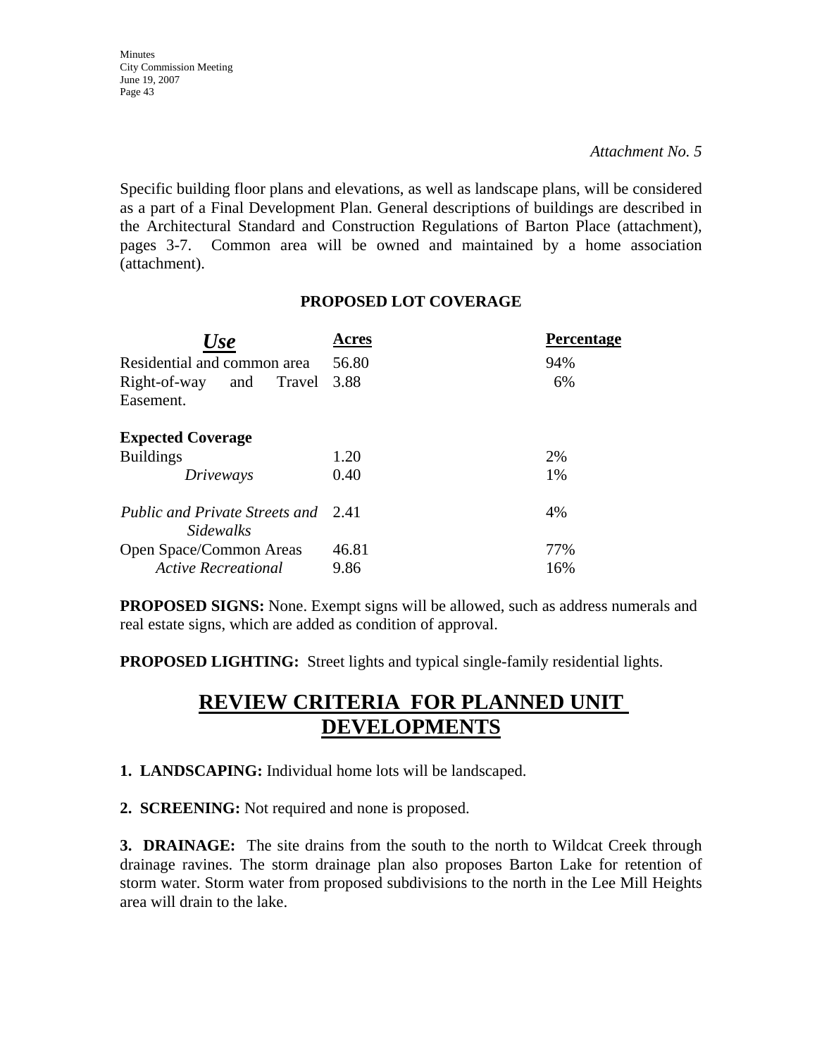*Attachment No. 5*

Specific building floor plans and elevations, as well as landscape plans, will be considered as a part of a Final Development Plan. General descriptions of buildings are described in the Architectural Standard and Construction Regulations of Barton Place (attachment), pages 3-7. Common area will be owned and maintained by a home association (attachment).

**PROPOSED LOT COVERAGE**

| ***Use*** | **Acres** | **Percentage** |
|---|---|---|
| Residential and common area | 56.80 | 94% |
| Right-of-way and Travel Easement. | 3.88 | 6% |
| **Expected Coverage** | | |
| Buildings | 1.20 | 2% |
| *Driveways* | 0.40 | 1% |
| *Public and Private Streets and Sidewalks* | 2.41 | 4% |
| Open Space/Common Areas | 46.81 | 77% |
| *Active Recreational* | 9.86 | 16% |

**PROPOSED SIGNS:** None. Exempt signs will be allowed, such as address numerals and real estate signs, which are added as condition of approval.

**PROPOSED LIGHTING:** Street lights and typical single-family residential lights.

# REVIEW CRITERIA FOR PLANNED UNIT DEVELOPMENTS

**1. LANDSCAPING:** Individual home lots will be landscaped.

**2. SCREENING:** Not required and none is proposed.

**3. DRAINAGE:** The site drains from the south to the north to Wildcat Creek through drainage ravines. The storm drainage plan also proposes Barton Lake for retention of storm water. Storm water from proposed subdivisions to the north in the Lee Mill Heights area will drain to the lake.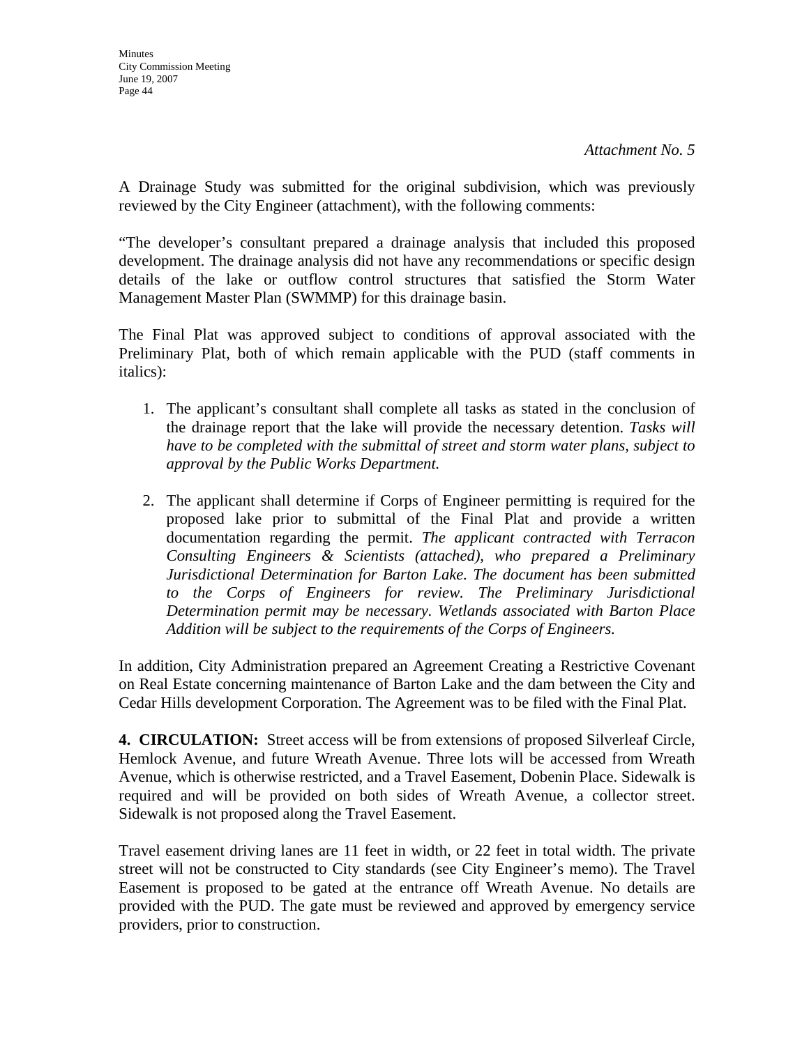*Attachment No. 5*

A Drainage Study was submitted for the original subdivision, which was previously reviewed by the City Engineer (attachment), with the following comments:

"The developer's consultant prepared a drainage analysis that included this proposed development. The drainage analysis did not have any recommendations or specific design details of the lake or outflow control structures that satisfied the Storm Water Management Master Plan (SWMMP) for this drainage basin.

The Final Plat was approved subject to conditions of approval associated with the Preliminary Plat, both of which remain applicable with the PUD (staff comments in italics):

1. The applicant's consultant shall complete all tasks as stated in the conclusion of the drainage report that the lake will provide the necessary detention. *Tasks will have to be completed with the submittal of street and storm water plans, subject to approval by the Public Works Department.*

2. The applicant shall determine if Corps of Engineer permitting is required for the proposed lake prior to submittal of the Final Plat and provide a written documentation regarding the permit. *The applicant contracted with Terracon Consulting Engineers & Scientists (attached), who prepared a Preliminary Jurisdictional Determination for Barton Lake. The document has been submitted to the Corps of Engineers for review. The Preliminary Jurisdictional Determination permit may be necessary. Wetlands associated with Barton Place Addition will be subject to the requirements of the Corps of Engineers.*

In addition, City Administration prepared an Agreement Creating a Restrictive Covenant on Real Estate concerning maintenance of Barton Lake and the dam between the City and Cedar Hills development Corporation. The Agreement was to be filed with the Final Plat.

**4. CIRCULATION:** Street access will be from extensions of proposed Silverleaf Circle, Hemlock Avenue, and future Wreath Avenue. Three lots will be accessed from Wreath Avenue, which is otherwise restricted, and a Travel Easement, Dobenin Place. Sidewalk is required and will be provided on both sides of Wreath Avenue, a collector street. Sidewalk is not proposed along the Travel Easement.

Travel easement driving lanes are 11 feet in width, or 22 feet in total width. The private street will not be constructed to City standards (see City Engineer's memo). The Travel Easement is proposed to be gated at the entrance off Wreath Avenue. No details are provided with the PUD. The gate must be reviewed and approved by emergency service providers, prior to construction.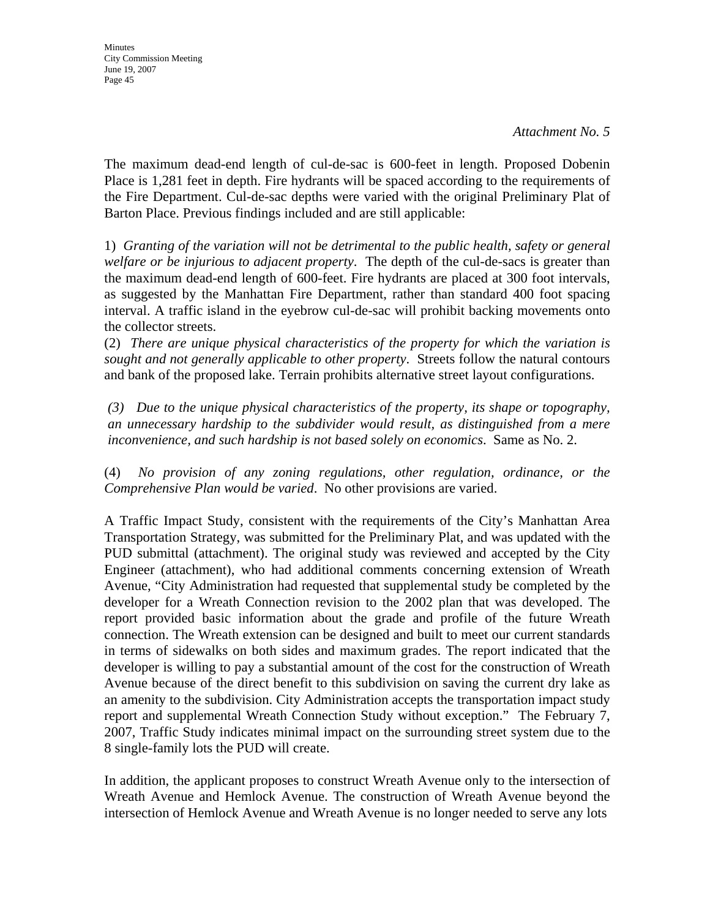*Attachment No. 5*

The maximum dead-end length of cul-de-sac is 600-feet in length. Proposed Dobenin Place is 1,281 feet in depth. Fire hydrants will be spaced according to the requirements of the Fire Department. Cul-de-sac depths were varied with the original Preliminary Plat of Barton Place. Previous findings included and are still applicable:

1) *Granting of the variation will not be detrimental to the public health, safety or general welfare or be injurious to adjacent property*. The depth of the cul-de-sacs is greater than the maximum dead-end length of 600-feet. Fire hydrants are placed at 300 foot intervals, as suggested by the Manhattan Fire Department, rather than standard 400 foot spacing interval. A traffic island in the eyebrow cul-de-sac will prohibit backing movements onto the collector streets.

(2) *There are unique physical characteristics of the property for which the variation is sought and not generally applicable to other property*. Streets follow the natural contours and bank of the proposed lake. Terrain prohibits alternative street layout configurations.

*(3) Due to the unique physical characteristics of the property, its shape or topography, an unnecessary hardship to the subdivider would result, as distinguished from a mere inconvenience, and such hardship is not based solely on economics*. Same as No. 2.

(4) *No provision of any zoning regulations, other regulation, ordinance, or the Comprehensive Plan would be varied*. No other provisions are varied.

A Traffic Impact Study, consistent with the requirements of the City's Manhattan Area Transportation Strategy, was submitted for the Preliminary Plat, and was updated with the PUD submittal (attachment). The original study was reviewed and accepted by the City Engineer (attachment), who had additional comments concerning extension of Wreath Avenue, "City Administration had requested that supplemental study be completed by the developer for a Wreath Connection revision to the 2002 plan that was developed. The report provided basic information about the grade and profile of the future Wreath connection. The Wreath extension can be designed and built to meet our current standards in terms of sidewalks on both sides and maximum grades. The report indicated that the developer is willing to pay a substantial amount of the cost for the construction of Wreath Avenue because of the direct benefit to this subdivision on saving the current dry lake as an amenity to the subdivision. City Administration accepts the transportation impact study report and supplemental Wreath Connection Study without exception." The February 7, 2007, Traffic Study indicates minimal impact on the surrounding street system due to the 8 single-family lots the PUD will create.

In addition, the applicant proposes to construct Wreath Avenue only to the intersection of Wreath Avenue and Hemlock Avenue. The construction of Wreath Avenue beyond the intersection of Hemlock Avenue and Wreath Avenue is no longer needed to serve any lots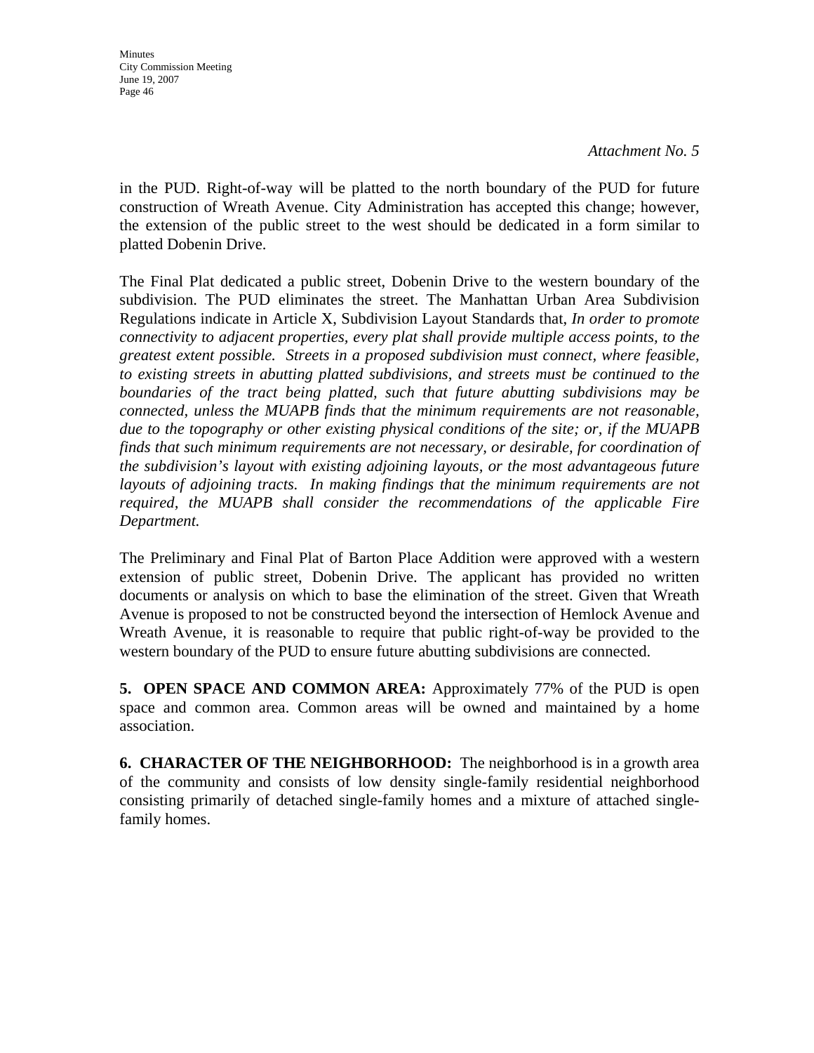*Attachment No. 5*

in the PUD. Right-of-way will be platted to the north boundary of the PUD for future construction of Wreath Avenue. City Administration has accepted this change; however, the extension of the public street to the west should be dedicated in a form similar to platted Dobenin Drive.

The Final Plat dedicated a public street, Dobenin Drive to the western boundary of the subdivision. The PUD eliminates the street. The Manhattan Urban Area Subdivision Regulations indicate in Article X, Subdivision Layout Standards that, *In order to promote connectivity to adjacent properties, every plat shall provide multiple access points, to the greatest extent possible. Streets in a proposed subdivision must connect, where feasible, to existing streets in abutting platted subdivisions, and streets must be continued to the boundaries of the tract being platted, such that future abutting subdivisions may be connected, unless the MUAPB finds that the minimum requirements are not reasonable, due to the topography or other existing physical conditions of the site; or, if the MUAPB finds that such minimum requirements are not necessary, or desirable, for coordination of the subdivision's layout with existing adjoining layouts, or the most advantageous future layouts of adjoining tracts. In making findings that the minimum requirements are not required, the MUAPB shall consider the recommendations of the applicable Fire Department.*

The Preliminary and Final Plat of Barton Place Addition were approved with a western extension of public street, Dobenin Drive. The applicant has provided no written documents or analysis on which to base the elimination of the street. Given that Wreath Avenue is proposed to not be constructed beyond the intersection of Hemlock Avenue and Wreath Avenue, it is reasonable to require that public right-of-way be provided to the western boundary of the PUD to ensure future abutting subdivisions are connected.

**5. OPEN SPACE AND COMMON AREA:** Approximately 77% of the PUD is open space and common area. Common areas will be owned and maintained by a home association.

**6. CHARACTER OF THE NEIGHBORHOOD:** The neighborhood is in a growth area of the community and consists of low density single-family residential neighborhood consisting primarily of detached single-family homes and a mixture of attached single-family homes.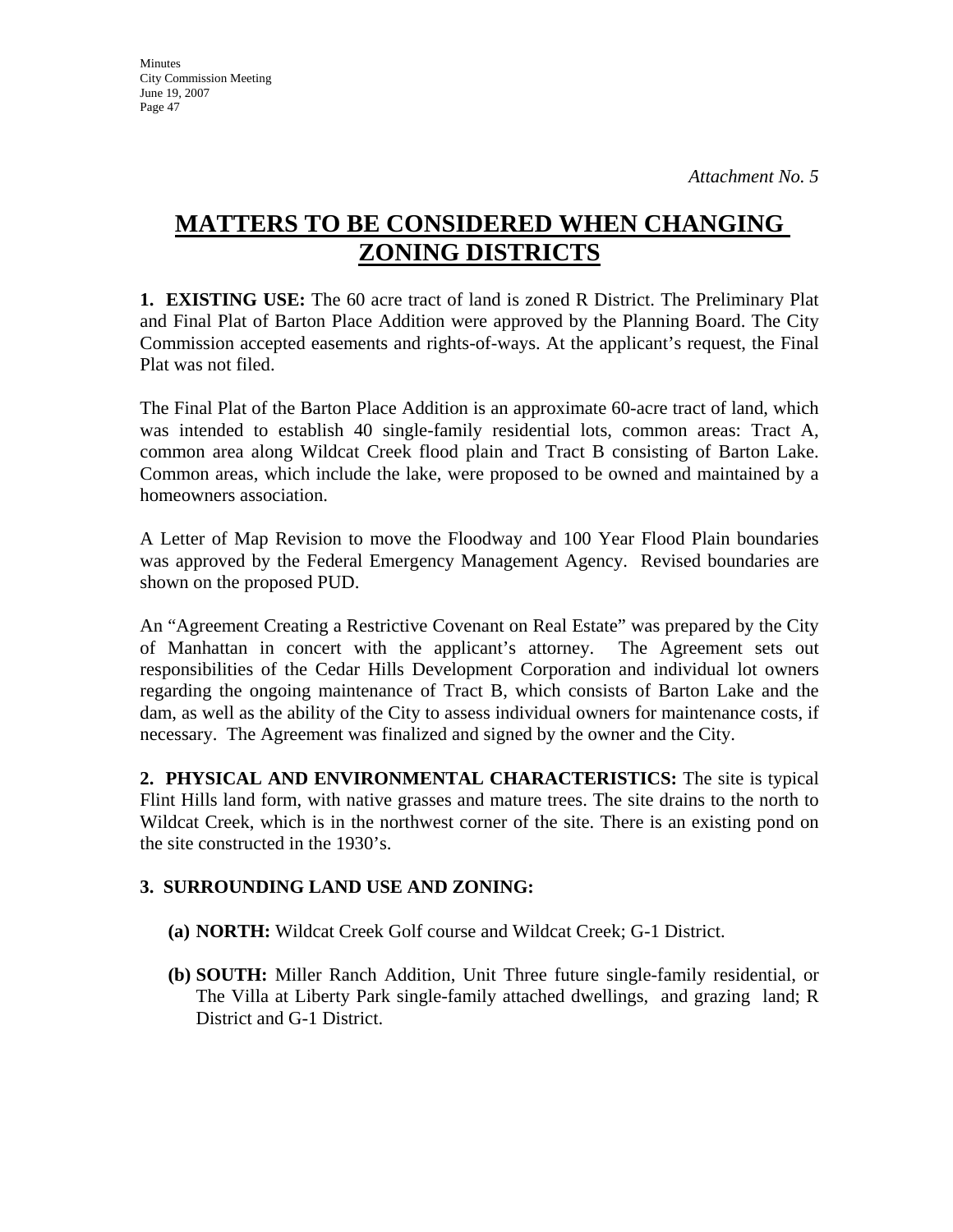*Attachment No. 5*

# MATTERS TO BE CONSIDERED WHEN CHANGING ZONING DISTRICTS

**1. EXISTING USE:** The 60 acre tract of land is zoned R District. The Preliminary Plat and Final Plat of Barton Place Addition were approved by the Planning Board. The City Commission accepted easements and rights-of-ways. At the applicant's request, the Final Plat was not filed.

The Final Plat of the Barton Place Addition is an approximate 60-acre tract of land, which was intended to establish 40 single-family residential lots, common areas: Tract A, common area along Wildcat Creek flood plain and Tract B consisting of Barton Lake. Common areas, which include the lake, were proposed to be owned and maintained by a homeowners association.

A Letter of Map Revision to move the Floodway and 100 Year Flood Plain boundaries was approved by the Federal Emergency Management Agency. Revised boundaries are shown on the proposed PUD.

An "Agreement Creating a Restrictive Covenant on Real Estate" was prepared by the City of Manhattan in concert with the applicant's attorney. The Agreement sets out responsibilities of the Cedar Hills Development Corporation and individual lot owners regarding the ongoing maintenance of Tract B, which consists of Barton Lake and the dam, as well as the ability of the City to assess individual owners for maintenance costs, if necessary. The Agreement was finalized and signed by the owner and the City.

**2. PHYSICAL AND ENVIRONMENTAL CHARACTERISTICS:** The site is typical Flint Hills land form, with native grasses and mature trees. The site drains to the north to Wildcat Creek, which is in the northwest corner of the site. There is an existing pond on the site constructed in the 1930's.

**3. SURROUNDING LAND USE AND ZONING:**

**(a) NORTH:** Wildcat Creek Golf course and Wildcat Creek; G-1 District.

**(b) SOUTH:** Miller Ranch Addition, Unit Three future single-family residential, or The Villa at Liberty Park single-family attached dwellings, and grazing land; R District and G-1 District.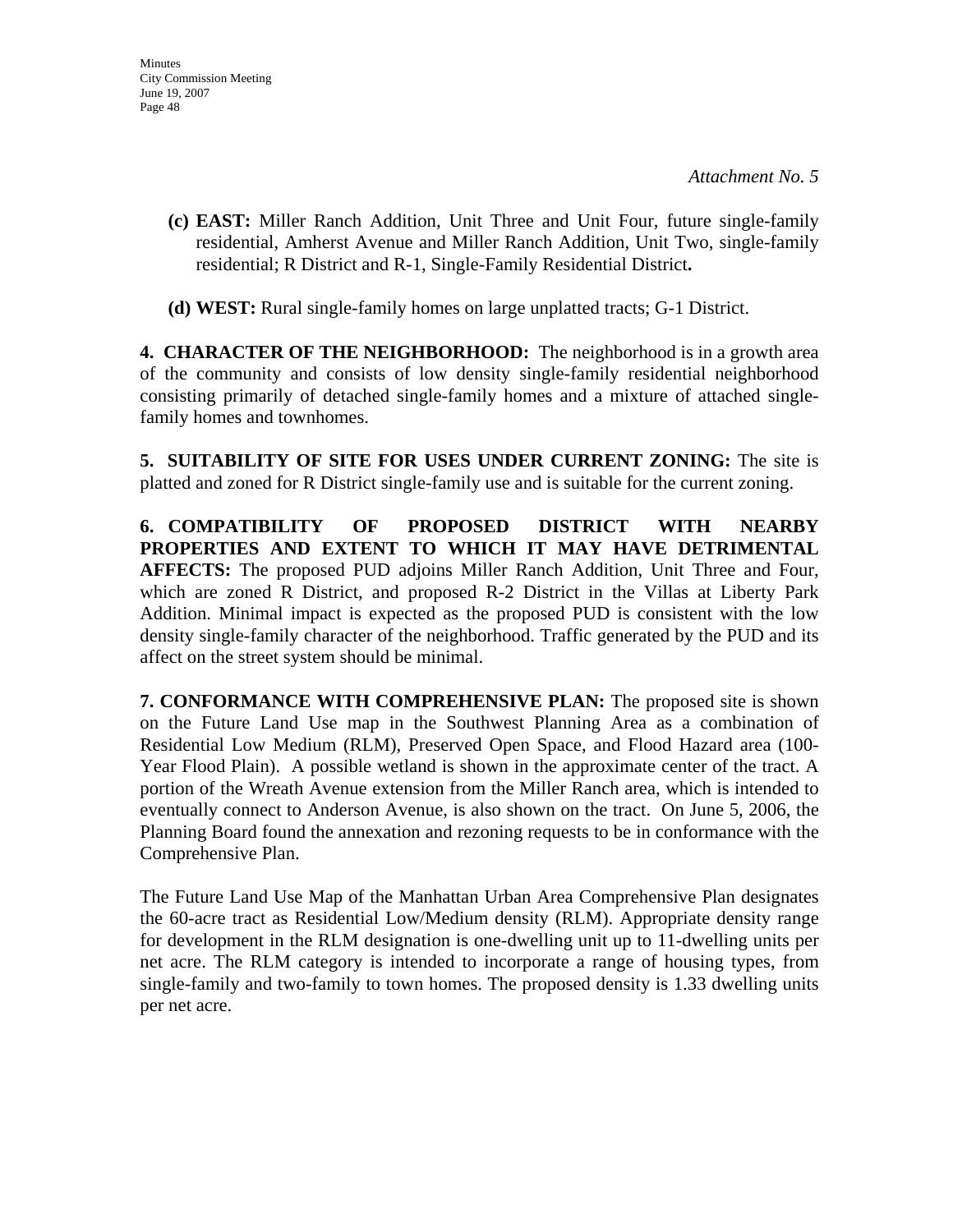*Attachment No. 5*

**(c) EAST:** Miller Ranch Addition, Unit Three and Unit Four, future single-family residential, Amherst Avenue and Miller Ranch Addition, Unit Two, single-family residential; R District and R-1, Single-Family Residential District**.**

**(d) WEST:** Rural single-family homes on large unplatted tracts; G-1 District.

**4. CHARACTER OF THE NEIGHBORHOOD:** The neighborhood is in a growth area of the community and consists of low density single-family residential neighborhood consisting primarily of detached single-family homes and a mixture of attached single-family homes and townhomes.

**5. SUITABILITY OF SITE FOR USES UNDER CURRENT ZONING:** The site is platted and zoned for R District single-family use and is suitable for the current zoning.

**6. COMPATIBILITY OF PROPOSED DISTRICT WITH NEARBY PROPERTIES AND EXTENT TO WHICH IT MAY HAVE DETRIMENTAL AFFECTS:** The proposed PUD adjoins Miller Ranch Addition, Unit Three and Four, which are zoned R District, and proposed R-2 District in the Villas at Liberty Park Addition. Minimal impact is expected as the proposed PUD is consistent with the low density single-family character of the neighborhood. Traffic generated by the PUD and its affect on the street system should be minimal.

**7. CONFORMANCE WITH COMPREHENSIVE PLAN:** The proposed site is shown on the Future Land Use map in the Southwest Planning Area as a combination of Residential Low Medium (RLM), Preserved Open Space, and Flood Hazard area (100-Year Flood Plain). A possible wetland is shown in the approximate center of the tract. A portion of the Wreath Avenue extension from the Miller Ranch area, which is intended to eventually connect to Anderson Avenue, is also shown on the tract. On June 5, 2006, the Planning Board found the annexation and rezoning requests to be in conformance with the Comprehensive Plan.

The Future Land Use Map of the Manhattan Urban Area Comprehensive Plan designates the 60-acre tract as Residential Low/Medium density (RLM). Appropriate density range for development in the RLM designation is one-dwelling unit up to 11-dwelling units per net acre. The RLM category is intended to incorporate a range of housing types, from single-family and two-family to town homes. The proposed density is 1.33 dwelling units per net acre.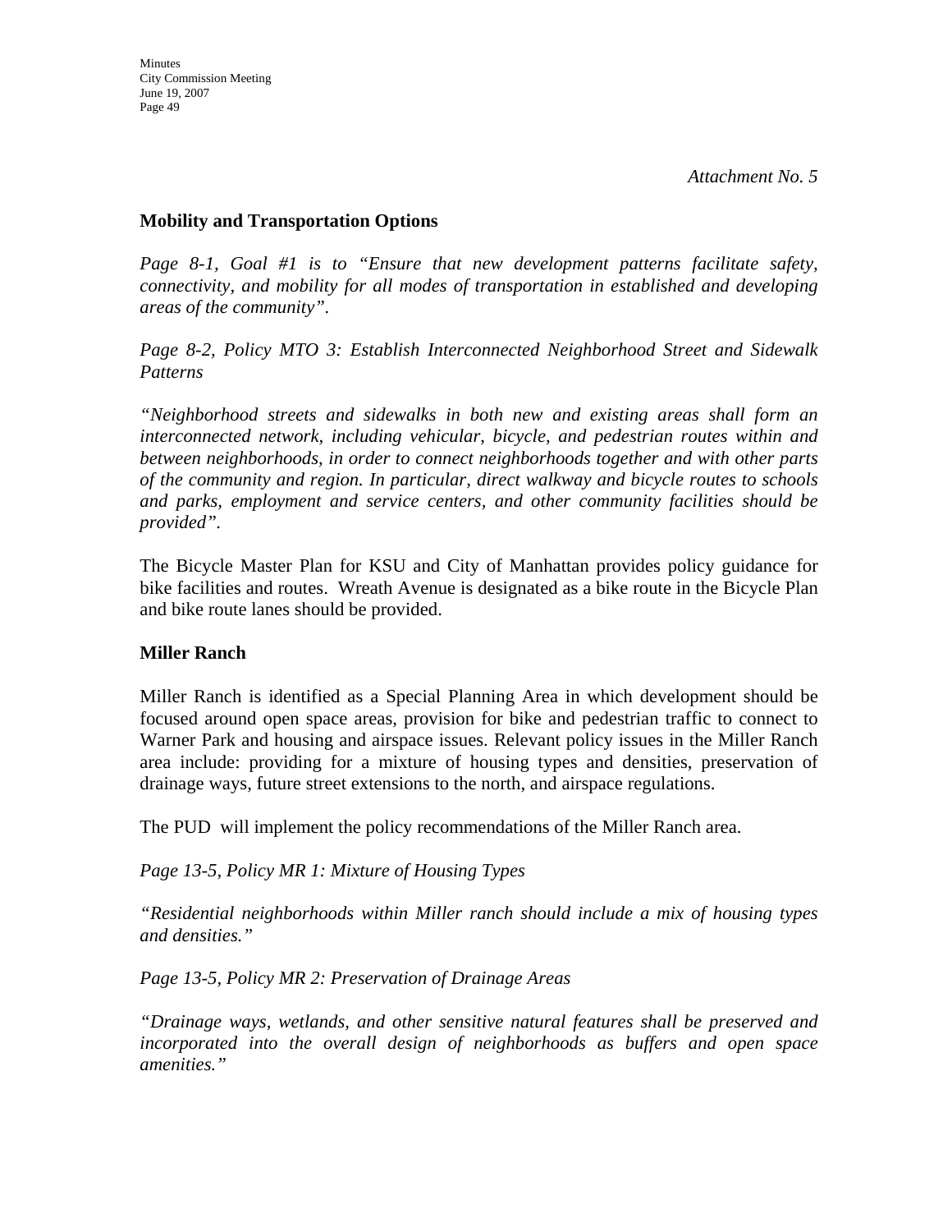*Attachment No. 5*

**Mobility and Transportation Options**

*Page 8-1, Goal #1 is to "Ensure that new development patterns facilitate safety, connectivity, and mobility for all modes of transportation in established and developing areas of the community".*

*Page 8-2, Policy MTO 3: Establish Interconnected Neighborhood Street and Sidewalk Patterns*

*"Neighborhood streets and sidewalks in both new and existing areas shall form an interconnected network, including vehicular, bicycle, and pedestrian routes within and between neighborhoods, in order to connect neighborhoods together and with other parts of the community and region. In particular, direct walkway and bicycle routes to schools and parks, employment and service centers, and other community facilities should be provided".*

The Bicycle Master Plan for KSU and City of Manhattan provides policy guidance for bike facilities and routes. Wreath Avenue is designated as a bike route in the Bicycle Plan and bike route lanes should be provided.

**Miller Ranch**

Miller Ranch is identified as a Special Planning Area in which development should be focused around open space areas, provision for bike and pedestrian traffic to connect to Warner Park and housing and airspace issues. Relevant policy issues in the Miller Ranch area include: providing for a mixture of housing types and densities, preservation of drainage ways, future street extensions to the north, and airspace regulations.

The PUD will implement the policy recommendations of the Miller Ranch area.

*Page 13-5, Policy MR 1: Mixture of Housing Types*

*"Residential neighborhoods within Miller ranch should include a mix of housing types and densities."*

*Page 13-5, Policy MR 2: Preservation of Drainage Areas*

*"Drainage ways, wetlands, and other sensitive natural features shall be preserved and incorporated into the overall design of neighborhoods as buffers and open space amenities."*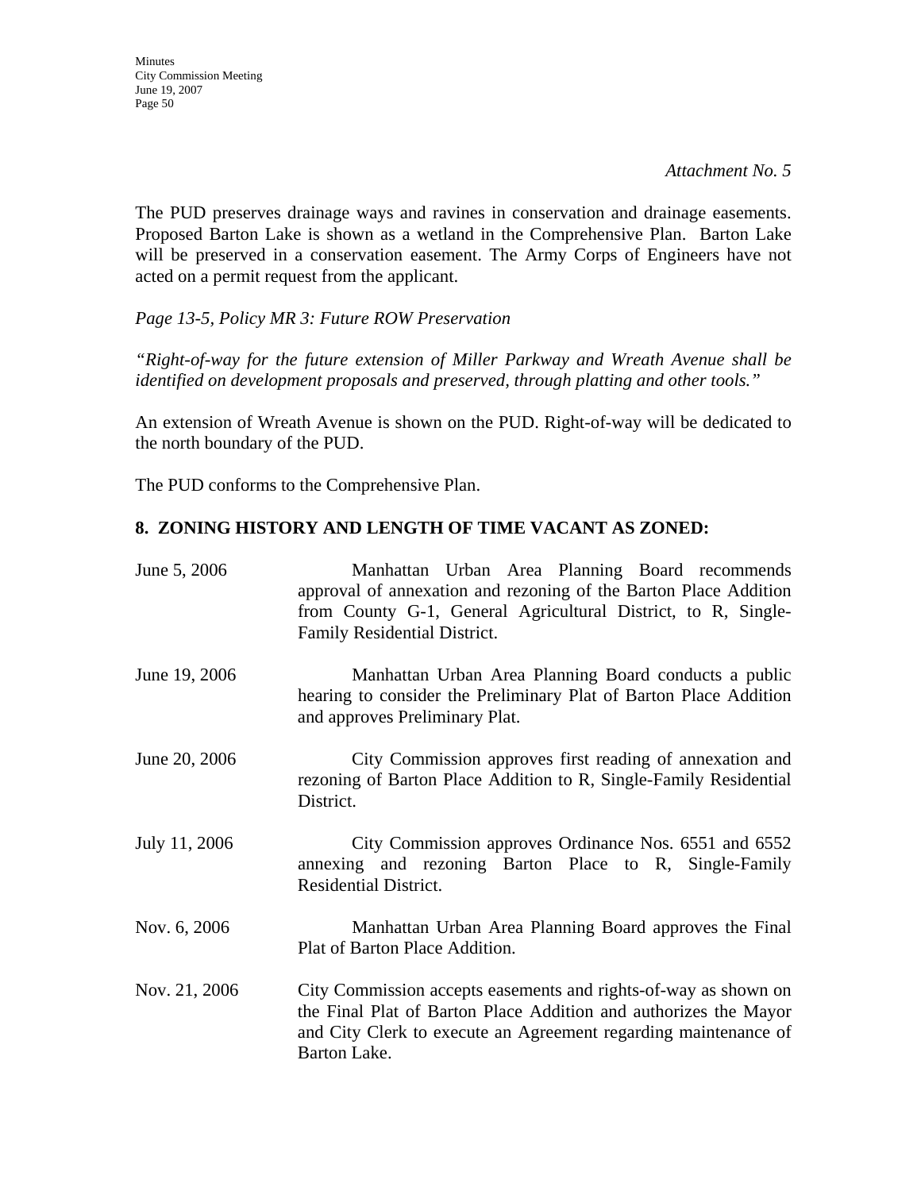*Attachment No. 5*

The PUD preserves drainage ways and ravines in conservation and drainage easements. Proposed Barton Lake is shown as a wetland in the Comprehensive Plan. Barton Lake will be preserved in a conservation easement. The Army Corps of Engineers have not acted on a permit request from the applicant.

*Page 13-5, Policy MR 3: Future ROW Preservation*

*"Right-of-way for the future extension of Miller Parkway and Wreath Avenue shall be identified on development proposals and preserved, through platting and other tools."*

An extension of Wreath Avenue is shown on the PUD. Right-of-way will be dedicated to the north boundary of the PUD.

The PUD conforms to the Comprehensive Plan.

## 8. ZONING HISTORY AND LENGTH OF TIME VACANT AS ZONED:

| | |
|---|---|
| June 5, 2006 | Manhattan Urban Area Planning Board recommends approval of annexation and rezoning of the Barton Place Addition from County G-1, General Agricultural District, to R, Single-Family Residential District. |
| June 19, 2006 | Manhattan Urban Area Planning Board conducts a public hearing to consider the Preliminary Plat of Barton Place Addition and approves Preliminary Plat. |
| June 20, 2006 | City Commission approves first reading of annexation and rezoning of Barton Place Addition to R, Single-Family Residential District. |
| July 11, 2006 | City Commission approves Ordinance Nos. 6551 and 6552 annexing and rezoning Barton Place to R, Single-Family Residential District. |
| Nov. 6, 2006 | Manhattan Urban Area Planning Board approves the Final Plat of Barton Place Addition. |
| Nov. 21, 2006 | City Commission accepts easements and rights-of-way as shown on the Final Plat of Barton Place Addition and authorizes the Mayor and City Clerk to execute an Agreement regarding maintenance of Barton Lake. |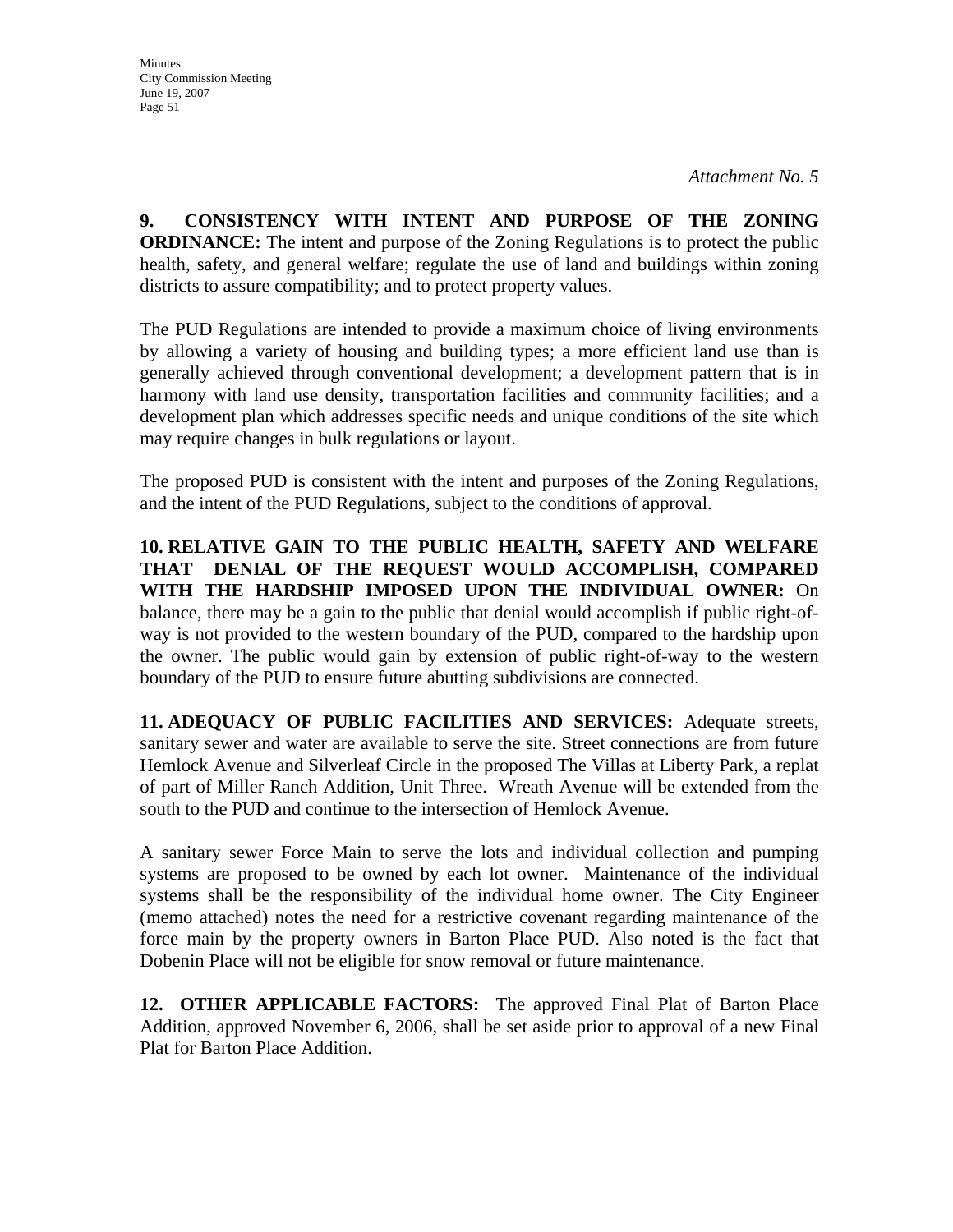*Attachment No. 5*

**9. CONSISTENCY WITH INTENT AND PURPOSE OF THE ZONING ORDINANCE:** The intent and purpose of the Zoning Regulations is to protect the public health, safety, and general welfare; regulate the use of land and buildings within zoning districts to assure compatibility; and to protect property values.

The PUD Regulations are intended to provide a maximum choice of living environments by allowing a variety of housing and building types; a more efficient land use than is generally achieved through conventional development; a development pattern that is in harmony with land use density, transportation facilities and community facilities; and a development plan which addresses specific needs and unique conditions of the site which may require changes in bulk regulations or layout.

The proposed PUD is consistent with the intent and purposes of the Zoning Regulations, and the intent of the PUD Regulations, subject to the conditions of approval.

**10. RELATIVE GAIN TO THE PUBLIC HEALTH, SAFETY AND WELFARE THAT DENIAL OF THE REQUEST WOULD ACCOMPLISH, COMPARED WITH THE HARDSHIP IMPOSED UPON THE INDIVIDUAL OWNER:** On balance, there may be a gain to the public that denial would accomplish if public right-of-way is not provided to the western boundary of the PUD, compared to the hardship upon the owner. The public would gain by extension of public right-of-way to the western boundary of the PUD to ensure future abutting subdivisions are connected.

**11. ADEQUACY OF PUBLIC FACILITIES AND SERVICES:** Adequate streets, sanitary sewer and water are available to serve the site. Street connections are from future Hemlock Avenue and Silverleaf Circle in the proposed The Villas at Liberty Park, a replat of part of Miller Ranch Addition, Unit Three. Wreath Avenue will be extended from the south to the PUD and continue to the intersection of Hemlock Avenue.

A sanitary sewer Force Main to serve the lots and individual collection and pumping systems are proposed to be owned by each lot owner. Maintenance of the individual systems shall be the responsibility of the individual home owner. The City Engineer (memo attached) notes the need for a restrictive covenant regarding maintenance of the force main by the property owners in Barton Place PUD. Also noted is the fact that Dobenin Place will not be eligible for snow removal or future maintenance.

**12. OTHER APPLICABLE FACTORS:** The approved Final Plat of Barton Place Addition, approved November 6, 2006, shall be set aside prior to approval of a new Final Plat for Barton Place Addition.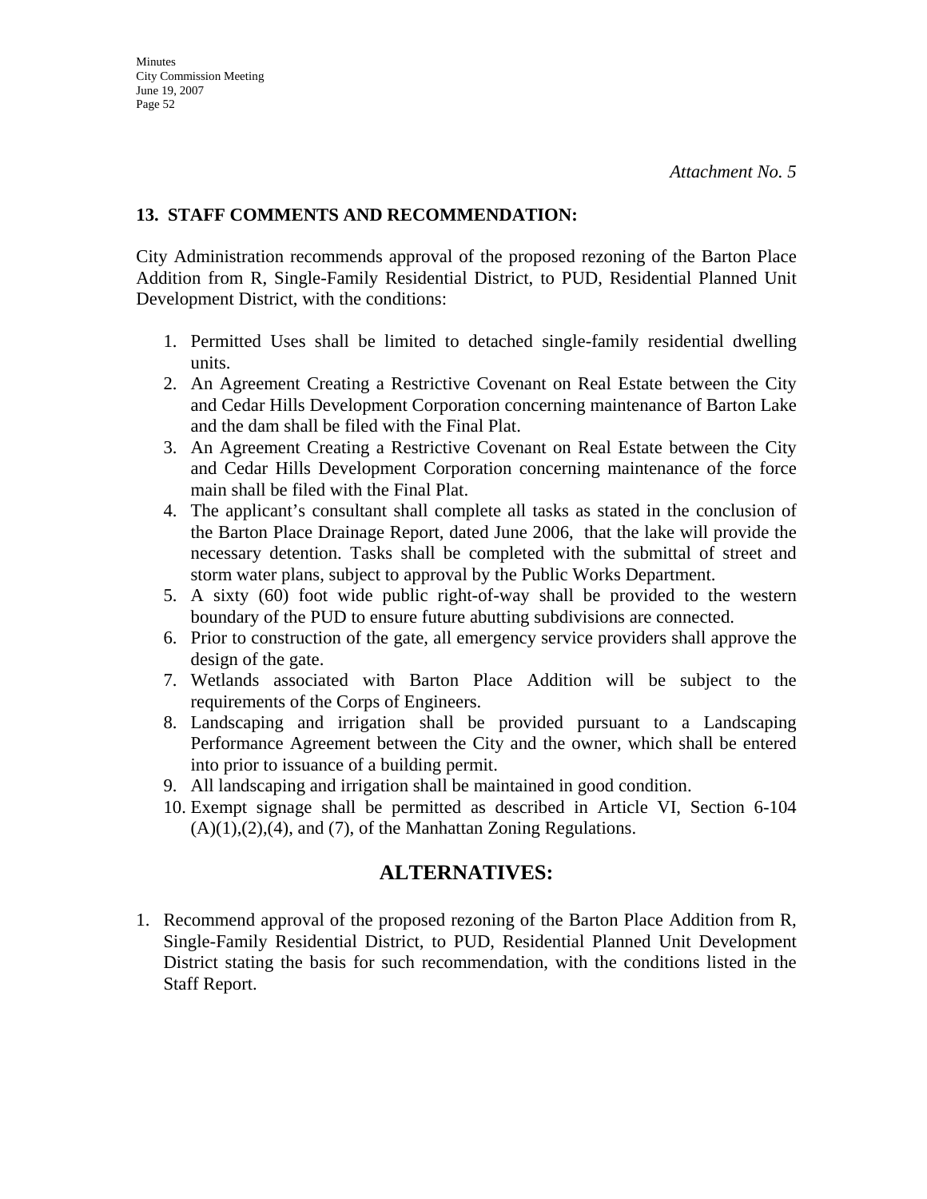*Attachment No. 5*

**13. STAFF COMMENTS AND RECOMMENDATION:**

City Administration recommends approval of the proposed rezoning of the Barton Place Addition from R, Single-Family Residential District, to PUD, Residential Planned Unit Development District, with the conditions:

1. Permitted Uses shall be limited to detached single-family residential dwelling units.
2. An Agreement Creating a Restrictive Covenant on Real Estate between the City and Cedar Hills Development Corporation concerning maintenance of Barton Lake and the dam shall be filed with the Final Plat.
3. An Agreement Creating a Restrictive Covenant on Real Estate between the City and Cedar Hills Development Corporation concerning maintenance of the force main shall be filed with the Final Plat.
4. The applicant's consultant shall complete all tasks as stated in the conclusion of the Barton Place Drainage Report, dated June 2006, that the lake will provide the necessary detention. Tasks shall be completed with the submittal of street and storm water plans, subject to approval by the Public Works Department.
5. A sixty (60) foot wide public right-of-way shall be provided to the western boundary of the PUD to ensure future abutting subdivisions are connected.
6. Prior to construction of the gate, all emergency service providers shall approve the design of the gate.
7. Wetlands associated with Barton Place Addition will be subject to the requirements of the Corps of Engineers.
8. Landscaping and irrigation shall be provided pursuant to a Landscaping Performance Agreement between the City and the owner, which shall be entered into prior to issuance of a building permit.
9. All landscaping and irrigation shall be maintained in good condition.
10. Exempt signage shall be permitted as described in Article VI, Section 6-104 (A)(1),(2),(4), and (7), of the Manhattan Zoning Regulations.

## ALTERNATIVES:

1. Recommend approval of the proposed rezoning of the Barton Place Addition from R, Single-Family Residential District, to PUD, Residential Planned Unit Development District stating the basis for such recommendation, with the conditions listed in the Staff Report.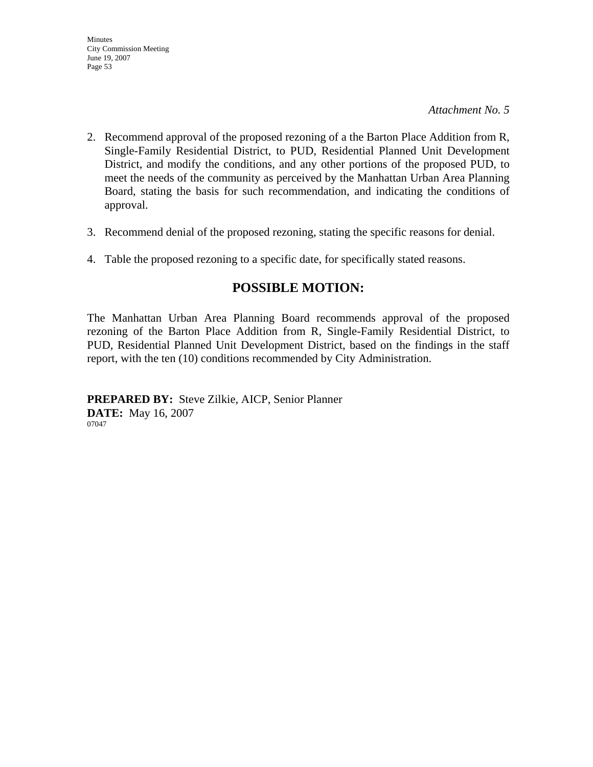*Attachment No. 5*

2. Recommend approval of the proposed rezoning of a the Barton Place Addition from R, Single-Family Residential District, to PUD, Residential Planned Unit Development District, and modify the conditions, and any other portions of the proposed PUD, to meet the needs of the community as perceived by the Manhattan Urban Area Planning Board, stating the basis for such recommendation, and indicating the conditions of approval.

3. Recommend denial of the proposed rezoning, stating the specific reasons for denial.

4. Table the proposed rezoning to a specific date, for specifically stated reasons.

## POSSIBLE MOTION:

The Manhattan Urban Area Planning Board recommends approval of the proposed rezoning of the Barton Place Addition from R, Single-Family Residential District, to PUD, Residential Planned Unit Development District, based on the findings in the staff report, with the ten (10) conditions recommended by City Administration.

**PREPARED BY:** Steve Zilkie, AICP, Senior Planner
**DATE:** May 16, 2007
07047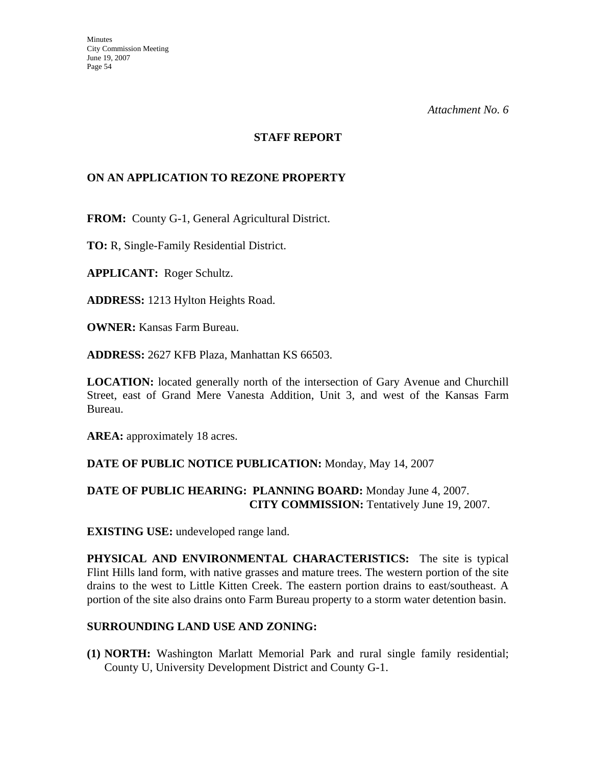*Attachment No. 6*

## STAFF REPORT

### ON AN APPLICATION TO REZONE PROPERTY

**FROM:** County G-1, General Agricultural District.

**TO:** R, Single-Family Residential District.

**APPLICANT:** Roger Schultz.

**ADDRESS:** 1213 Hylton Heights Road.

**OWNER:** Kansas Farm Bureau.

**ADDRESS:** 2627 KFB Plaza, Manhattan KS 66503.

**LOCATION:** located generally north of the intersection of Gary Avenue and Churchill Street, east of Grand Mere Vanesta Addition, Unit 3, and west of the Kansas Farm Bureau.

**AREA:** approximately 18 acres.

**DATE OF PUBLIC NOTICE PUBLICATION:** Monday, May 14, 2007

**DATE OF PUBLIC HEARING: PLANNING BOARD:** Monday June 4, 2007.
**CITY COMMISSION:** Tentatively June 19, 2007.

**EXISTING USE:** undeveloped range land.

**PHYSICAL AND ENVIRONMENTAL CHARACTERISTICS:** The site is typical Flint Hills land form, with native grasses and mature trees. The western portion of the site drains to the west to Little Kitten Creek. The eastern portion drains to east/southeast. A portion of the site also drains onto Farm Bureau property to a storm water detention basin.

**SURROUNDING LAND USE AND ZONING:**

**(1) NORTH:** Washington Marlatt Memorial Park and rural single family residential; County U, University Development District and County G-1.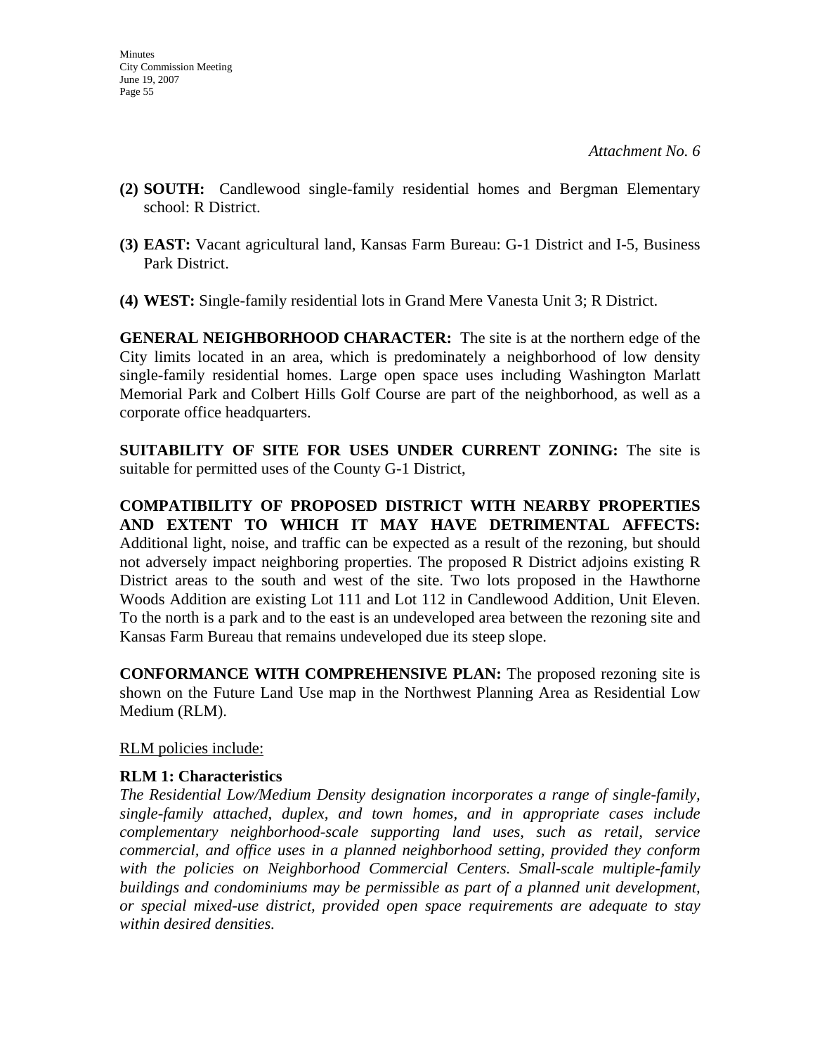*Attachment No. 6*

**(2) SOUTH:** Candlewood single-family residential homes and Bergman Elementary school: R District.

**(3) EAST:** Vacant agricultural land, Kansas Farm Bureau: G-1 District and I-5, Business Park District.

**(4) WEST:** Single-family residential lots in Grand Mere Vanesta Unit 3; R District.

**GENERAL NEIGHBORHOOD CHARACTER:** The site is at the northern edge of the City limits located in an area, which is predominately a neighborhood of low density single-family residential homes. Large open space uses including Washington Marlatt Memorial Park and Colbert Hills Golf Course are part of the neighborhood, as well as a corporate office headquarters.

**SUITABILITY OF SITE FOR USES UNDER CURRENT ZONING:** The site is suitable for permitted uses of the County G-1 District,

**COMPATIBILITY OF PROPOSED DISTRICT WITH NEARBY PROPERTIES AND EXTENT TO WHICH IT MAY HAVE DETRIMENTAL AFFECTS:** Additional light, noise, and traffic can be expected as a result of the rezoning, but should not adversely impact neighboring properties. The proposed R District adjoins existing R District areas to the south and west of the site. Two lots proposed in the Hawthorne Woods Addition are existing Lot 111 and Lot 112 in Candlewood Addition, Unit Eleven. To the north is a park and to the east is an undeveloped area between the rezoning site and Kansas Farm Bureau that remains undeveloped due its steep slope.

**CONFORMANCE WITH COMPREHENSIVE PLAN:** The proposed rezoning site is shown on the Future Land Use map in the Northwest Planning Area as Residential Low Medium (RLM).

<u>RLM policies include:</u>

**RLM 1: Characteristics**

*The Residential Low/Medium Density designation incorporates a range of single-family, single-family attached, duplex, and town homes, and in appropriate cases include complementary neighborhood-scale supporting land uses, such as retail, service commercial, and office uses in a planned neighborhood setting, provided they conform with the policies on Neighborhood Commercial Centers. Small-scale multiple-family buildings and condominiums may be permissible as part of a planned unit development, or special mixed-use district, provided open space requirements are adequate to stay within desired densities.*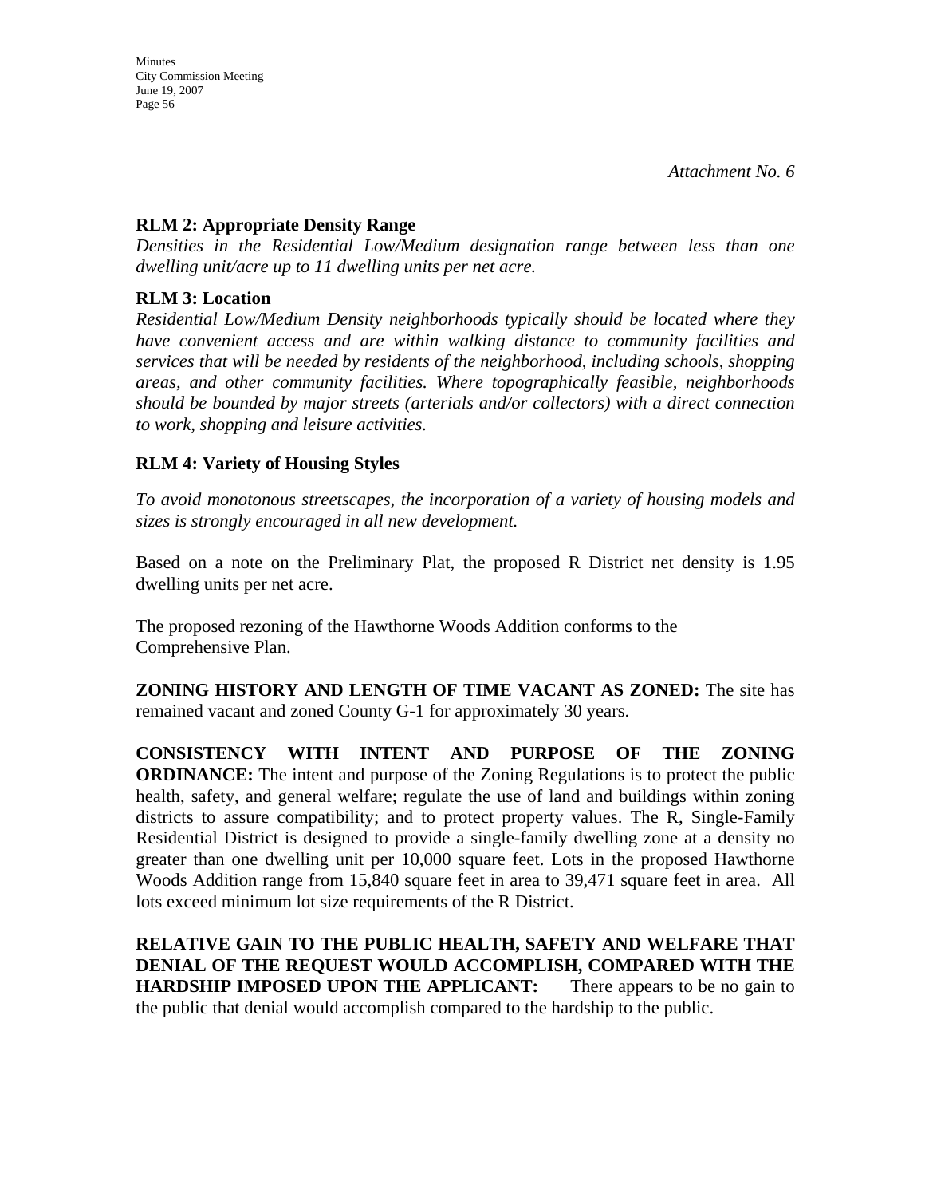*Attachment No. 6*

**RLM 2: Appropriate Density Range**

*Densities in the Residential Low/Medium designation range between less than one dwelling unit/acre up to 11 dwelling units per net acre.*

**RLM 3: Location**

*Residential Low/Medium Density neighborhoods typically should be located where they have convenient access and are within walking distance to community facilities and services that will be needed by residents of the neighborhood, including schools, shopping areas, and other community facilities. Where topographically feasible, neighborhoods should be bounded by major streets (arterials and/or collectors) with a direct connection to work, shopping and leisure activities.*

**RLM 4: Variety of Housing Styles**

*To avoid monotonous streetscapes, the incorporation of a variety of housing models and sizes is strongly encouraged in all new development.*

Based on a note on the Preliminary Plat, the proposed R District net density is 1.95 dwelling units per net acre.

The proposed rezoning of the Hawthorne Woods Addition conforms to the Comprehensive Plan.

**ZONING HISTORY AND LENGTH OF TIME VACANT AS ZONED:** The site has remained vacant and zoned County G-1 for approximately 30 years.

**CONSISTENCY WITH INTENT AND PURPOSE OF THE ZONING ORDINANCE:** The intent and purpose of the Zoning Regulations is to protect the public health, safety, and general welfare; regulate the use of land and buildings within zoning districts to assure compatibility; and to protect property values. The R, Single-Family Residential District is designed to provide a single-family dwelling zone at a density no greater than one dwelling unit per 10,000 square feet. Lots in the proposed Hawthorne Woods Addition range from 15,840 square feet in area to 39,471 square feet in area. All lots exceed minimum lot size requirements of the R District.

**RELATIVE GAIN TO THE PUBLIC HEALTH, SAFETY AND WELFARE THAT DENIAL OF THE REQUEST WOULD ACCOMPLISH, COMPARED WITH THE HARDSHIP IMPOSED UPON THE APPLICANT:** There appears to be no gain to the public that denial would accomplish compared to the hardship to the public.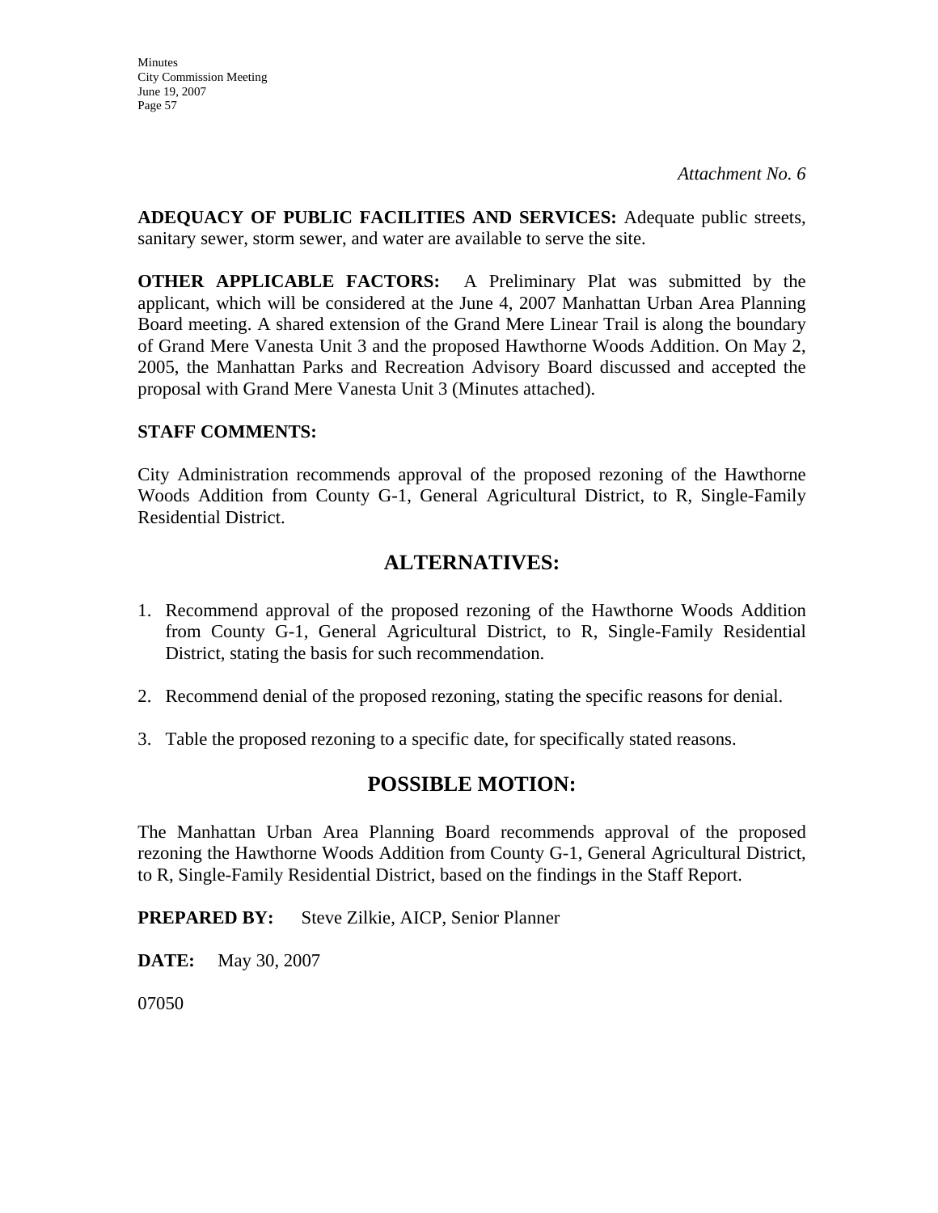*Attachment No. 6*

**ADEQUACY OF PUBLIC FACILITIES AND SERVICES:** Adequate public streets, sanitary sewer, storm sewer, and water are available to serve the site.

**OTHER APPLICABLE FACTORS:** A Preliminary Plat was submitted by the applicant, which will be considered at the June 4, 2007 Manhattan Urban Area Planning Board meeting. A shared extension of the Grand Mere Linear Trail is along the boundary of Grand Mere Vanesta Unit 3 and the proposed Hawthorne Woods Addition. On May 2, 2005, the Manhattan Parks and Recreation Advisory Board discussed and accepted the proposal with Grand Mere Vanesta Unit 3 (Minutes attached).

**STAFF COMMENTS:**

City Administration recommends approval of the proposed rezoning of the Hawthorne Woods Addition from County G-1, General Agricultural District, to R, Single-Family Residential District.

## ALTERNATIVES:

1. Recommend approval of the proposed rezoning of the Hawthorne Woods Addition from County G-1, General Agricultural District, to R, Single-Family Residential District, stating the basis for such recommendation.

2. Recommend denial of the proposed rezoning, stating the specific reasons for denial.

3. Table the proposed rezoning to a specific date, for specifically stated reasons.

## POSSIBLE MOTION:

The Manhattan Urban Area Planning Board recommends approval of the proposed rezoning the Hawthorne Woods Addition from County G-1, General Agricultural District, to R, Single-Family Residential District, based on the findings in the Staff Report.

**PREPARED BY:** Steve Zilkie, AICP, Senior Planner

**DATE:** May 30, 2007

07050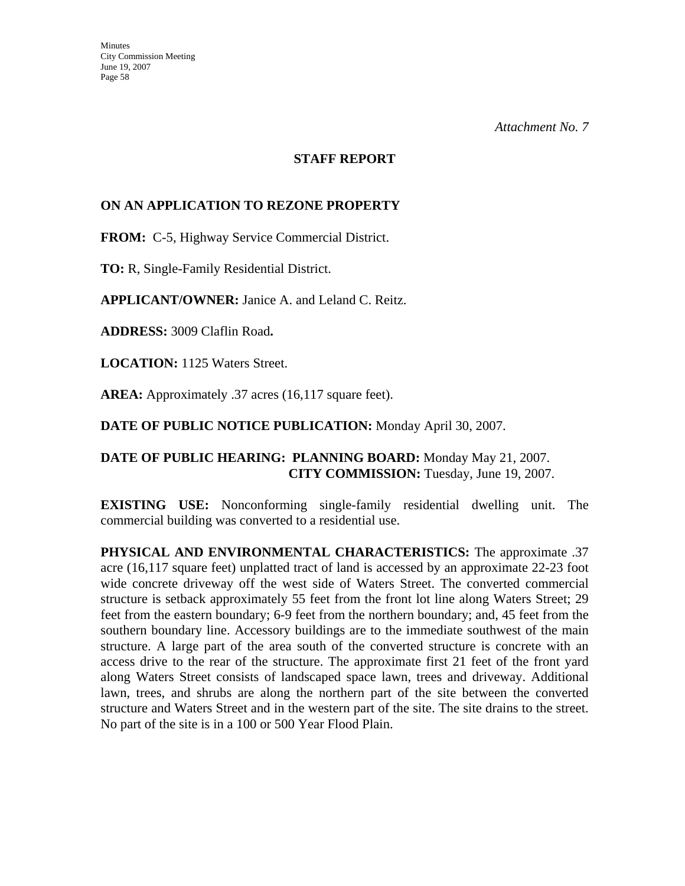*Attachment No. 7*

**STAFF REPORT**

**ON AN APPLICATION TO REZONE PROPERTY**

**FROM:** C-5, Highway Service Commercial District.

**TO:** R, Single-Family Residential District.

**APPLICANT/OWNER:** Janice A. and Leland C. Reitz.

**ADDRESS:** 3009 Claflin Road**.**

**LOCATION:** 1125 Waters Street.

**AREA:** Approximately .37 acres (16,117 square feet).

**DATE OF PUBLIC NOTICE PUBLICATION:** Monday April 30, 2007.

**DATE OF PUBLIC HEARING: PLANNING BOARD:** Monday May 21, 2007.
**CITY COMMISSION:** Tuesday, June 19, 2007.

**EXISTING USE:** Nonconforming single-family residential dwelling unit. The commercial building was converted to a residential use.

**PHYSICAL AND ENVIRONMENTAL CHARACTERISTICS:** The approximate .37 acre (16,117 square feet) unplatted tract of land is accessed by an approximate 22-23 foot wide concrete driveway off the west side of Waters Street. The converted commercial structure is setback approximately 55 feet from the front lot line along Waters Street; 29 feet from the eastern boundary; 6-9 feet from the northern boundary; and, 45 feet from the southern boundary line. Accessory buildings are to the immediate southwest of the main structure. A large part of the area south of the converted structure is concrete with an access drive to the rear of the structure. The approximate first 21 feet of the front yard along Waters Street consists of landscaped space lawn, trees and driveway. Additional lawn, trees, and shrubs are along the northern part of the site between the converted structure and Waters Street and in the western part of the site. The site drains to the street. No part of the site is in a 100 or 500 Year Flood Plain.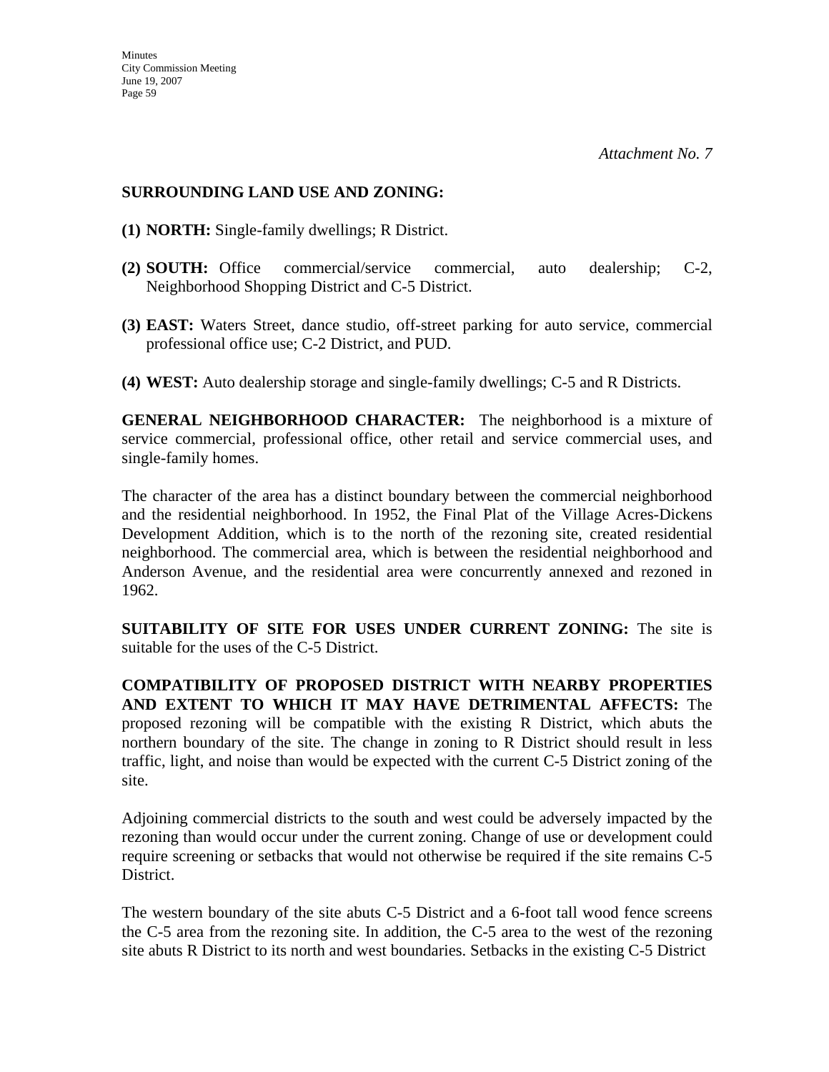*Attachment No. 7*

**SURROUNDING LAND USE AND ZONING:**

**(1) NORTH:** Single-family dwellings; R District.

**(2) SOUTH:** Office commercial/service commercial, auto dealership; C-2, Neighborhood Shopping District and C-5 District.

**(3) EAST:** Waters Street, dance studio, off-street parking for auto service, commercial professional office use; C-2 District, and PUD.

**(4) WEST:** Auto dealership storage and single-family dwellings; C-5 and R Districts.

**GENERAL NEIGHBORHOOD CHARACTER:** The neighborhood is a mixture of service commercial, professional office, other retail and service commercial uses, and single-family homes.

The character of the area has a distinct boundary between the commercial neighborhood and the residential neighborhood. In 1952, the Final Plat of the Village Acres-Dickens Development Addition, which is to the north of the rezoning site, created residential neighborhood. The commercial area, which is between the residential neighborhood and Anderson Avenue, and the residential area were concurrently annexed and rezoned in 1962.

**SUITABILITY OF SITE FOR USES UNDER CURRENT ZONING:** The site is suitable for the uses of the C-5 District.

**COMPATIBILITY OF PROPOSED DISTRICT WITH NEARBY PROPERTIES AND EXTENT TO WHICH IT MAY HAVE DETRIMENTAL AFFECTS:** The proposed rezoning will be compatible with the existing R District, which abuts the northern boundary of the site. The change in zoning to R District should result in less traffic, light, and noise than would be expected with the current C-5 District zoning of the site.

Adjoining commercial districts to the south and west could be adversely impacted by the rezoning than would occur under the current zoning. Change of use or development could require screening or setbacks that would not otherwise be required if the site remains C-5 District.

The western boundary of the site abuts C-5 District and a 6-foot tall wood fence screens the C-5 area from the rezoning site. In addition, the C-5 area to the west of the rezoning site abuts R District to its north and west boundaries. Setbacks in the existing C-5 District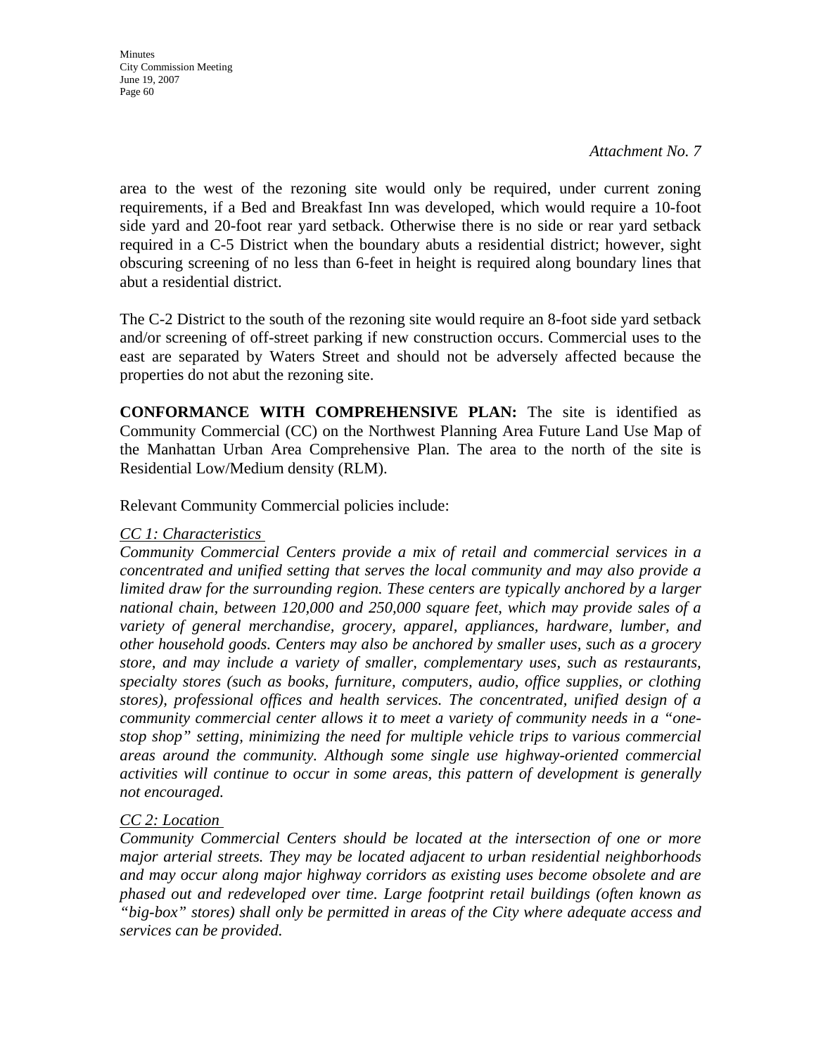*Attachment No. 7*

area to the west of the rezoning site would only be required, under current zoning requirements, if a Bed and Breakfast Inn was developed, which would require a 10-foot side yard and 20-foot rear yard setback. Otherwise there is no side or rear yard setback required in a C-5 District when the boundary abuts a residential district; however, sight obscuring screening of no less than 6-feet in height is required along boundary lines that abut a residential district.

The C-2 District to the south of the rezoning site would require an 8-foot side yard setback and/or screening of off-street parking if new construction occurs. Commercial uses to the east are separated by Waters Street and should not be adversely affected because the properties do not abut the rezoning site.

**CONFORMANCE WITH COMPREHENSIVE PLAN:** The site is identified as Community Commercial (CC) on the Northwest Planning Area Future Land Use Map of the Manhattan Urban Area Comprehensive Plan. The area to the north of the site is Residential Low/Medium density (RLM).

Relevant Community Commercial policies include:

*CC 1: Characteristics*
*Community Commercial Centers provide a mix of retail and commercial services in a concentrated and unified setting that serves the local community and may also provide a limited draw for the surrounding region. These centers are typically anchored by a larger national chain, between 120,000 and 250,000 square feet, which may provide sales of a variety of general merchandise, grocery, apparel, appliances, hardware, lumber, and other household goods. Centers may also be anchored by smaller uses, such as a grocery store, and may include a variety of smaller, complementary uses, such as restaurants, specialty stores (such as books, furniture, computers, audio, office supplies, or clothing stores), professional offices and health services. The concentrated, unified design of a community commercial center allows it to meet a variety of community needs in a "one-stop shop" setting, minimizing the need for multiple vehicle trips to various commercial areas around the community. Although some single use highway-oriented commercial activities will continue to occur in some areas, this pattern of development is generally not encouraged.*

*CC 2: Location*
*Community Commercial Centers should be located at the intersection of one or more major arterial streets. They may be located adjacent to urban residential neighborhoods and may occur along major highway corridors as existing uses become obsolete and are phased out and redeveloped over time. Large footprint retail buildings (often known as "big-box" stores) shall only be permitted in areas of the City where adequate access and services can be provided.*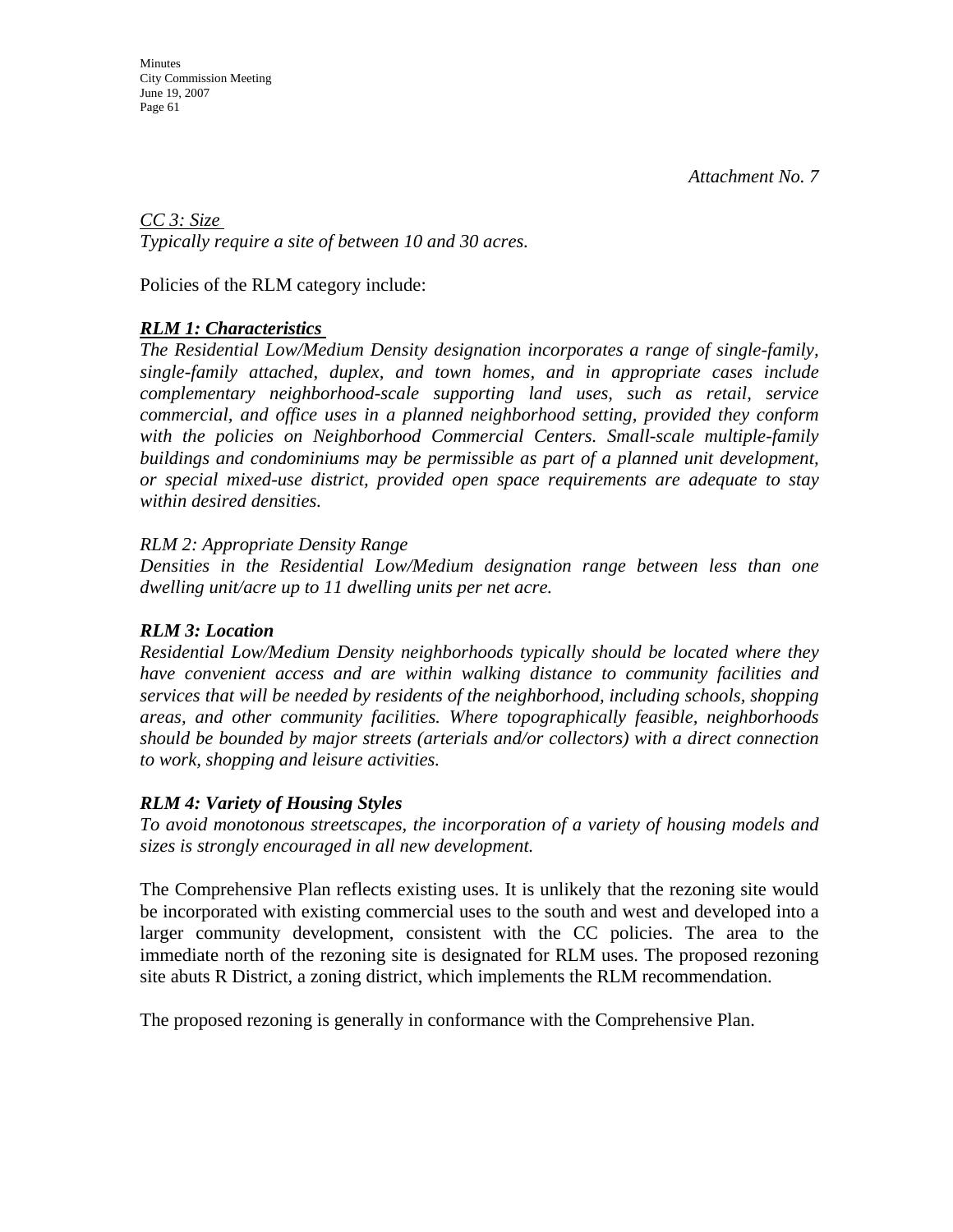*Attachment No. 7*

*CC 3: Size*
*Typically require a site of between 10 and 30 acres.*

Policies of the RLM category include:

***RLM 1: Characteristics***
***The Residential Low/Medium Density designation incorporates a range of single-family, single-family attached, duplex, and town homes, and in appropriate cases include complementary neighborhood-scale supporting land uses, such as retail, service commercial, and office uses in a planned neighborhood setting, provided they conform with the policies on Neighborhood Commercial Centers. Small-scale multiple-family buildings and condominiums may be permissible as part of a planned unit development, or special mixed-use district, provided open space requirements are adequate to stay within desired densities.***

*RLM 2: Appropriate Density Range*
*Densities in the Residential Low/Medium designation range between less than one dwelling unit/acre up to 11 dwelling units per net acre.*

***RLM 3: Location***
*Residential Low/Medium Density neighborhoods typically should be located where they have convenient access and are within walking distance to community facilities and services that will be needed by residents of the neighborhood, including schools, shopping areas, and other community facilities. Where topographically feasible, neighborhoods should be bounded by major streets (arterials and/or collectors) with a direct connection to work, shopping and leisure activities.*

***RLM 4: Variety of Housing Styles***
*To avoid monotonous streetscapes, the incorporation of a variety of housing models and sizes is strongly encouraged in all new development.*

The Comprehensive Plan reflects existing uses. It is unlikely that the rezoning site would be incorporated with existing commercial uses to the south and west and developed into a larger community development, consistent with the CC policies. The area to the immediate north of the rezoning site is designated for RLM uses. The proposed rezoning site abuts R District, a zoning district, which implements the RLM recommendation.

The proposed rezoning is generally in conformance with the Comprehensive Plan.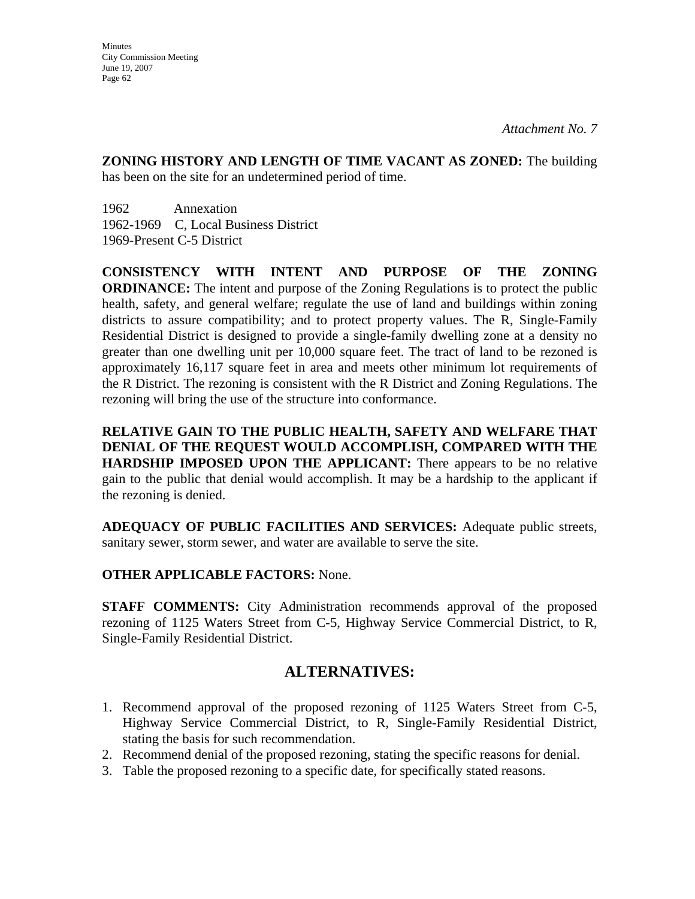*Attachment No. 7*

**ZONING HISTORY AND LENGTH OF TIME VACANT AS ZONED:** The building has been on the site for an undetermined period of time.

1962 Annexation
1962-1969 C, Local Business District
1969-Present C-5 District

**CONSISTENCY WITH INTENT AND PURPOSE OF THE ZONING ORDINANCE:** The intent and purpose of the Zoning Regulations is to protect the public health, safety, and general welfare; regulate the use of land and buildings within zoning districts to assure compatibility; and to protect property values. The R, Single-Family Residential District is designed to provide a single-family dwelling zone at a density no greater than one dwelling unit per 10,000 square feet. The tract of land to be rezoned is approximately 16,117 square feet in area and meets other minimum lot requirements of the R District. The rezoning is consistent with the R District and Zoning Regulations. The rezoning will bring the use of the structure into conformance.

**RELATIVE GAIN TO THE PUBLIC HEALTH, SAFETY AND WELFARE THAT DENIAL OF THE REQUEST WOULD ACCOMPLISH, COMPARED WITH THE HARDSHIP IMPOSED UPON THE APPLICANT:** There appears to be no relative gain to the public that denial would accomplish. It may be a hardship to the applicant if the rezoning is denied.

**ADEQUACY OF PUBLIC FACILITIES AND SERVICES:** Adequate public streets, sanitary sewer, storm sewer, and water are available to serve the site.

**OTHER APPLICABLE FACTORS:** None.

**STAFF COMMENTS:** City Administration recommends approval of the proposed rezoning of 1125 Waters Street from C-5, Highway Service Commercial District, to R, Single-Family Residential District.

## ALTERNATIVES:

1. Recommend approval of the proposed rezoning of 1125 Waters Street from C-5, Highway Service Commercial District, to R, Single-Family Residential District, stating the basis for such recommendation.
2. Recommend denial of the proposed rezoning, stating the specific reasons for denial.
3. Table the proposed rezoning to a specific date, for specifically stated reasons.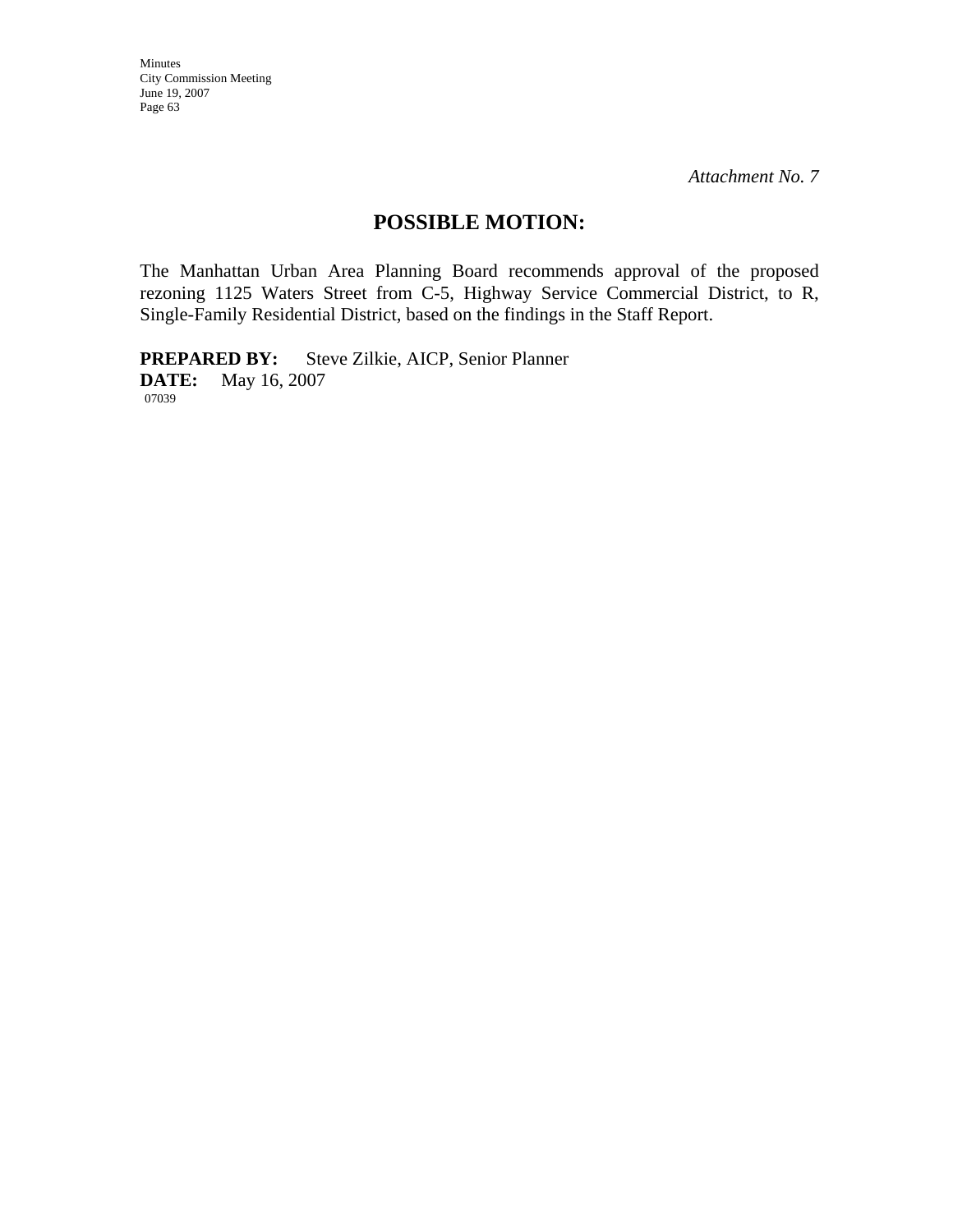*Attachment No. 7*

## POSSIBLE MOTION:

The Manhattan Urban Area Planning Board recommends approval of the proposed rezoning 1125 Waters Street from C-5, Highway Service Commercial District, to R, Single-Family Residential District, based on the findings in the Staff Report.

**PREPARED BY:** Steve Zilkie, AICP, Senior Planner
**DATE:** May 16, 2007
07039